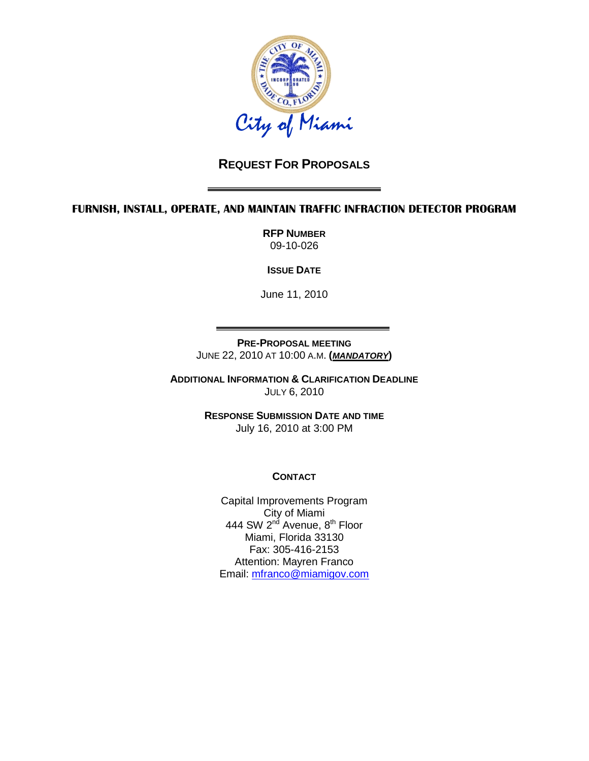City of Miami

# REQUEST FOR PROPOSALS

## FURNISH, INSTALL, OPERATE, AND MAINTAIN TRAFFIC INFRACTION DETECTOR PROGRAM

**RFP NUMBER**
09-10-026

**ISSUE DATE**

June 11, 2010

**PRE-PROPOSAL MEETING**
JUNE 22, 2010 AT 10:00 A.M. **(*MANDATORY*)**

**ADDITIONAL INFORMATION & CLARIFICATION DEADLINE**
JULY 6, 2010

**RESPONSE SUBMISSION DATE AND TIME**
July 16, 2010 at 3:00 PM

**CONTACT**

Capital Improvements Program
City of Miami
444 SW 2nd Avenue, 8th Floor
Miami, Florida 33130
Fax: 305-416-2153
Attention: Mayren Franco
Email: mfranco@miamigov.com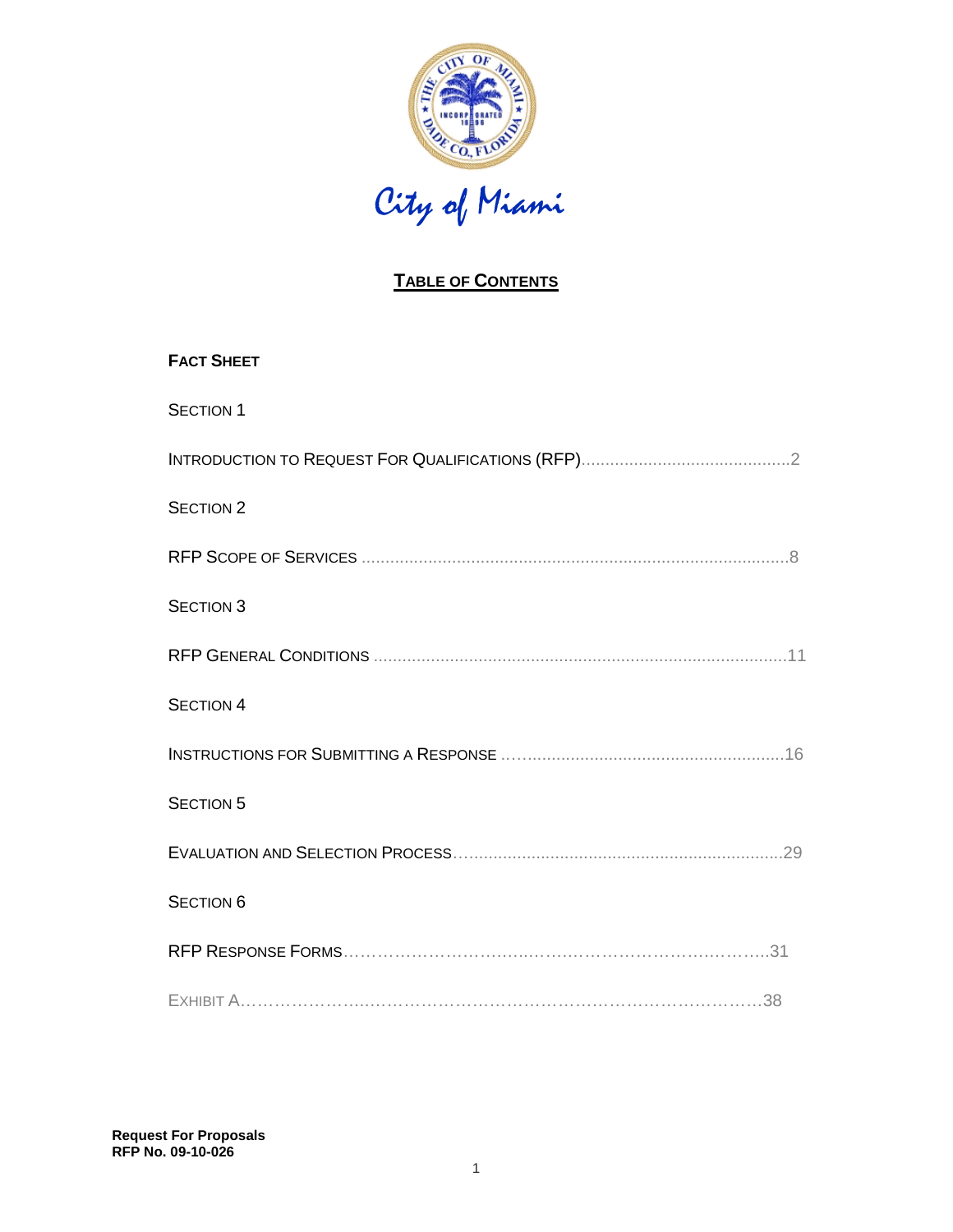City of Miami

# TABLE OF CONTENTS

**FACT SHEET**

SECTION 1

INTRODUCTION TO REQUEST FOR QUALIFICATIONS (RFP)..........................................2

SECTION 2

RFP SCOPE OF SERVICES ..........................................................................................8

SECTION 3

RFP GENERAL CONDITIONS ......................................................................................11

SECTION 4

INSTRUCTIONS FOR SUBMITTING A RESPONSE ……...................................................16

SECTION 5

EVALUATION AND SELECTION PROCESS…..................................................................29

SECTION 6

RFP RESPONSE FORMS……………………….....…….………………………….…….…..31

EXHIBIT A……………………..……………………………………………………………….38

**Request For Proposals**
**RFP No. 09-10-026**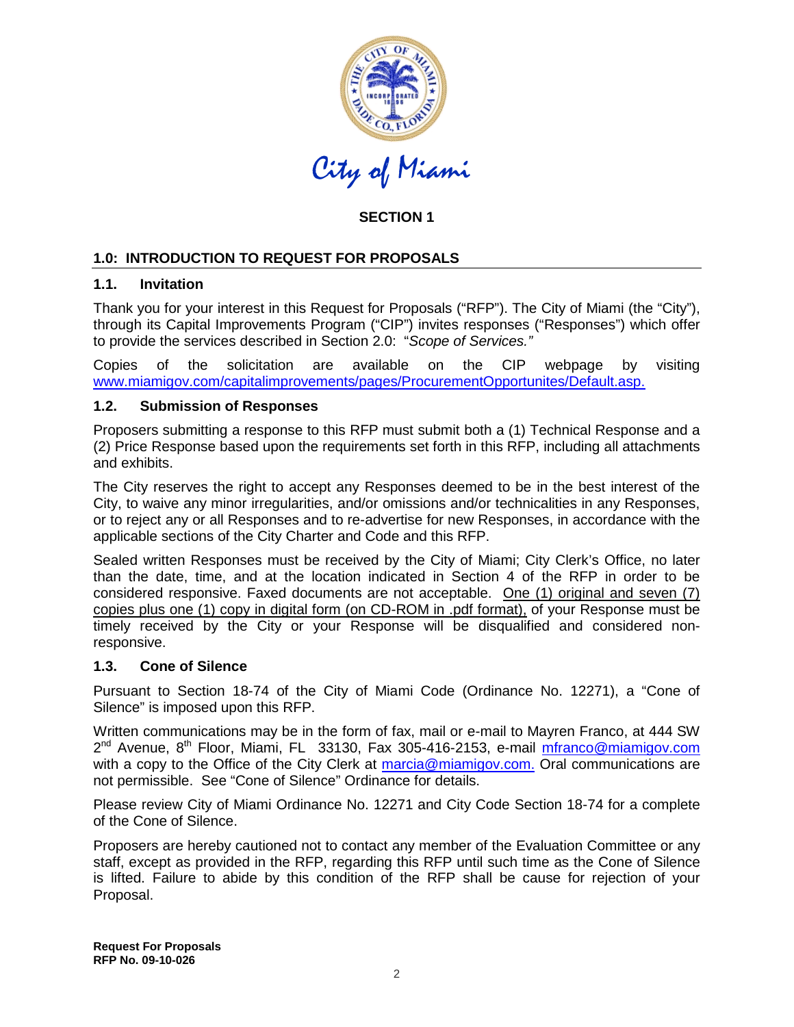City of Miami

# SECTION 1

## 1.0: INTRODUCTION TO REQUEST FOR PROPOSALS

### 1.1. Invitation

Thank you for your interest in this Request for Proposals ("RFP"). The City of Miami (the "City"), through its Capital Improvements Program ("CIP") invites responses ("Responses") which offer to provide the services described in Section 2.0: "*Scope of Services.*"

Copies of the solicitation are available on the CIP webpage by visiting www.miamigov.com/capitalimprovements/pages/ProcurementOpportunites/Default.asp.

### 1.2. Submission of Responses

Proposers submitting a response to this RFP must submit both a (1) Technical Response and a (2) Price Response based upon the requirements set forth in this RFP, including all attachments and exhibits.

The City reserves the right to accept any Responses deemed to be in the best interest of the City, to waive any minor irregularities, and/or omissions and/or technicalities in any Responses, or to reject any or all Responses and to re-advertise for new Responses, in accordance with the applicable sections of the City Charter and Code and this RFP.

Sealed written Responses must be received by the City of Miami; City Clerk's Office, no later than the date, time, and at the location indicated in Section 4 of the RFP in order to be considered responsive. Faxed documents are not acceptable. One (1) original and seven (7) copies plus one (1) copy in digital form (on CD-ROM in .pdf format), of your Response must be timely received by the City or your Response will be disqualified and considered non-responsive.

### 1.3. Cone of Silence

Pursuant to Section 18-74 of the City of Miami Code (Ordinance No. 12271), a "Cone of Silence" is imposed upon this RFP.

Written communications may be in the form of fax, mail or e-mail to Mayren Franco, at 444 SW 2nd Avenue, 8th Floor, Miami, FL 33130, Fax 305-416-2153, e-mail mfranco@miamigov.com with a copy to the Office of the City Clerk at marcia@miamigov.com. Oral communications are not permissible. See "Cone of Silence" Ordinance for details.

Please review City of Miami Ordinance No. 12271 and City Code Section 18-74 for a complete of the Cone of Silence.

Proposers are hereby cautioned not to contact any member of the Evaluation Committee or any staff, except as provided in the RFP, regarding this RFP until such time as the Cone of Silence is lifted. Failure to abide by this condition of the RFP shall be cause for rejection of your Proposal.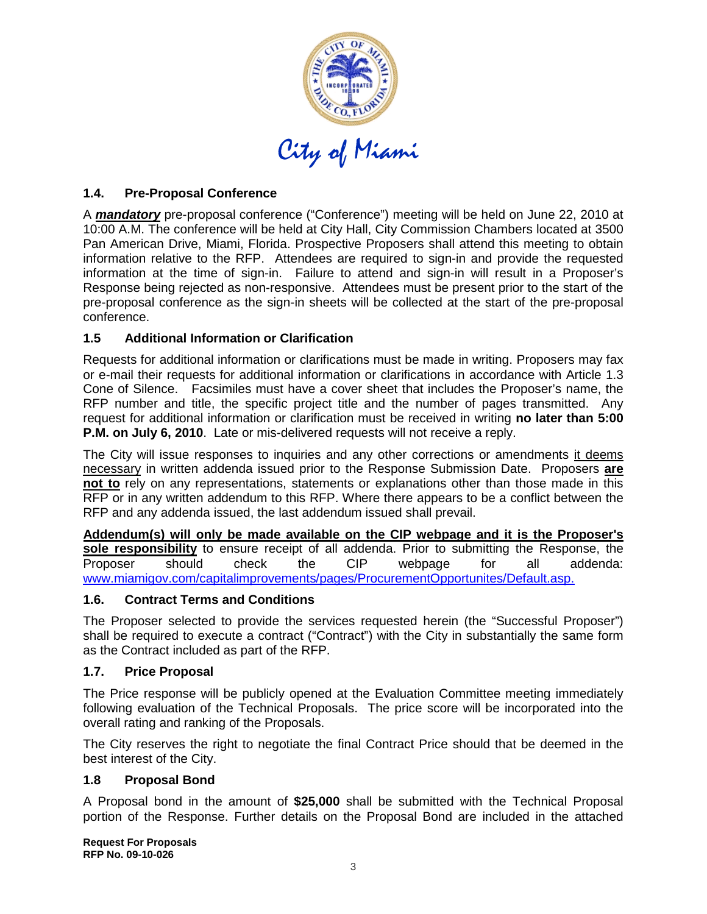### 1.4. Pre-Proposal Conference

A ***mandatory*** pre-proposal conference ("Conference") meeting will be held on June 22, 2010 at 10:00 A.M. The conference will be held at City Hall, City Commission Chambers located at 3500 Pan American Drive, Miami, Florida. Prospective Proposers shall attend this meeting to obtain information relative to the RFP. Attendees are required to sign-in and provide the requested information at the time of sign-in. Failure to attend and sign-in will result in a Proposer's Response being rejected as non-responsive. Attendees must be present prior to the start of the pre-proposal conference as the sign-in sheets will be collected at the start of the pre-proposal conference.

### 1.5 Additional Information or Clarification

Requests for additional information or clarifications must be made in writing. Proposers may fax or e-mail their requests for additional information or clarifications in accordance with Article 1.3 Cone of Silence. Facsimiles must have a cover sheet that includes the Proposer's name, the RFP number and title, the specific project title and the number of pages transmitted. Any request for additional information or clarification must be received in writing **no later than 5:00 P.M. on July 6, 2010**. Late or mis-delivered requests will not receive a reply.

The City will issue responses to inquiries and any other corrections or amendments it deems necessary in written addenda issued prior to the Response Submission Date. Proposers **are not to** rely on any representations, statements or explanations other than those made in this RFP or in any written addendum to this RFP. Where there appears to be a conflict between the RFP and any addenda issued, the last addendum issued shall prevail.

**Addendum(s) will only be made available on the CIP webpage and it is the Proposer's sole responsibility** to ensure receipt of all addenda. Prior to submitting the Response, the Proposer should check the CIP webpage for all addenda: www.miamigov.com/capitalimprovements/pages/ProcurementOpportunites/Default.asp.

### 1.6. Contract Terms and Conditions

The Proposer selected to provide the services requested herein (the "Successful Proposer") shall be required to execute a contract ("Contract") with the City in substantially the same form as the Contract included as part of the RFP.

### 1.7. Price Proposal

The Price response will be publicly opened at the Evaluation Committee meeting immediately following evaluation of the Technical Proposals. The price score will be incorporated into the overall rating and ranking of the Proposals.

The City reserves the right to negotiate the final Contract Price should that be deemed in the best interest of the City.

### 1.8 Proposal Bond

A Proposal bond in the amount of **$25,000** shall be submitted with the Technical Proposal portion of the Response. Further details on the Proposal Bond are included in the attached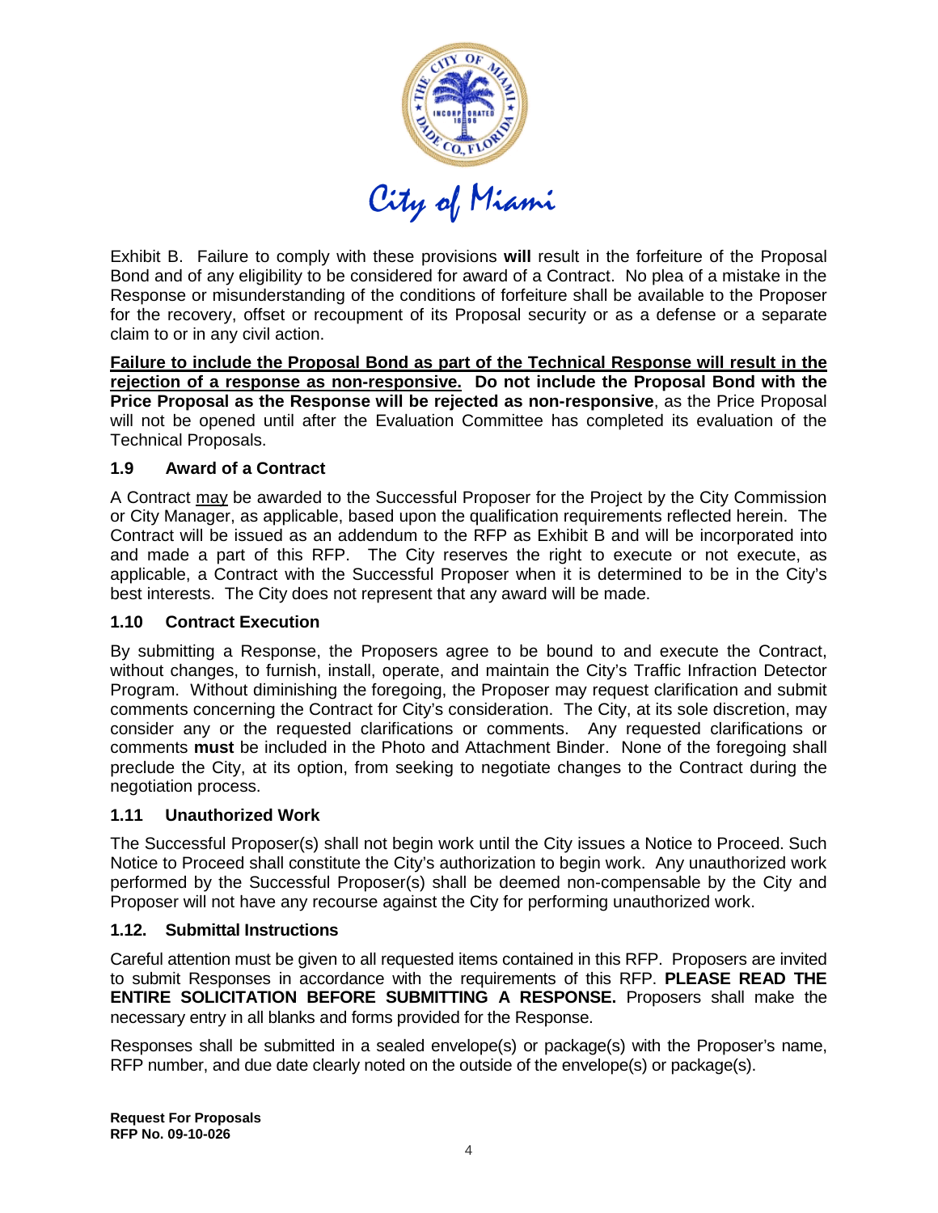Exhibit B. Failure to comply with these provisions **will** result in the forfeiture of the Proposal Bond and of any eligibility to be considered for award of a Contract. No plea of a mistake in the Response or misunderstanding of the conditions of forfeiture shall be available to the Proposer for the recovery, offset or recoupment of its Proposal security or as a defense or a separate claim to or in any civil action.

<u>**Failure to include the Proposal Bond as part of the Technical Response will result in the rejection of a response as non-responsive.**</u> **Do not include the Proposal Bond with the Price Proposal as the Response will be rejected as non-responsive**, as the Price Proposal will not be opened until after the Evaluation Committee has completed its evaluation of the Technical Proposals.

### 1.9 Award of a Contract

A Contract <u>may</u> be awarded to the Successful Proposer for the Project by the City Commission or City Manager, as applicable, based upon the qualification requirements reflected herein. The Contract will be issued as an addendum to the RFP as Exhibit B and will be incorporated into and made a part of this RFP. The City reserves the right to execute or not execute, as applicable, a Contract with the Successful Proposer when it is determined to be in the City's best interests. The City does not represent that any award will be made.

### 1.10 Contract Execution

By submitting a Response, the Proposers agree to be bound to and execute the Contract, without changes, to furnish, install, operate, and maintain the City's Traffic Infraction Detector Program. Without diminishing the foregoing, the Proposer may request clarification and submit comments concerning the Contract for City's consideration. The City, at its sole discretion, may consider any or the requested clarifications or comments. Any requested clarifications or comments **must** be included in the Photo and Attachment Binder. None of the foregoing shall preclude the City, at its option, from seeking to negotiate changes to the Contract during the negotiation process.

### 1.11 Unauthorized Work

The Successful Proposer(s) shall not begin work until the City issues a Notice to Proceed. Such Notice to Proceed shall constitute the City's authorization to begin work. Any unauthorized work performed by the Successful Proposer(s) shall be deemed non-compensable by the City and Proposer will not have any recourse against the City for performing unauthorized work.

### 1.12. Submittal Instructions

Careful attention must be given to all requested items contained in this RFP. Proposers are invited to submit Responses in accordance with the requirements of this RFP. **PLEASE READ THE ENTIRE SOLICITATION BEFORE SUBMITTING A RESPONSE.** Proposers shall make the necessary entry in all blanks and forms provided for the Response.

Responses shall be submitted in a sealed envelope(s) or package(s) with the Proposer's name, RFP number, and due date clearly noted on the outside of the envelope(s) or package(s).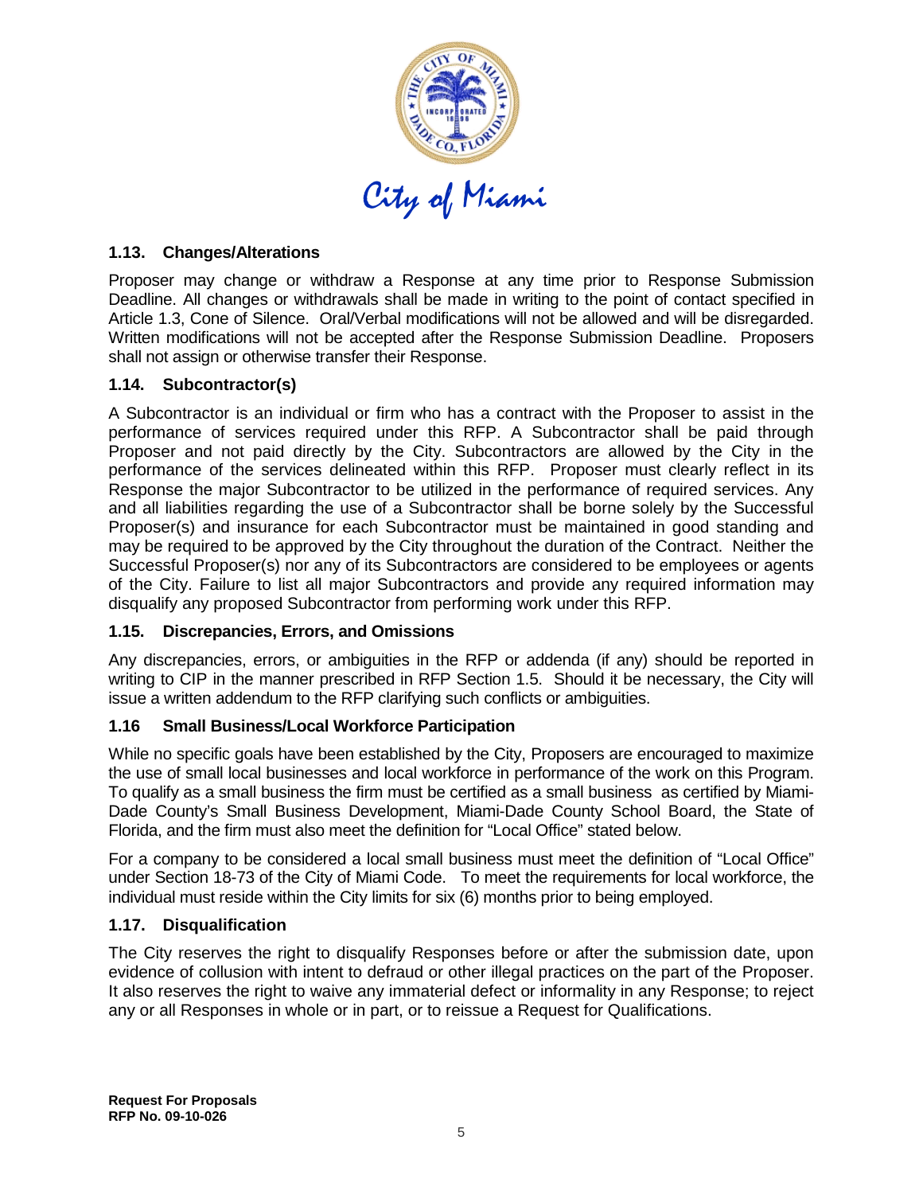### 1.13. Changes/Alterations

Proposer may change or withdraw a Response at any time prior to Response Submission Deadline. All changes or withdrawals shall be made in writing to the point of contact specified in Article 1.3, Cone of Silence. Oral/Verbal modifications will not be allowed and will be disregarded. Written modifications will not be accepted after the Response Submission Deadline. Proposers shall not assign or otherwise transfer their Response.

### 1.14. Subcontractor(s)

A Subcontractor is an individual or firm who has a contract with the Proposer to assist in the performance of services required under this RFP. A Subcontractor shall be paid through Proposer and not paid directly by the City. Subcontractors are allowed by the City in the performance of the services delineated within this RFP. Proposer must clearly reflect in its Response the major Subcontractor to be utilized in the performance of required services. Any and all liabilities regarding the use of a Subcontractor shall be borne solely by the Successful Proposer(s) and insurance for each Subcontractor must be maintained in good standing and may be required to be approved by the City throughout the duration of the Contract. Neither the Successful Proposer(s) nor any of its Subcontractors are considered to be employees or agents of the City. Failure to list all major Subcontractors and provide any required information may disqualify any proposed Subcontractor from performing work under this RFP.

### 1.15. Discrepancies, Errors, and Omissions

Any discrepancies, errors, or ambiguities in the RFP or addenda (if any) should be reported in writing to CIP in the manner prescribed in RFP Section 1.5. Should it be necessary, the City will issue a written addendum to the RFP clarifying such conflicts or ambiguities.

### 1.16 Small Business/Local Workforce Participation

While no specific goals have been established by the City, Proposers are encouraged to maximize the use of small local businesses and local workforce in performance of the work on this Program. To qualify as a small business the firm must be certified as a small business as certified by Miami-Dade County's Small Business Development, Miami-Dade County School Board, the State of Florida, and the firm must also meet the definition for "Local Office" stated below.

For a company to be considered a local small business must meet the definition of "Local Office" under Section 18-73 of the City of Miami Code. To meet the requirements for local workforce, the individual must reside within the City limits for six (6) months prior to being employed.

### 1.17. Disqualification

The City reserves the right to disqualify Responses before or after the submission date, upon evidence of collusion with intent to defraud or other illegal practices on the part of the Proposer. It also reserves the right to waive any immaterial defect or informality in any Response; to reject any or all Responses in whole or in part, or to reissue a Request for Qualifications.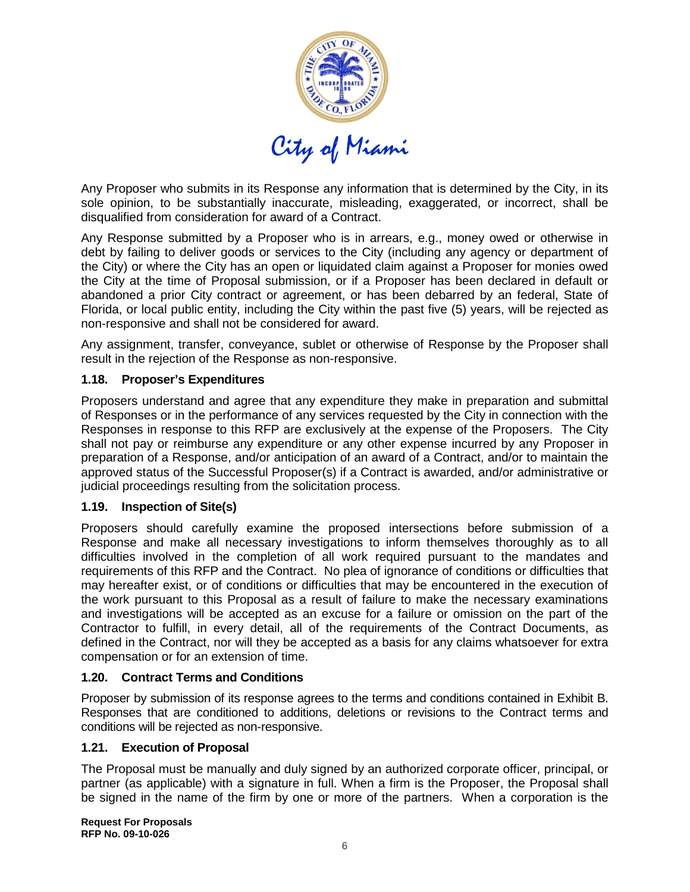Any Proposer who submits in its Response any information that is determined by the City, in its sole opinion, to be substantially inaccurate, misleading, exaggerated, or incorrect, shall be disqualified from consideration for award of a Contract.

Any Response submitted by a Proposer who is in arrears, e.g., money owed or otherwise in debt by failing to deliver goods or services to the City (including any agency or department of the City) or where the City has an open or liquidated claim against a Proposer for monies owed the City at the time of Proposal submission, or if a Proposer has been declared in default or abandoned a prior City contract or agreement, or has been debarred by an federal, State of Florida, or local public entity, including the City within the past five (5) years, will be rejected as non-responsive and shall not be considered for award.

Any assignment, transfer, conveyance, sublet or otherwise of Response by the Proposer shall result in the rejection of the Response as non-responsive.

### 1.18. Proposer's Expenditures

Proposers understand and agree that any expenditure they make in preparation and submittal of Responses or in the performance of any services requested by the City in connection with the Responses in response to this RFP are exclusively at the expense of the Proposers. The City shall not pay or reimburse any expenditure or any other expense incurred by any Proposer in preparation of a Response, and/or anticipation of an award of a Contract, and/or to maintain the approved status of the Successful Proposer(s) if a Contract is awarded, and/or administrative or judicial proceedings resulting from the solicitation process.

### 1.19. Inspection of Site(s)

Proposers should carefully examine the proposed intersections before submission of a Response and make all necessary investigations to inform themselves thoroughly as to all difficulties involved in the completion of all work required pursuant to the mandates and requirements of this RFP and the Contract. No plea of ignorance of conditions or difficulties that may hereafter exist, or of conditions or difficulties that may be encountered in the execution of the work pursuant to this Proposal as a result of failure to make the necessary examinations and investigations will be accepted as an excuse for a failure or omission on the part of the Contractor to fulfill, in every detail, all of the requirements of the Contract Documents, as defined in the Contract, nor will they be accepted as a basis for any claims whatsoever for extra compensation or for an extension of time.

### 1.20. Contract Terms and Conditions

Proposer by submission of its response agrees to the terms and conditions contained in Exhibit B. Responses that are conditioned to additions, deletions or revisions to the Contract terms and conditions will be rejected as non-responsive.

### 1.21. Execution of Proposal

The Proposal must be manually and duly signed by an authorized corporate officer, principal, or partner (as applicable) with a signature in full. When a firm is the Proposer, the Proposal shall be signed in the name of the firm by one or more of the partners. When a corporation is the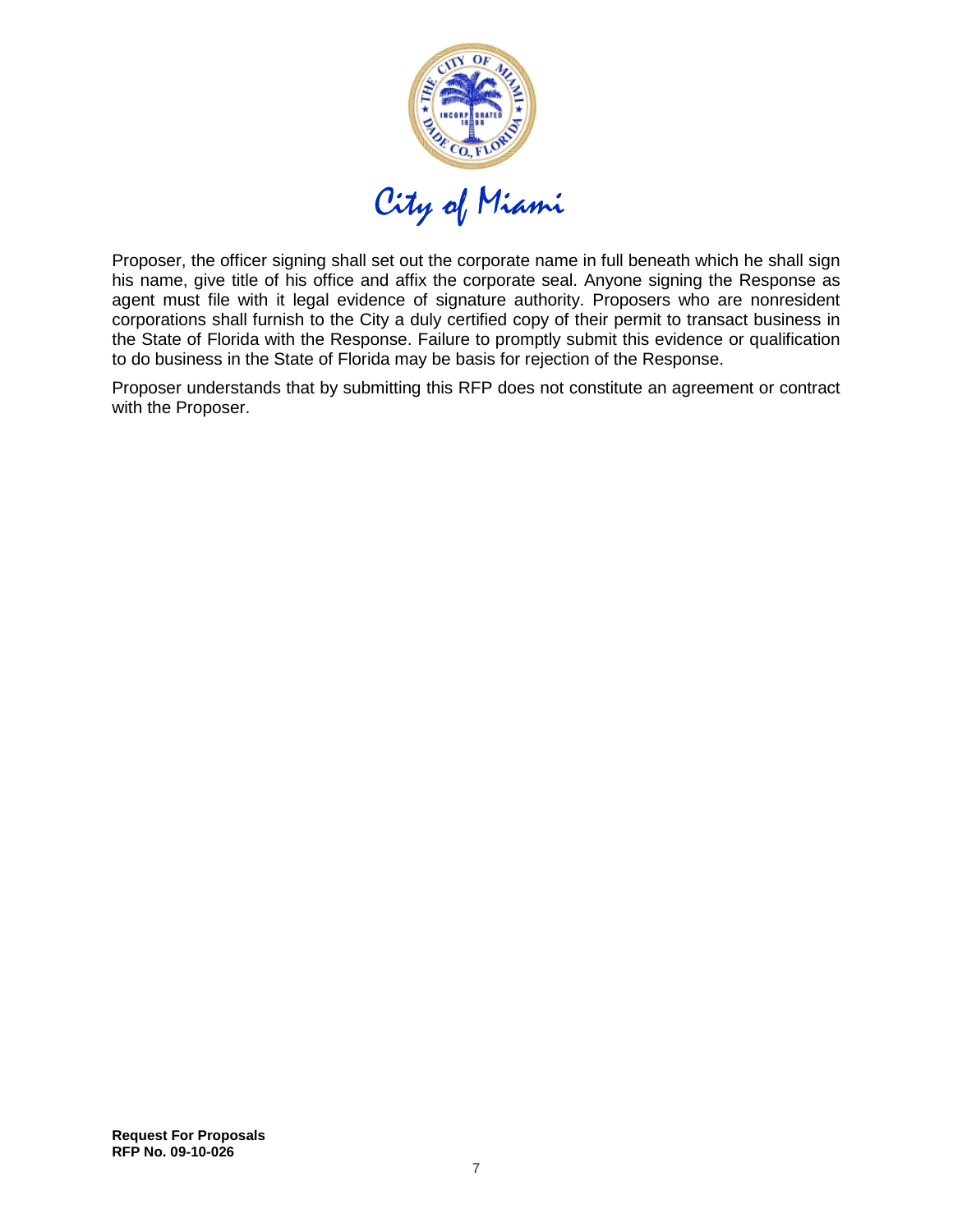Proposer, the officer signing shall set out the corporate name in full beneath which he shall sign his name, give title of his office and affix the corporate seal. Anyone signing the Response as agent must file with it legal evidence of signature authority. Proposers who are nonresident corporations shall furnish to the City a duly certified copy of their permit to transact business in the State of Florida with the Response. Failure to promptly submit this evidence or qualification to do business in the State of Florida may be basis for rejection of the Response.

Proposer understands that by submitting this RFP does not constitute an agreement or contract with the Proposer.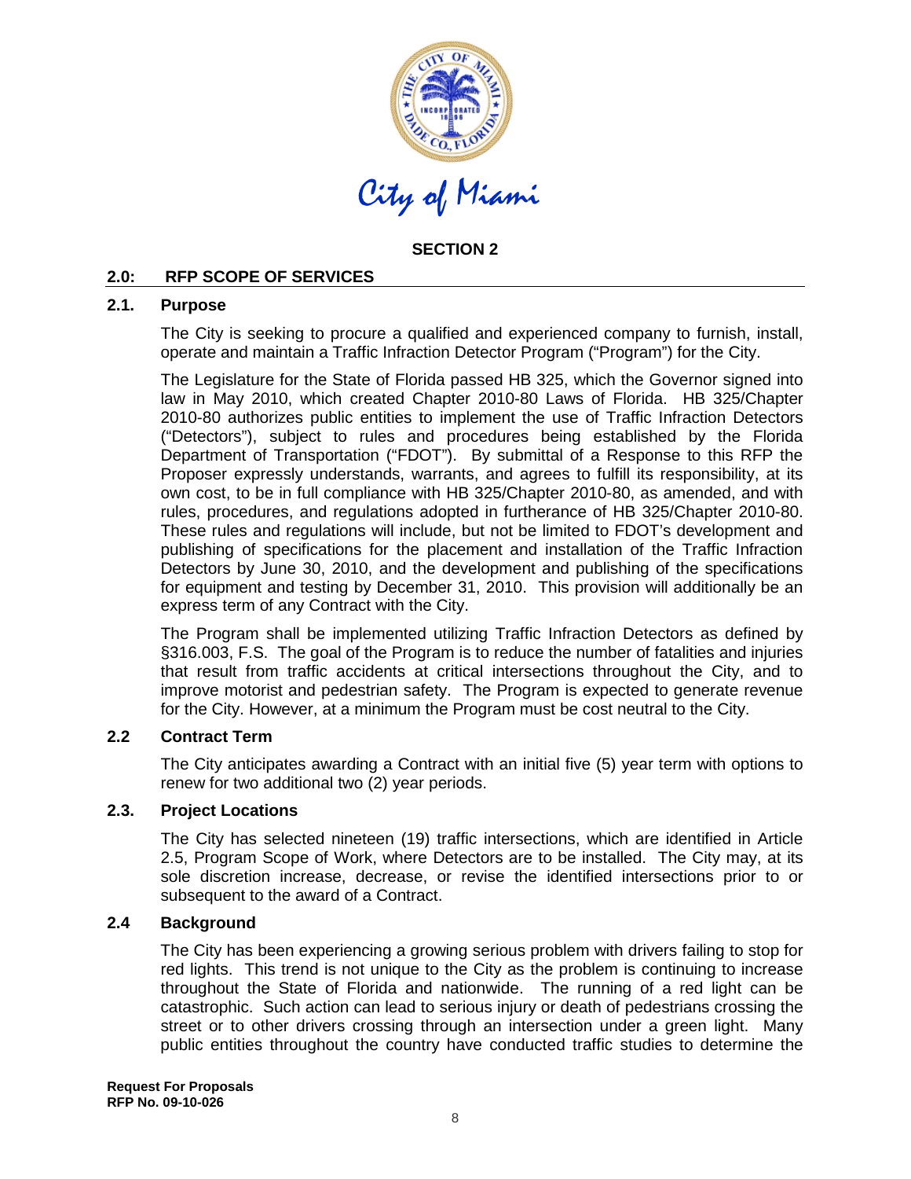City of Miami

## SECTION 2

## 2.0: RFP SCOPE OF SERVICES

### 2.1. Purpose

The City is seeking to procure a qualified and experienced company to furnish, install, operate and maintain a Traffic Infraction Detector Program ("Program") for the City.

The Legislature for the State of Florida passed HB 325, which the Governor signed into law in May 2010, which created Chapter 2010-80 Laws of Florida. HB 325/Chapter 2010-80 authorizes public entities to implement the use of Traffic Infraction Detectors ("Detectors"), subject to rules and procedures being established by the Florida Department of Transportation ("FDOT"). By submittal of a Response to this RFP the Proposer expressly understands, warrants, and agrees to fulfill its responsibility, at its own cost, to be in full compliance with HB 325/Chapter 2010-80, as amended, and with rules, procedures, and regulations adopted in furtherance of HB 325/Chapter 2010-80. These rules and regulations will include, but not be limited to FDOT's development and publishing of specifications for the placement and installation of the Traffic Infraction Detectors by June 30, 2010, and the development and publishing of the specifications for equipment and testing by December 31, 2010. This provision will additionally be an express term of any Contract with the City.

The Program shall be implemented utilizing Traffic Infraction Detectors as defined by §316.003, F.S. The goal of the Program is to reduce the number of fatalities and injuries that result from traffic accidents at critical intersections throughout the City, and to improve motorist and pedestrian safety. The Program is expected to generate revenue for the City. However, at a minimum the Program must be cost neutral to the City.

### 2.2 Contract Term

The City anticipates awarding a Contract with an initial five (5) year term with options to renew for two additional two (2) year periods.

### 2.3. Project Locations

The City has selected nineteen (19) traffic intersections, which are identified in Article 2.5, Program Scope of Work, where Detectors are to be installed. The City may, at its sole discretion increase, decrease, or revise the identified intersections prior to or subsequent to the award of a Contract.

### 2.4 Background

The City has been experiencing a growing serious problem with drivers failing to stop for red lights. This trend is not unique to the City as the problem is continuing to increase throughout the State of Florida and nationwide. The running of a red light can be catastrophic. Such action can lead to serious injury or death of pedestrians crossing the street or to other drivers crossing through an intersection under a green light. Many public entities throughout the country have conducted traffic studies to determine the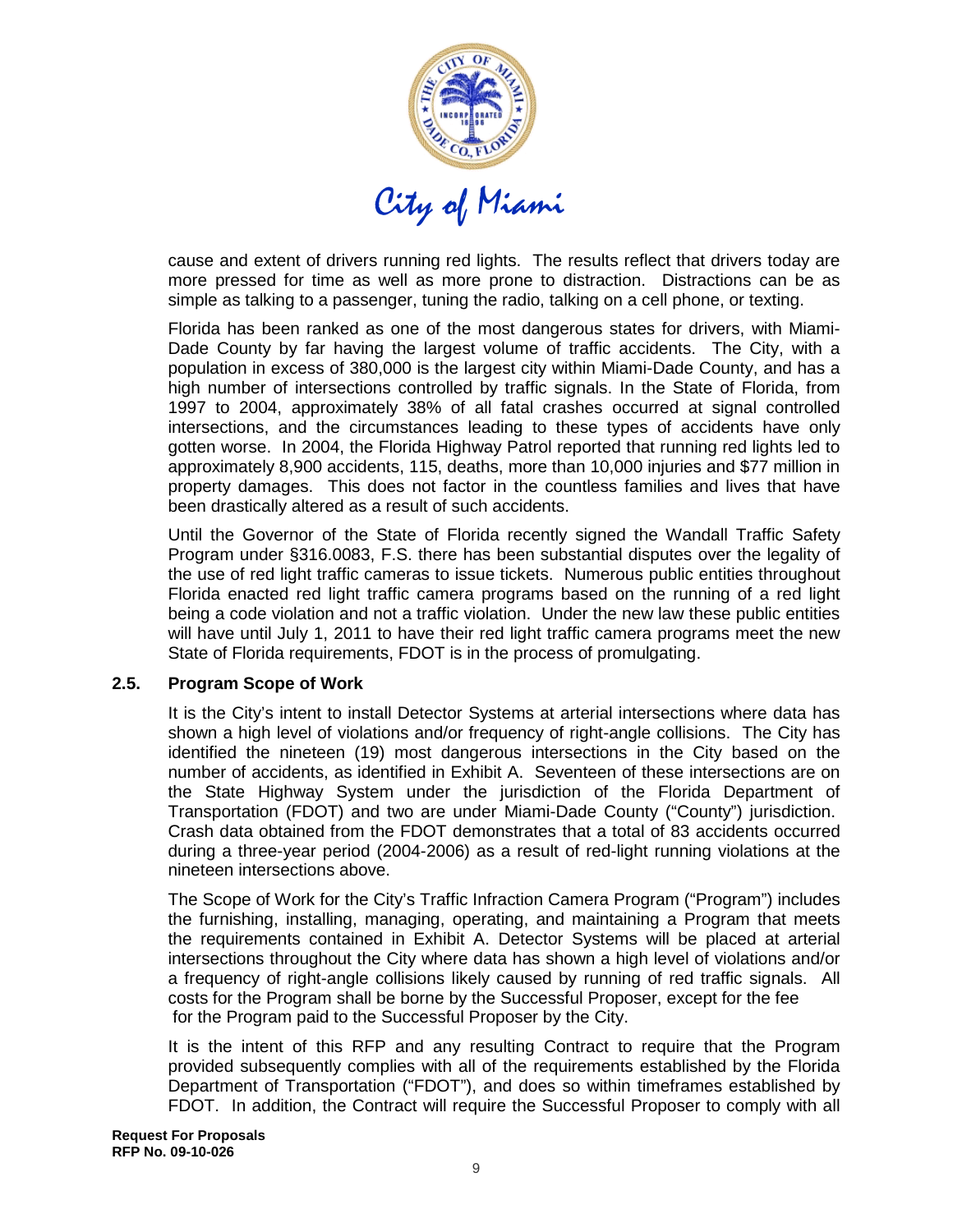cause and extent of drivers running red lights. The results reflect that drivers today are more pressed for time as well as more prone to distraction. Distractions can be as simple as talking to a passenger, tuning the radio, talking on a cell phone, or texting.

Florida has been ranked as one of the most dangerous states for drivers, with Miami-Dade County by far having the largest volume of traffic accidents. The City, with a population in excess of 380,000 is the largest city within Miami-Dade County, and has a high number of intersections controlled by traffic signals. In the State of Florida, from 1997 to 2004, approximately 38% of all fatal crashes occurred at signal controlled intersections, and the circumstances leading to these types of accidents have only gotten worse. In 2004, the Florida Highway Patrol reported that running red lights led to approximately 8,900 accidents, 115, deaths, more than 10,000 injuries and $77 million in property damages. This does not factor in the countless families and lives that have been drastically altered as a result of such accidents.

Until the Governor of the State of Florida recently signed the Wandall Traffic Safety Program under §316.0083, F.S. there has been substantial disputes over the legality of the use of red light traffic cameras to issue tickets. Numerous public entities throughout Florida enacted red light traffic camera programs based on the running of a red light being a code violation and not a traffic violation. Under the new law these public entities will have until July 1, 2011 to have their red light traffic camera programs meet the new State of Florida requirements, FDOT is in the process of promulgating.

### 2.5. Program Scope of Work

It is the City's intent to install Detector Systems at arterial intersections where data has shown a high level of violations and/or frequency of right-angle collisions. The City has identified the nineteen (19) most dangerous intersections in the City based on the number of accidents, as identified in Exhibit A. Seventeen of these intersections are on the State Highway System under the jurisdiction of the Florida Department of Transportation (FDOT) and two are under Miami-Dade County ("County") jurisdiction. Crash data obtained from the FDOT demonstrates that a total of 83 accidents occurred during a three-year period (2004-2006) as a result of red-light running violations at the nineteen intersections above.

The Scope of Work for the City's Traffic Infraction Camera Program ("Program") includes the furnishing, installing, managing, operating, and maintaining a Program that meets the requirements contained in Exhibit A. Detector Systems will be placed at arterial intersections throughout the City where data has shown a high level of violations and/or a frequency of right-angle collisions likely caused by running of red traffic signals. All costs for the Program shall be borne by the Successful Proposer, except for the fee for the Program paid to the Successful Proposer by the City.

It is the intent of this RFP and any resulting Contract to require that the Program provided subsequently complies with all of the requirements established by the Florida Department of Transportation ("FDOT"), and does so within timeframes established by FDOT. In addition, the Contract will require the Successful Proposer to comply with all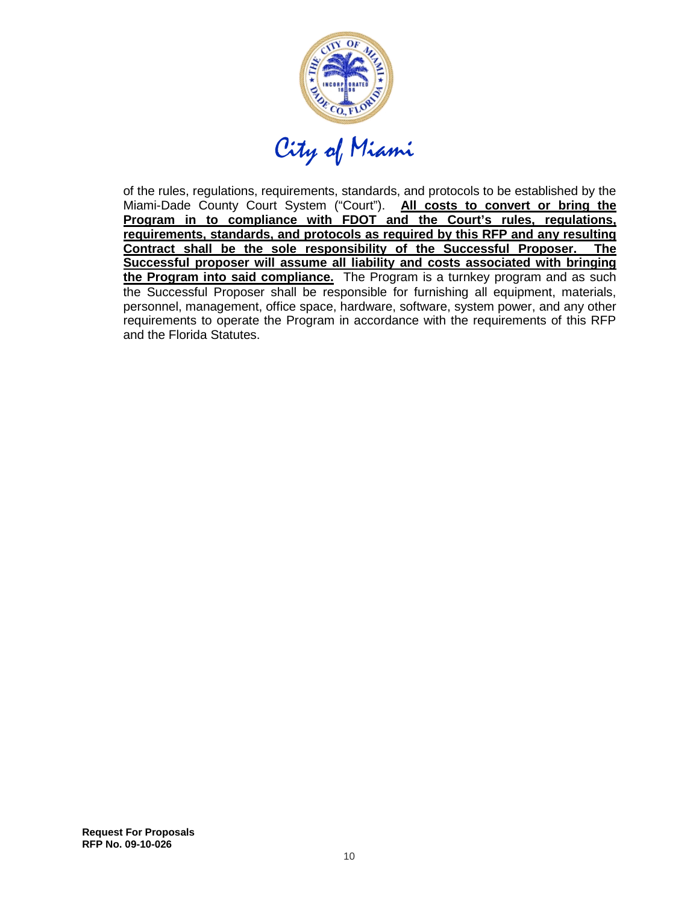of the rules, regulations, requirements, standards, and protocols to be established by the Miami-Dade County Court System ("Court"). **All costs to convert or bring the Program in to compliance with FDOT and the Court's rules, regulations, requirements, standards, and protocols as required by this RFP and any resulting Contract shall be the sole responsibility of the Successful Proposer. The Successful proposer will assume all liability and costs associated with bringing the Program into said compliance.** The Program is a turnkey program and as such the Successful Proposer shall be responsible for furnishing all equipment, materials, personnel, management, office space, hardware, software, system power, and any other requirements to operate the Program in accordance with the requirements of this RFP and the Florida Statutes.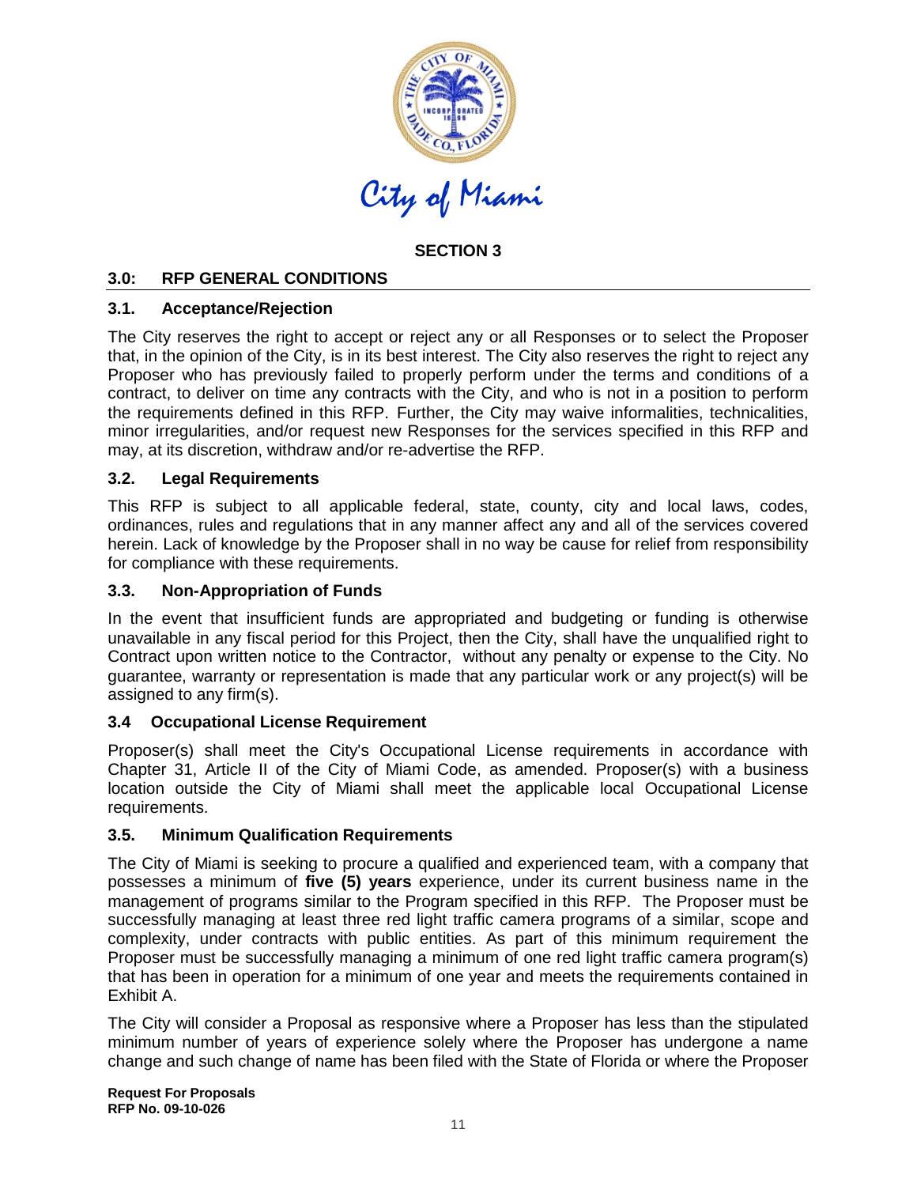City of Miami

**SECTION 3**

## 3.0: RFP GENERAL CONDITIONS

### 3.1. Acceptance/Rejection

The City reserves the right to accept or reject any or all Responses or to select the Proposer that, in the opinion of the City, is in its best interest. The City also reserves the right to reject any Proposer who has previously failed to properly perform under the terms and conditions of a contract, to deliver on time any contracts with the City, and who is not in a position to perform the requirements defined in this RFP. Further, the City may waive informalities, technicalities, minor irregularities, and/or request new Responses for the services specified in this RFP and may, at its discretion, withdraw and/or re-advertise the RFP.

### 3.2. Legal Requirements

This RFP is subject to all applicable federal, state, county, city and local laws, codes, ordinances, rules and regulations that in any manner affect any and all of the services covered herein. Lack of knowledge by the Proposer shall in no way be cause for relief from responsibility for compliance with these requirements.

### 3.3. Non-Appropriation of Funds

In the event that insufficient funds are appropriated and budgeting or funding is otherwise unavailable in any fiscal period for this Project, then the City, shall have the unqualified right to Contract upon written notice to the Contractor, without any penalty or expense to the City. No guarantee, warranty or representation is made that any particular work or any project(s) will be assigned to any firm(s).

### 3.4 Occupational License Requirement

Proposer(s) shall meet the City's Occupational License requirements in accordance with Chapter 31, Article II of the City of Miami Code, as amended. Proposer(s) with a business location outside the City of Miami shall meet the applicable local Occupational License requirements.

### 3.5. Minimum Qualification Requirements

The City of Miami is seeking to procure a qualified and experienced team, with a company that possesses a minimum of **five (5) years** experience, under its current business name in the management of programs similar to the Program specified in this RFP. The Proposer must be successfully managing at least three red light traffic camera programs of a similar, scope and complexity, under contracts with public entities. As part of this minimum requirement the Proposer must be successfully managing a minimum of one red light traffic camera program(s) that has been in operation for a minimum of one year and meets the requirements contained in Exhibit A.

The City will consider a Proposal as responsive where a Proposer has less than the stipulated minimum number of years of experience solely where the Proposer has undergone a name change and such change of name has been filed with the State of Florida or where the Proposer

**Request For Proposals**
**RFP No. 09-10-026**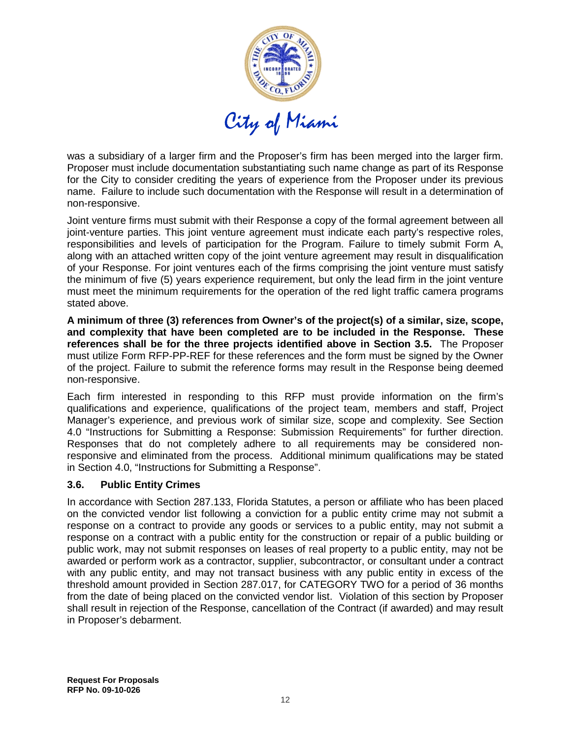was a subsidiary of a larger firm and the Proposer's firm has been merged into the larger firm. Proposer must include documentation substantiating such name change as part of its Response for the City to consider crediting the years of experience from the Proposer under its previous name. Failure to include such documentation with the Response will result in a determination of non-responsive.

Joint venture firms must submit with their Response a copy of the formal agreement between all joint-venture parties. This joint venture agreement must indicate each party's respective roles, responsibilities and levels of participation for the Program. Failure to timely submit Form A, along with an attached written copy of the joint venture agreement may result in disqualification of your Response. For joint ventures each of the firms comprising the joint venture must satisfy the minimum of five (5) years experience requirement, but only the lead firm in the joint venture must meet the minimum requirements for the operation of the red light traffic camera programs stated above.

**A minimum of three (3) references from Owner's of the project(s) of a similar, size, scope, and complexity that have been completed are to be included in the Response. These references shall be for the three projects identified above in Section 3.5.** The Proposer must utilize Form RFP-PP-REF for these references and the form must be signed by the Owner of the project. Failure to submit the reference forms may result in the Response being deemed non-responsive.

Each firm interested in responding to this RFP must provide information on the firm's qualifications and experience, qualifications of the project team, members and staff, Project Manager's experience, and previous work of similar size, scope and complexity. See Section 4.0 "Instructions for Submitting a Response: Submission Requirements" for further direction. Responses that do not completely adhere to all requirements may be considered non-responsive and eliminated from the process. Additional minimum qualifications may be stated in Section 4.0, "Instructions for Submitting a Response".

### 3.6. Public Entity Crimes

In accordance with Section 287.133, Florida Statutes, a person or affiliate who has been placed on the convicted vendor list following a conviction for a public entity crime may not submit a response on a contract to provide any goods or services to a public entity, may not submit a response on a contract with a public entity for the construction or repair of a public building or public work, may not submit responses on leases of real property to a public entity, may not be awarded or perform work as a contractor, supplier, subcontractor, or consultant under a contract with any public entity, and may not transact business with any public entity in excess of the threshold amount provided in Section 287.017, for CATEGORY TWO for a period of 36 months from the date of being placed on the convicted vendor list. Violation of this section by Proposer shall result in rejection of the Response, cancellation of the Contract (if awarded) and may result in Proposer's debarment.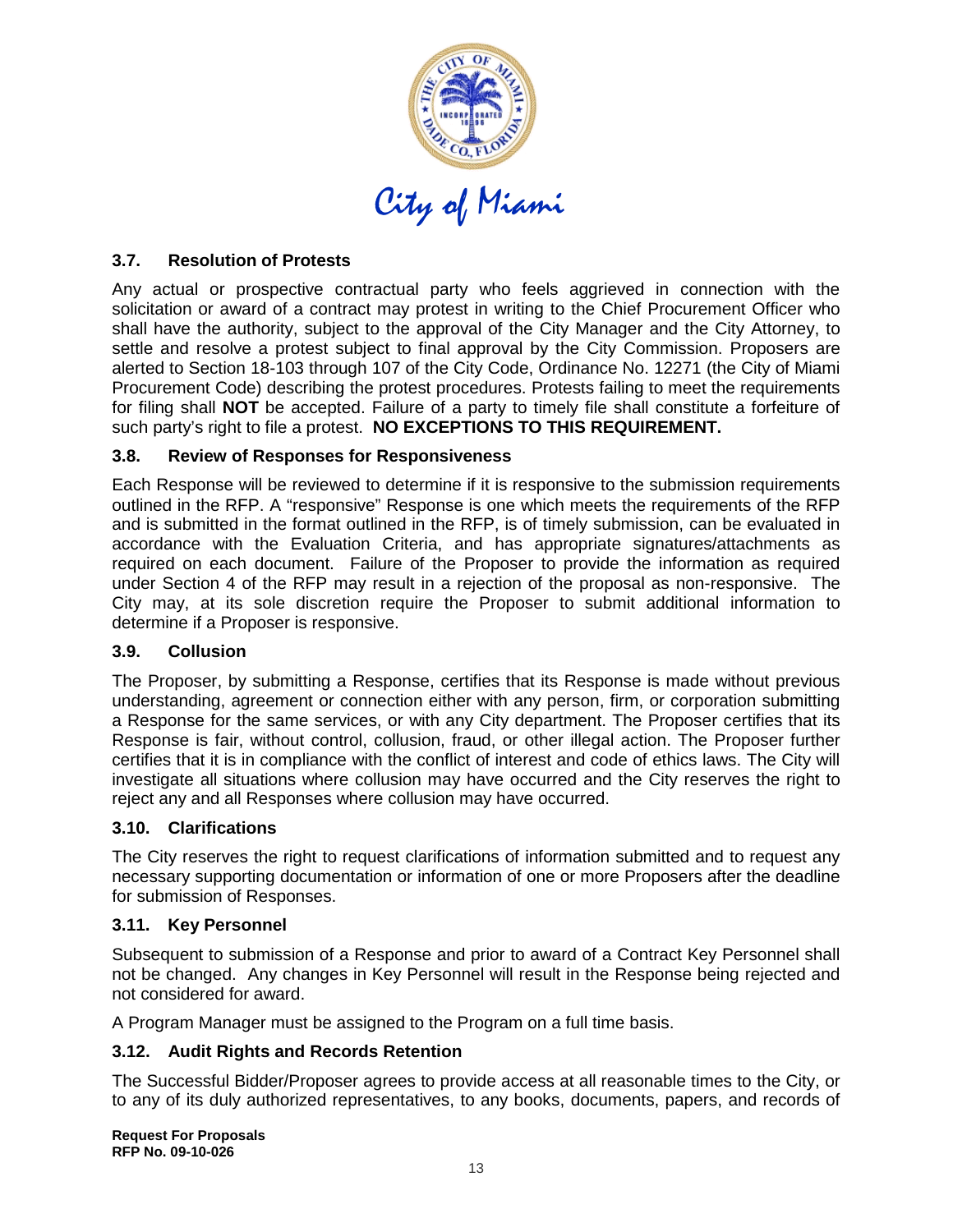### 3.7. Resolution of Protests

Any actual or prospective contractual party who feels aggrieved in connection with the solicitation or award of a contract may protest in writing to the Chief Procurement Officer who shall have the authority, subject to the approval of the City Manager and the City Attorney, to settle and resolve a protest subject to final approval by the City Commission. Proposers are alerted to Section 18-103 through 107 of the City Code, Ordinance No. 12271 (the City of Miami Procurement Code) describing the protest procedures. Protests failing to meet the requirements for filing shall **NOT** be accepted. Failure of a party to timely file shall constitute a forfeiture of such party's right to file a protest. **NO EXCEPTIONS TO THIS REQUIREMENT.**

### 3.8. Review of Responses for Responsiveness

Each Response will be reviewed to determine if it is responsive to the submission requirements outlined in the RFP. A "responsive" Response is one which meets the requirements of the RFP and is submitted in the format outlined in the RFP, is of timely submission, can be evaluated in accordance with the Evaluation Criteria, and has appropriate signatures/attachments as required on each document. Failure of the Proposer to provide the information as required under Section 4 of the RFP may result in a rejection of the proposal as non-responsive. The City may, at its sole discretion require the Proposer to submit additional information to determine if a Proposer is responsive.

### 3.9. Collusion

The Proposer, by submitting a Response, certifies that its Response is made without previous understanding, agreement or connection either with any person, firm, or corporation submitting a Response for the same services, or with any City department. The Proposer certifies that its Response is fair, without control, collusion, fraud, or other illegal action. The Proposer further certifies that it is in compliance with the conflict of interest and code of ethics laws. The City will investigate all situations where collusion may have occurred and the City reserves the right to reject any and all Responses where collusion may have occurred.

### 3.10. Clarifications

The City reserves the right to request clarifications of information submitted and to request any necessary supporting documentation or information of one or more Proposers after the deadline for submission of Responses.

### 3.11. Key Personnel

Subsequent to submission of a Response and prior to award of a Contract Key Personnel shall not be changed. Any changes in Key Personnel will result in the Response being rejected and not considered for award.

A Program Manager must be assigned to the Program on a full time basis.

### 3.12. Audit Rights and Records Retention

The Successful Bidder/Proposer agrees to provide access at all reasonable times to the City, or to any of its duly authorized representatives, to any books, documents, papers, and records of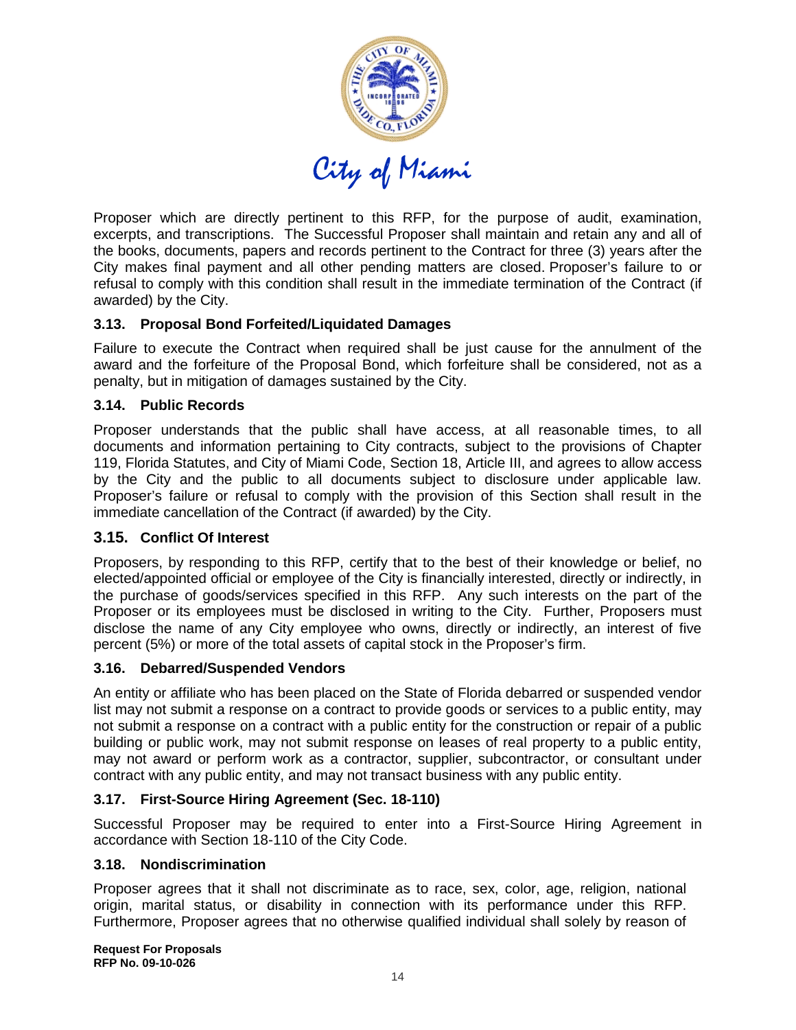Proposer which are directly pertinent to this RFP, for the purpose of audit, examination, excerpts, and transcriptions. The Successful Proposer shall maintain and retain any and all of the books, documents, papers and records pertinent to the Contract for three (3) years after the City makes final payment and all other pending matters are closed. Proposer's failure to or refusal to comply with this condition shall result in the immediate termination of the Contract (if awarded) by the City.

### 3.13. Proposal Bond Forfeited/Liquidated Damages

Failure to execute the Contract when required shall be just cause for the annulment of the award and the forfeiture of the Proposal Bond, which forfeiture shall be considered, not as a penalty, but in mitigation of damages sustained by the City.

### 3.14. Public Records

Proposer understands that the public shall have access, at all reasonable times, to all documents and information pertaining to City contracts, subject to the provisions of Chapter 119, Florida Statutes, and City of Miami Code, Section 18, Article III, and agrees to allow access by the City and the public to all documents subject to disclosure under applicable law. Proposer's failure or refusal to comply with the provision of this Section shall result in the immediate cancellation of the Contract (if awarded) by the City.

### 3.15. Conflict Of Interest

Proposers, by responding to this RFP, certify that to the best of their knowledge or belief, no elected/appointed official or employee of the City is financially interested, directly or indirectly, in the purchase of goods/services specified in this RFP. Any such interests on the part of the Proposer or its employees must be disclosed in writing to the City. Further, Proposers must disclose the name of any City employee who owns, directly or indirectly, an interest of five percent (5%) or more of the total assets of capital stock in the Proposer's firm.

### 3.16. Debarred/Suspended Vendors

An entity or affiliate who has been placed on the State of Florida debarred or suspended vendor list may not submit a response on a contract to provide goods or services to a public entity, may not submit a response on a contract with a public entity for the construction or repair of a public building or public work, may not submit response on leases of real property to a public entity, may not award or perform work as a contractor, supplier, subcontractor, or consultant under contract with any public entity, and may not transact business with any public entity.

### 3.17. First-Source Hiring Agreement (Sec. 18-110)

Successful Proposer may be required to enter into a First-Source Hiring Agreement in accordance with Section 18-110 of the City Code.

### 3.18. Nondiscrimination

Proposer agrees that it shall not discriminate as to race, sex, color, age, religion, national origin, marital status, or disability in connection with its performance under this RFP. Furthermore, Proposer agrees that no otherwise qualified individual shall solely by reason of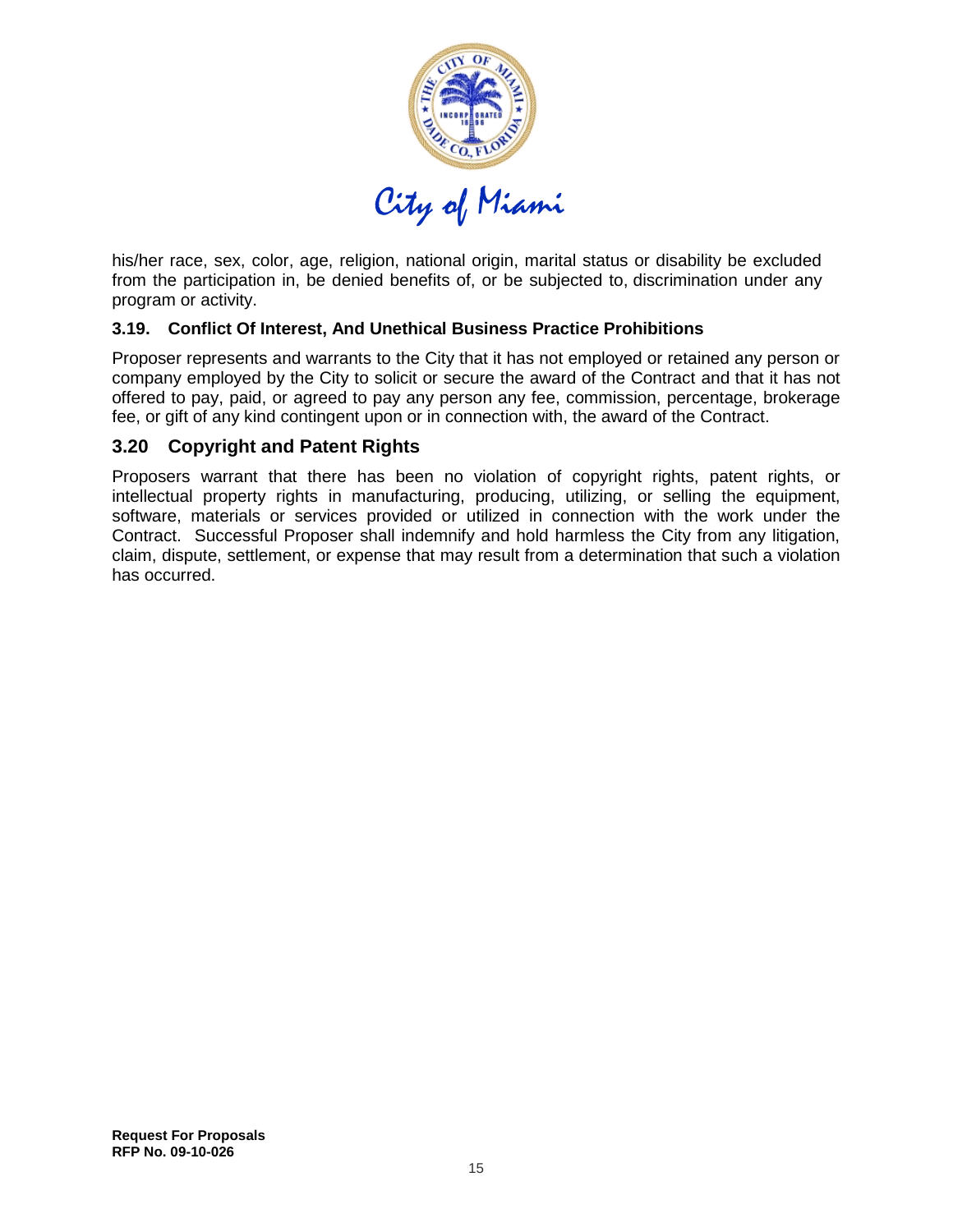his/her race, sex, color, age, religion, national origin, marital status or disability be excluded from the participation in, be denied benefits of, or be subjected to, discrimination under any program or activity.

### 3.19. Conflict Of Interest, And Unethical Business Practice Prohibitions

Proposer represents and warrants to the City that it has not employed or retained any person or company employed by the City to solicit or secure the award of the Contract and that it has not offered to pay, paid, or agreed to pay any person any fee, commission, percentage, brokerage fee, or gift of any kind contingent upon or in connection with, the award of the Contract.

## 3.20 Copyright and Patent Rights

Proposers warrant that there has been no violation of copyright rights, patent rights, or intellectual property rights in manufacturing, producing, utilizing, or selling the equipment, software, materials or services provided or utilized in connection with the work under the Contract. Successful Proposer shall indemnify and hold harmless the City from any litigation, claim, dispute, settlement, or expense that may result from a determination that such a violation has occurred.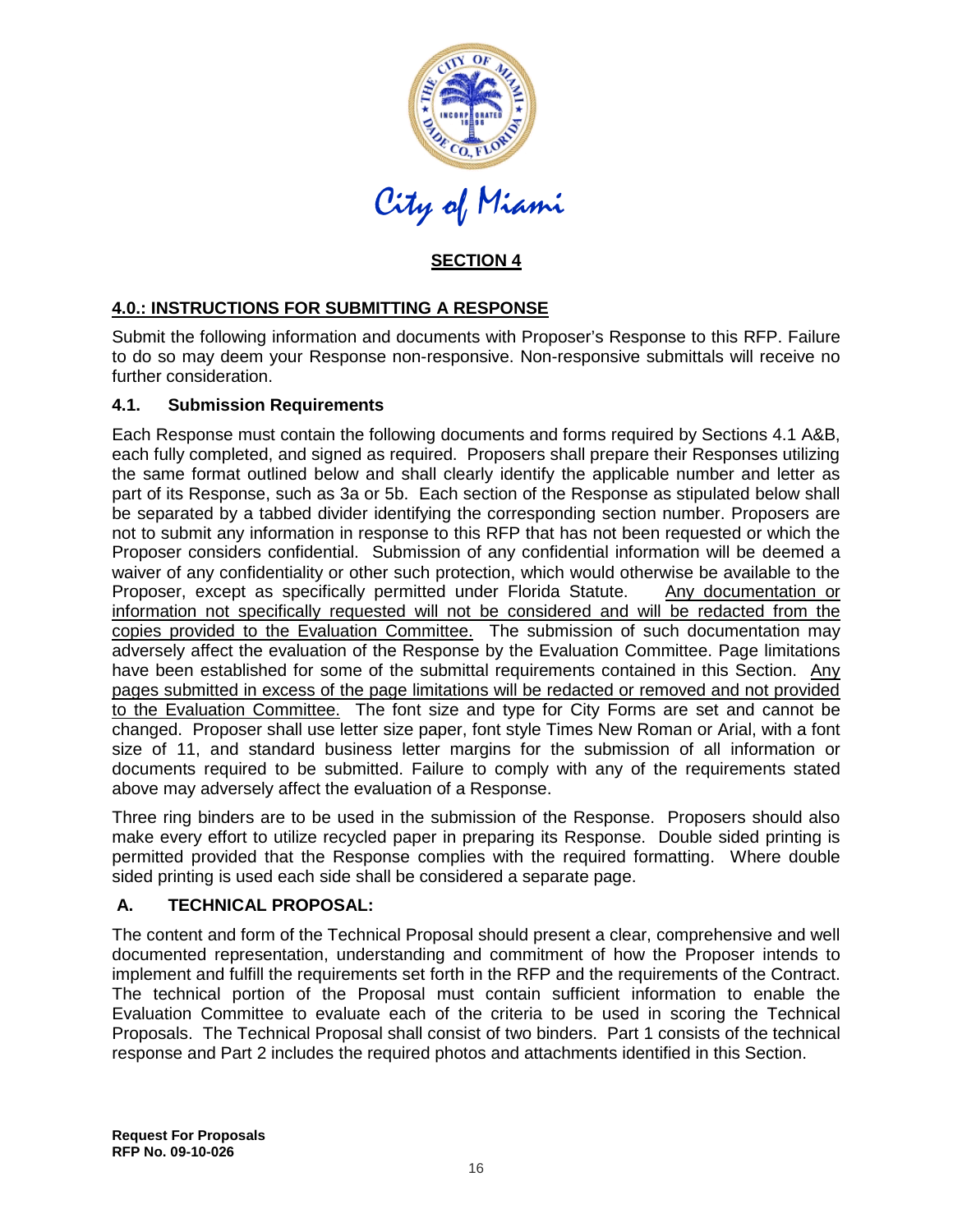City of Miami

## SECTION 4

### 4.0.: INSTRUCTIONS FOR SUBMITTING A RESPONSE

Submit the following information and documents with Proposer's Response to this RFP. Failure to do so may deem your Response non-responsive. Non-responsive submittals will receive no further consideration.

### 4.1. Submission Requirements

Each Response must contain the following documents and forms required by Sections 4.1 A&B, each fully completed, and signed as required. Proposers shall prepare their Responses utilizing the same format outlined below and shall clearly identify the applicable number and letter as part of its Response, such as 3a or 5b. Each section of the Response as stipulated below shall be separated by a tabbed divider identifying the corresponding section number. Proposers are not to submit any information in response to this RFP that has not been requested or which the Proposer considers confidential. Submission of any confidential information will be deemed a waiver of any confidentiality or other such protection, which would otherwise be available to the Proposer, except as specifically permitted under Florida Statute. Any documentation or information not specifically requested will not be considered and will be redacted from the copies provided to the Evaluation Committee. The submission of such documentation may adversely affect the evaluation of the Response by the Evaluation Committee. Page limitations have been established for some of the submittal requirements contained in this Section. Any pages submitted in excess of the page limitations will be redacted or removed and not provided to the Evaluation Committee. The font size and type for City Forms are set and cannot be changed. Proposer shall use letter size paper, font style Times New Roman or Arial, with a font size of 11, and standard business letter margins for the submission of all information or documents required to be submitted. Failure to comply with any of the requirements stated above may adversely affect the evaluation of a Response.

Three ring binders are to be used in the submission of the Response. Proposers should also make every effort to utilize recycled paper in preparing its Response. Double sided printing is permitted provided that the Response complies with the required formatting. Where double sided printing is used each side shall be considered a separate page.

### A. TECHNICAL PROPOSAL:

The content and form of the Technical Proposal should present a clear, comprehensive and well documented representation, understanding and commitment of how the Proposer intends to implement and fulfill the requirements set forth in the RFP and the requirements of the Contract. The technical portion of the Proposal must contain sufficient information to enable the Evaluation Committee to evaluate each of the criteria to be used in scoring the Technical Proposals. The Technical Proposal shall consist of two binders. Part 1 consists of the technical response and Part 2 includes the required photos and attachments identified in this Section.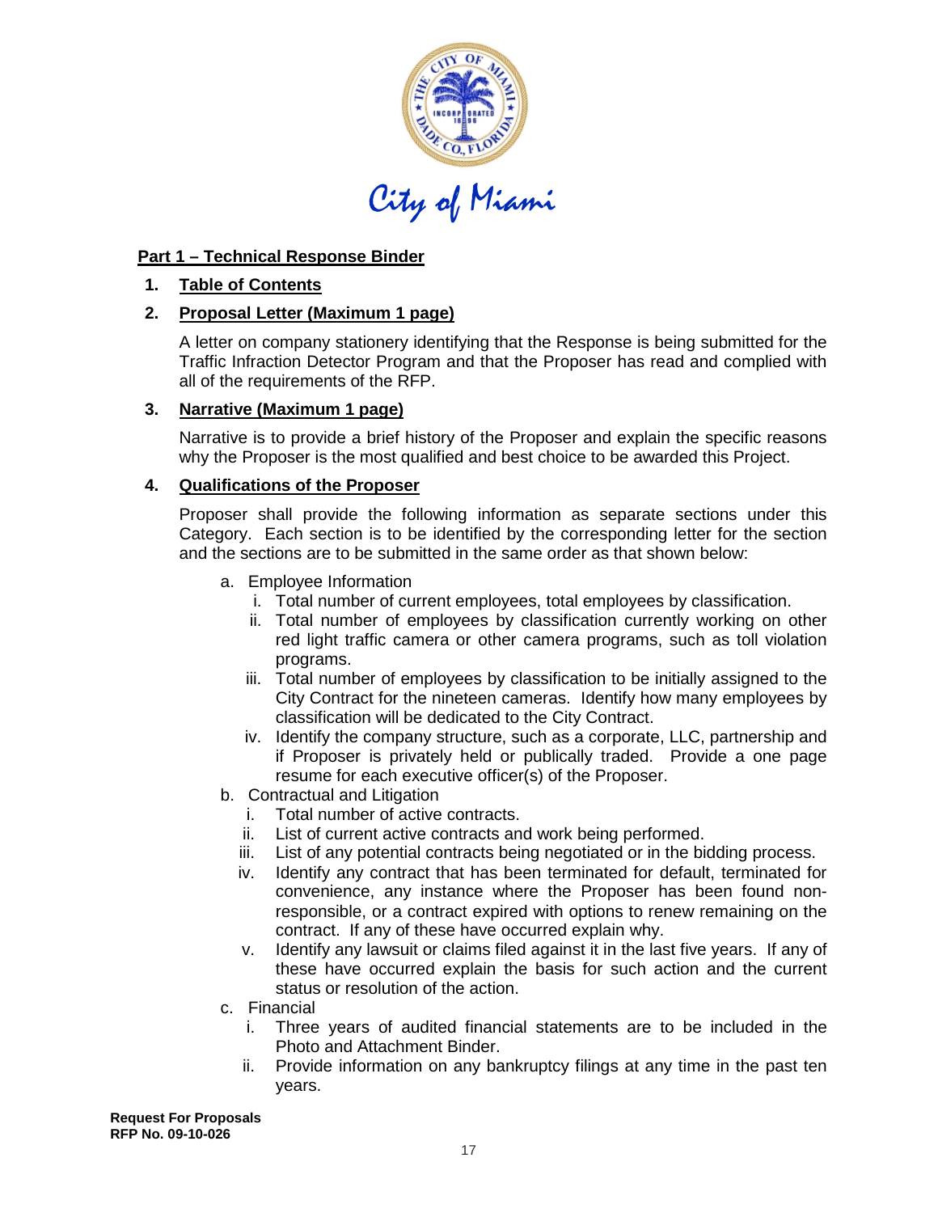## Part 1 – Technical Response Binder

1. **Table of Contents**

2. **Proposal Letter (Maximum 1 page)**

   A letter on company stationery identifying that the Response is being submitted for the Traffic Infraction Detector Program and that the Proposer has read and complied with all of the requirements of the RFP.

3. **Narrative (Maximum 1 page)**

   Narrative is to provide a brief history of the Proposer and explain the specific reasons why the Proposer is the most qualified and best choice to be awarded this Project.

4. **Qualifications of the Proposer**

   Proposer shall provide the following information as separate sections under this Category. Each section is to be identified by the corresponding letter for the section and the sections are to be submitted in the same order as that shown below:

   a. Employee Information
      i. Total number of current employees, total employees by classification.
      ii. Total number of employees by classification currently working on other red light traffic camera or other camera programs, such as toll violation programs.
      iii. Total number of employees by classification to be initially assigned to the City Contract for the nineteen cameras. Identify how many employees by classification will be dedicated to the City Contract.
      iv. Identify the company structure, such as a corporate, LLC, partnership and if Proposer is privately held or publically traded. Provide a one page resume for each executive officer(s) of the Proposer.

   b. Contractual and Litigation
      i. Total number of active contracts.
      ii. List of current active contracts and work being performed.
      iii. List of any potential contracts being negotiated or in the bidding process.
      iv. Identify any contract that has been terminated for default, terminated for convenience, any instance where the Proposer has been found non-responsible, or a contract expired with options to renew remaining on the contract. If any of these have occurred explain why.
      v. Identify any lawsuit or claims filed against it in the last five years. If any of these have occurred explain the basis for such action and the current status or resolution of the action.

   c. Financial
      i. Three years of audited financial statements are to be included in the Photo and Attachment Binder.
      ii. Provide information on any bankruptcy filings at any time in the past ten years.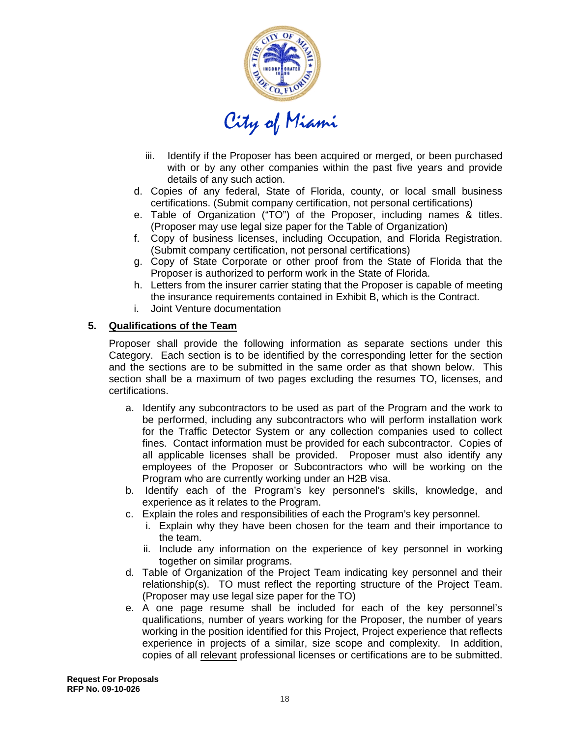iii. Identify if the Proposer has been acquired or merged, or been purchased with or by any other companies within the past five years and provide details of any such action.

d. Copies of any federal, State of Florida, county, or local small business certifications. (Submit company certification, not personal certifications)
e. Table of Organization ("TO") of the Proposer, including names & titles. (Proposer may use legal size paper for the Table of Organization)
f. Copy of business licenses, including Occupation, and Florida Registration. (Submit company certification, not personal certifications)
g. Copy of State Corporate or other proof from the State of Florida that the Proposer is authorized to perform work in the State of Florida.
h. Letters from the insurer carrier stating that the Proposer is capable of meeting the insurance requirements contained in Exhibit B, which is the Contract.
i. Joint Venture documentation

### 5. Qualifications of the Team

Proposer shall provide the following information as separate sections under this Category. Each section is to be identified by the corresponding letter for the section and the sections are to be submitted in the same order as that shown below. This section shall be a maximum of two pages excluding the resumes TO, licenses, and certifications.

a. Identify any subcontractors to be used as part of the Program and the work to be performed, including any subcontractors who will perform installation work for the Traffic Detector System or any collection companies used to collect fines. Contact information must be provided for each subcontractor. Copies of all applicable licenses shall be provided. Proposer must also identify any employees of the Proposer or Subcontractors who will be working on the Program who are currently working under an H2B visa.
b. Identify each of the Program's key personnel's skills, knowledge, and experience as it relates to the Program.
c. Explain the roles and responsibilities of each the Program's key personnel.
   i. Explain why they have been chosen for the team and their importance to the team.
   ii. Include any information on the experience of key personnel in working together on similar programs.
d. Table of Organization of the Project Team indicating key personnel and their relationship(s). TO must reflect the reporting structure of the Project Team. (Proposer may use legal size paper for the TO)
e. A one page resume shall be included for each of the key personnel's qualifications, number of years working for the Proposer, the number of years working in the position identified for this Project, Project experience that reflects experience in projects of a similar, size scope and complexity. In addition, copies of all relevant professional licenses or certifications are to be submitted.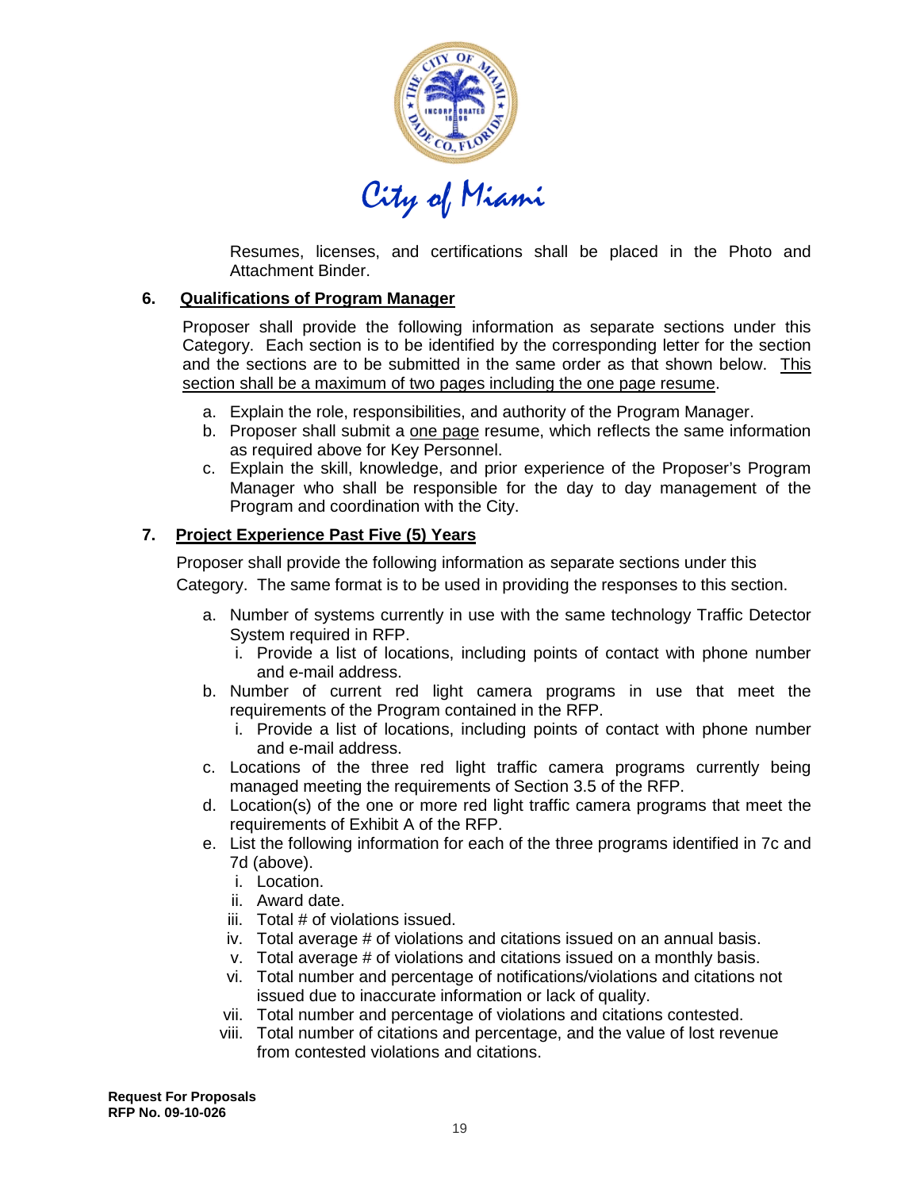Resumes, licenses, and certifications shall be placed in the Photo and Attachment Binder.

### 6. Qualifications of Program Manager

Proposer shall provide the following information as separate sections under this Category. Each section is to be identified by the corresponding letter for the section and the sections are to be submitted in the same order as that shown below. This section shall be a maximum of two pages including the one page resume.

a. Explain the role, responsibilities, and authority of the Program Manager.
b. Proposer shall submit a one page resume, which reflects the same information as required above for Key Personnel.
c. Explain the skill, knowledge, and prior experience of the Proposer's Program Manager who shall be responsible for the day to day management of the Program and coordination with the City.

### 7. Project Experience Past Five (5) Years

Proposer shall provide the following information as separate sections under this Category. The same format is to be used in providing the responses to this section.

a. Number of systems currently in use with the same technology Traffic Detector System required in RFP.
   i. Provide a list of locations, including points of contact with phone number and e-mail address.
b. Number of current red light camera programs in use that meet the requirements of the Program contained in the RFP.
   i. Provide a list of locations, including points of contact with phone number and e-mail address.
c. Locations of the three red light traffic camera programs currently being managed meeting the requirements of Section 3.5 of the RFP.
d. Location(s) of the one or more red light traffic camera programs that meet the requirements of Exhibit A of the RFP.
e. List the following information for each of the three programs identified in 7c and 7d (above).
   i. Location.
   ii. Award date.
   iii. Total # of violations issued.
   iv. Total average # of violations and citations issued on an annual basis.
   v. Total average # of violations and citations issued on a monthly basis.
   vi. Total number and percentage of notifications/violations and citations not issued due to inaccurate information or lack of quality.
   vii. Total number and percentage of violations and citations contested.
   viii. Total number of citations and percentage, and the value of lost revenue from contested violations and citations.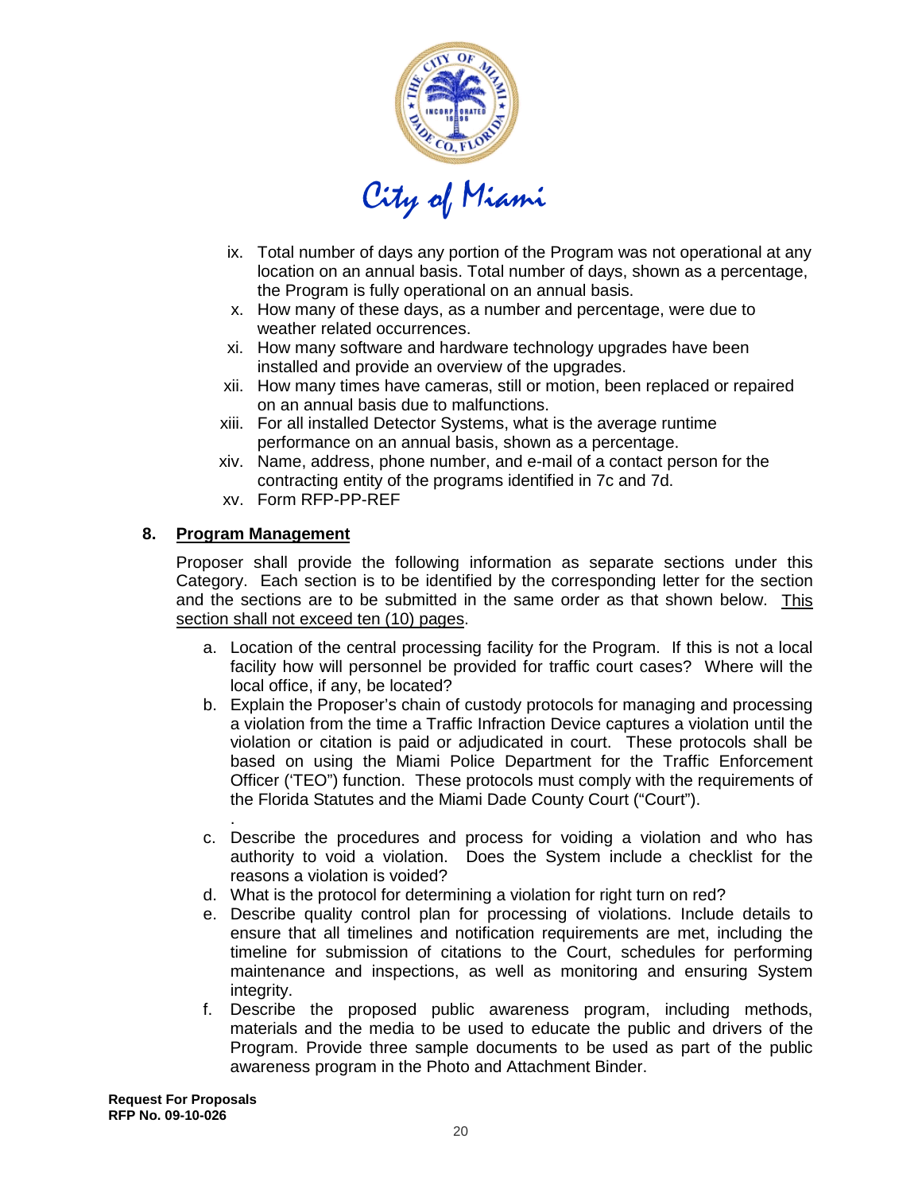ix. Total number of days any portion of the Program was not operational at any location on an annual basis. Total number of days, shown as a percentage, the Program is fully operational on an annual basis.

x. How many of these days, as a number and percentage, were due to weather related occurrences.

xi. How many software and hardware technology upgrades have been installed and provide an overview of the upgrades.

xii. How many times have cameras, still or motion, been replaced or repaired on an annual basis due to malfunctions.

xiii. For all installed Detector Systems, what is the average runtime performance on an annual basis, shown as a percentage.

xiv. Name, address, phone number, and e-mail of a contact person for the contracting entity of the programs identified in 7c and 7d.

xv. Form RFP-PP-REF

## 8. Program Management

Proposer shall provide the following information as separate sections under this Category. Each section is to be identified by the corresponding letter for the section and the sections are to be submitted in the same order as that shown below. <u>This section shall not exceed ten (10) pages</u>.

a. Location of the central processing facility for the Program. If this is not a local facility how will personnel be provided for traffic court cases? Where will the local office, if any, be located?

b. Explain the Proposer's chain of custody protocols for managing and processing a violation from the time a Traffic Infraction Device captures a violation until the violation or citation is paid or adjudicated in court. These protocols shall be based on using the Miami Police Department for the Traffic Enforcement Officer ('TEO") function. These protocols must comply with the requirements of the Florida Statutes and the Miami Dade County Court ("Court").

.

c. Describe the procedures and process for voiding a violation and who has authority to void a violation. Does the System include a checklist for the reasons a violation is voided?

d. What is the protocol for determining a violation for right turn on red?

e. Describe quality control plan for processing of violations. Include details to ensure that all timelines and notification requirements are met, including the timeline for submission of citations to the Court, schedules for performing maintenance and inspections, as well as monitoring and ensuring System integrity.

f. Describe the proposed public awareness program, including methods, materials and the media to be used to educate the public and drivers of the Program. Provide three sample documents to be used as part of the public awareness program in the Photo and Attachment Binder.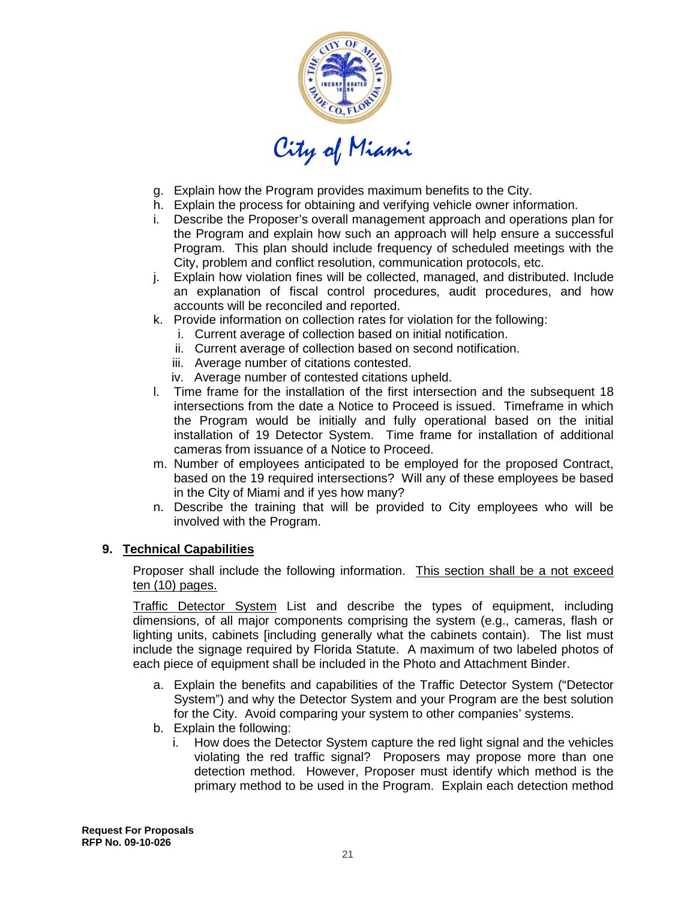g. Explain how the Program provides maximum benefits to the City.
h. Explain the process for obtaining and verifying vehicle owner information.
i. Describe the Proposer's overall management approach and operations plan for the Program and explain how such an approach will help ensure a successful Program. This plan should include frequency of scheduled meetings with the City, problem and conflict resolution, communication protocols, etc.
j. Explain how violation fines will be collected, managed, and distributed. Include an explanation of fiscal control procedures, audit procedures, and how accounts will be reconciled and reported.
k. Provide information on collection rates for violation for the following:
   i. Current average of collection based on initial notification.
   ii. Current average of collection based on second notification.
   iii. Average number of citations contested.
   iv. Average number of contested citations upheld.
l. Time frame for the installation of the first intersection and the subsequent 18 intersections from the date a Notice to Proceed is issued. Timeframe in which the Program would be initially and fully operational based on the initial installation of 19 Detector System. Time frame for installation of additional cameras from issuance of a Notice to Proceed.
m. Number of employees anticipated to be employed for the proposed Contract, based on the 19 required intersections? Will any of these employees be based in the City of Miami and if yes how many?
n. Describe the training that will be provided to City employees who will be involved with the Program.

**9. Technical Capabilities**

Proposer shall include the following information. This section shall be a not exceed ten (10) pages.

Traffic Detector System List and describe the types of equipment, including dimensions, of all major components comprising the system (e.g., cameras, flash or lighting units, cabinets [including generally what the cabinets contain). The list must include the signage required by Florida Statute. A maximum of two labeled photos of each piece of equipment shall be included in the Photo and Attachment Binder.

a. Explain the benefits and capabilities of the Traffic Detector System ("Detector System") and why the Detector System and your Program are the best solution for the City. Avoid comparing your system to other companies' systems.
b. Explain the following:
   i. How does the Detector System capture the red light signal and the vehicles violating the red traffic signal? Proposers may propose more than one detection method. However, Proposer must identify which method is the primary method to be used in the Program. Explain each detection method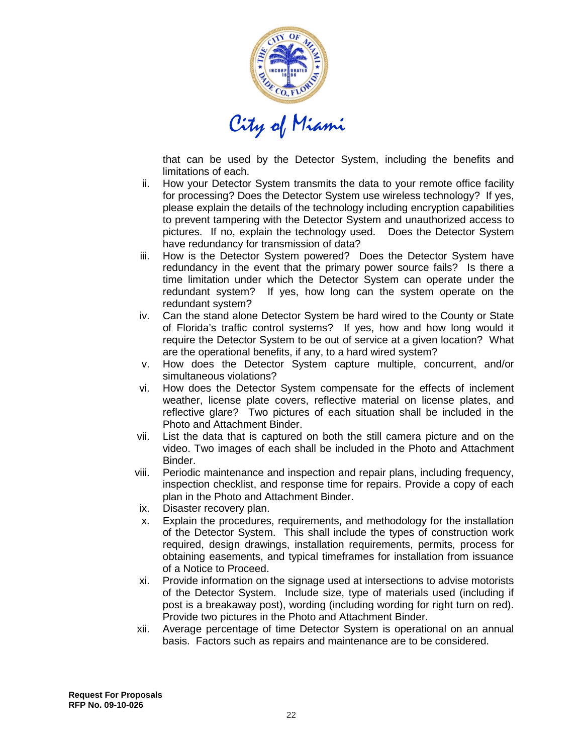that can be used by the Detector System, including the benefits and limitations of each.

ii. How your Detector System transmits the data to your remote office facility for processing? Does the Detector System use wireless technology? If yes, please explain the details of the technology including encryption capabilities to prevent tampering with the Detector System and unauthorized access to pictures. If no, explain the technology used. Does the Detector System have redundancy for transmission of data?

iii. How is the Detector System powered? Does the Detector System have redundancy in the event that the primary power source fails? Is there a time limitation under which the Detector System can operate under the redundant system? If yes, how long can the system operate on the redundant system?

iv. Can the stand alone Detector System be hard wired to the County or State of Florida's traffic control systems? If yes, how and how long would it require the Detector System to be out of service at a given location? What are the operational benefits, if any, to a hard wired system?

v. How does the Detector System capture multiple, concurrent, and/or simultaneous violations?

vi. How does the Detector System compensate for the effects of inclement weather, license plate covers, reflective material on license plates, and reflective glare? Two pictures of each situation shall be included in the Photo and Attachment Binder.

vii. List the data that is captured on both the still camera picture and on the video. Two images of each shall be included in the Photo and Attachment Binder.

viii. Periodic maintenance and inspection and repair plans, including frequency, inspection checklist, and response time for repairs. Provide a copy of each plan in the Photo and Attachment Binder.

ix. Disaster recovery plan.

x. Explain the procedures, requirements, and methodology for the installation of the Detector System. This shall include the types of construction work required, design drawings, installation requirements, permits, process for obtaining easements, and typical timeframes for installation from issuance of a Notice to Proceed.

xi. Provide information on the signage used at intersections to advise motorists of the Detector System. Include size, type of materials used (including if post is a breakaway post), wording (including wording for right turn on red). Provide two pictures in the Photo and Attachment Binder.

xii. Average percentage of time Detector System is operational on an annual basis. Factors such as repairs and maintenance are to be considered.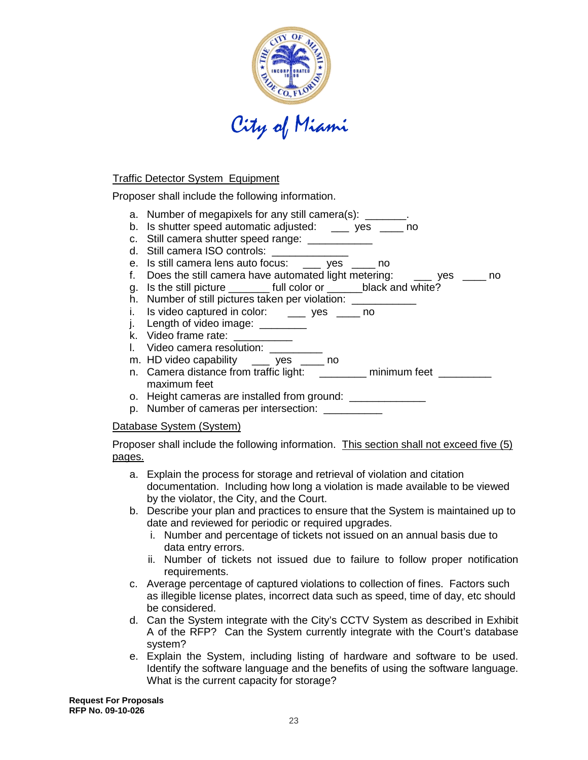City of Miami

<u>Traffic Detector System Equipment</u>

Proposer shall include the following information.

a. Number of megapixels for any still camera(s): _______.
b. Is shutter speed automatic adjusted: ___ yes ____ no
c. Still camera shutter speed range: ___________
d. Still camera ISO controls: _____________
e. Is still camera lens auto focus: ___ yes ____ no
f. Does the still camera have automated light metering: ___ yes ____ no
g. Is the still picture _______ full color or ______black and white?
h. Number of still pictures taken per violation: ___________
i. Is video captured in color: ___ yes ____ no
j. Length of video image: ________
k. Video frame rate: __________
l. Video camera resolution: _________
m. HD video capability ___ yes ____ no
n. Camera distance from traffic light: ________ minimum feet _________ maximum feet
o. Height cameras are installed from ground: _____________
p. Number of cameras per intersection: __________

<u>Database System (System)</u>

Proposer shall include the following information. <u>This section shall not exceed five (5) pages.</u>

a. Explain the process for storage and retrieval of violation and citation documentation. Including how long a violation is made available to be viewed by the violator, the City, and the Court.
b. Describe your plan and practices to ensure that the System is maintained up to date and reviewed for periodic or required upgrades.
   i. Number and percentage of tickets not issued on an annual basis due to data entry errors.
   ii. Number of tickets not issued due to failure to follow proper notification requirements.
c. Average percentage of captured violations to collection of fines. Factors such as illegible license plates, incorrect data such as speed, time of day, etc should be considered.
d. Can the System integrate with the City's CCTV System as described in Exhibit A of the RFP? Can the System currently integrate with the Court's database system?
e. Explain the System, including listing of hardware and software to be used. Identify the software language and the benefits of using the software language. What is the current capacity for storage?

**Request For Proposals**
**RFP No. 09-10-026**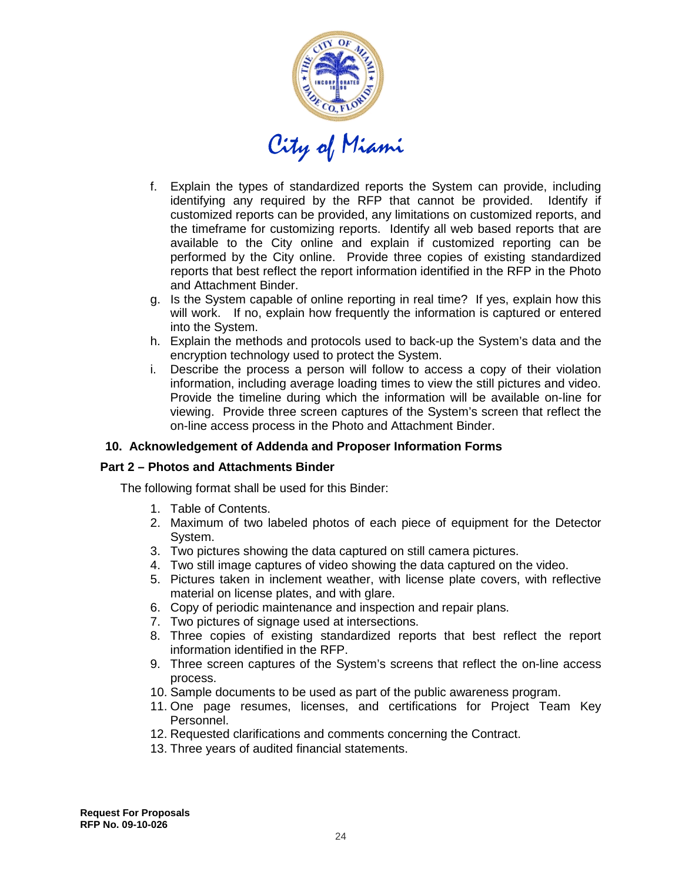f. Explain the types of standardized reports the System can provide, including identifying any required by the RFP that cannot be provided. Identify if customized reports can be provided, any limitations on customized reports, and the timeframe for customizing reports. Identify all web based reports that are available to the City online and explain if customized reporting can be performed by the City online. Provide three copies of existing standardized reports that best reflect the report information identified in the RFP in the Photo and Attachment Binder.

g. Is the System capable of online reporting in real time? If yes, explain how this will work. If no, explain how frequently the information is captured or entered into the System.

h. Explain the methods and protocols used to back-up the System's data and the encryption technology used to protect the System.

i. Describe the process a person will follow to access a copy of their violation information, including average loading times to view the still pictures and video. Provide the timeline during which the information will be available on-line for viewing. Provide three screen captures of the System's screen that reflect the on-line access process in the Photo and Attachment Binder.

**10. Acknowledgement of Addenda and Proposer Information Forms**

**Part 2 – Photos and Attachments Binder**

The following format shall be used for this Binder:

1. Table of Contents.
2. Maximum of two labeled photos of each piece of equipment for the Detector System.
3. Two pictures showing the data captured on still camera pictures.
4. Two still image captures of video showing the data captured on the video.
5. Pictures taken in inclement weather, with license plate covers, with reflective material on license plates, and with glare.
6. Copy of periodic maintenance and inspection and repair plans.
7. Two pictures of signage used at intersections.
8. Three copies of existing standardized reports that best reflect the report information identified in the RFP.
9. Three screen captures of the System's screens that reflect the on-line access process.
10. Sample documents to be used as part of the public awareness program.
11. One page resumes, licenses, and certifications for Project Team Key Personnel.
12. Requested clarifications and comments concerning the Contract.
13. Three years of audited financial statements.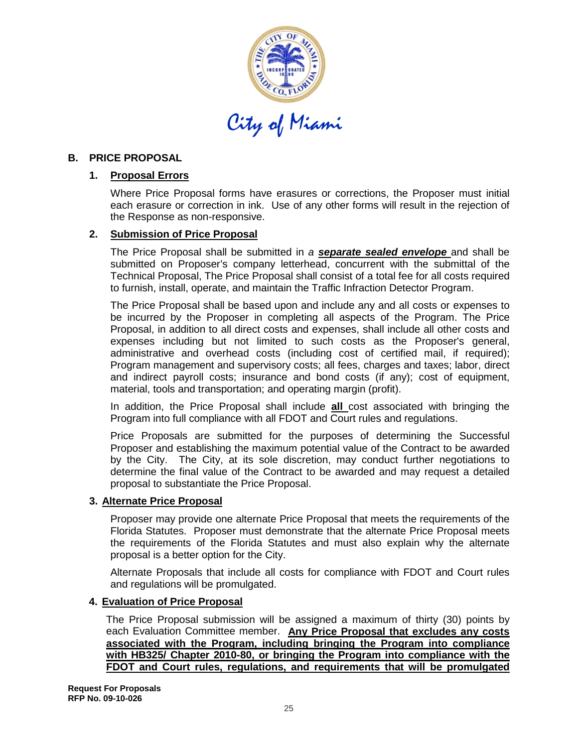City of Miami

## B. PRICE PROPOSAL

### 1. Proposal Errors

Where Price Proposal forms have erasures or corrections, the Proposer must initial each erasure or correction in ink. Use of any other forms will result in the rejection of the Response as non-responsive.

### 2. Submission of Price Proposal

The Price Proposal shall be submitted in *a* ***separate sealed envelope*** and shall be submitted on Proposer's company letterhead, concurrent with the submittal of the Technical Proposal, The Price Proposal shall consist of a total fee for all costs required to furnish, install, operate, and maintain the Traffic Infraction Detector Program.

The Price Proposal shall be based upon and include any and all costs or expenses to be incurred by the Proposer in completing all aspects of the Program. The Price Proposal, in addition to all direct costs and expenses, shall include all other costs and expenses including but not limited to such costs as the Proposer's general, administrative and overhead costs (including cost of certified mail, if required); Program management and supervisory costs; all fees, charges and taxes; labor, direct and indirect payroll costs; insurance and bond costs (if any); cost of equipment, material, tools and transportation; and operating margin (profit).

In addition, the Price Proposal shall include **all** cost associated with bringing the Program into full compliance with all FDOT and Court rules and regulations.

Price Proposals are submitted for the purposes of determining the Successful Proposer and establishing the maximum potential value of the Contract to be awarded by the City. The City, at its sole discretion, may conduct further negotiations to determine the final value of the Contract to be awarded and may request a detailed proposal to substantiate the Price Proposal.

### 3. Alternate Price Proposal

Proposer may provide one alternate Price Proposal that meets the requirements of the Florida Statutes. Proposer must demonstrate that the alternate Price Proposal meets the requirements of the Florida Statutes and must also explain why the alternate proposal is a better option for the City.

Alternate Proposals that include all costs for compliance with FDOT and Court rules and regulations will be promulgated.

### 4. Evaluation of Price Proposal

The Price Proposal submission will be assigned a maximum of thirty (30) points by each Evaluation Committee member. **Any Price Proposal that excludes any costs associated with the Program, including bringing the Program into compliance with HB325/ Chapter 2010-80, or bringing the Program into compliance with the FDOT and Court rules, regulations, and requirements that will be promulgated**

**Request For Proposals**
**RFP No. 09-10-026**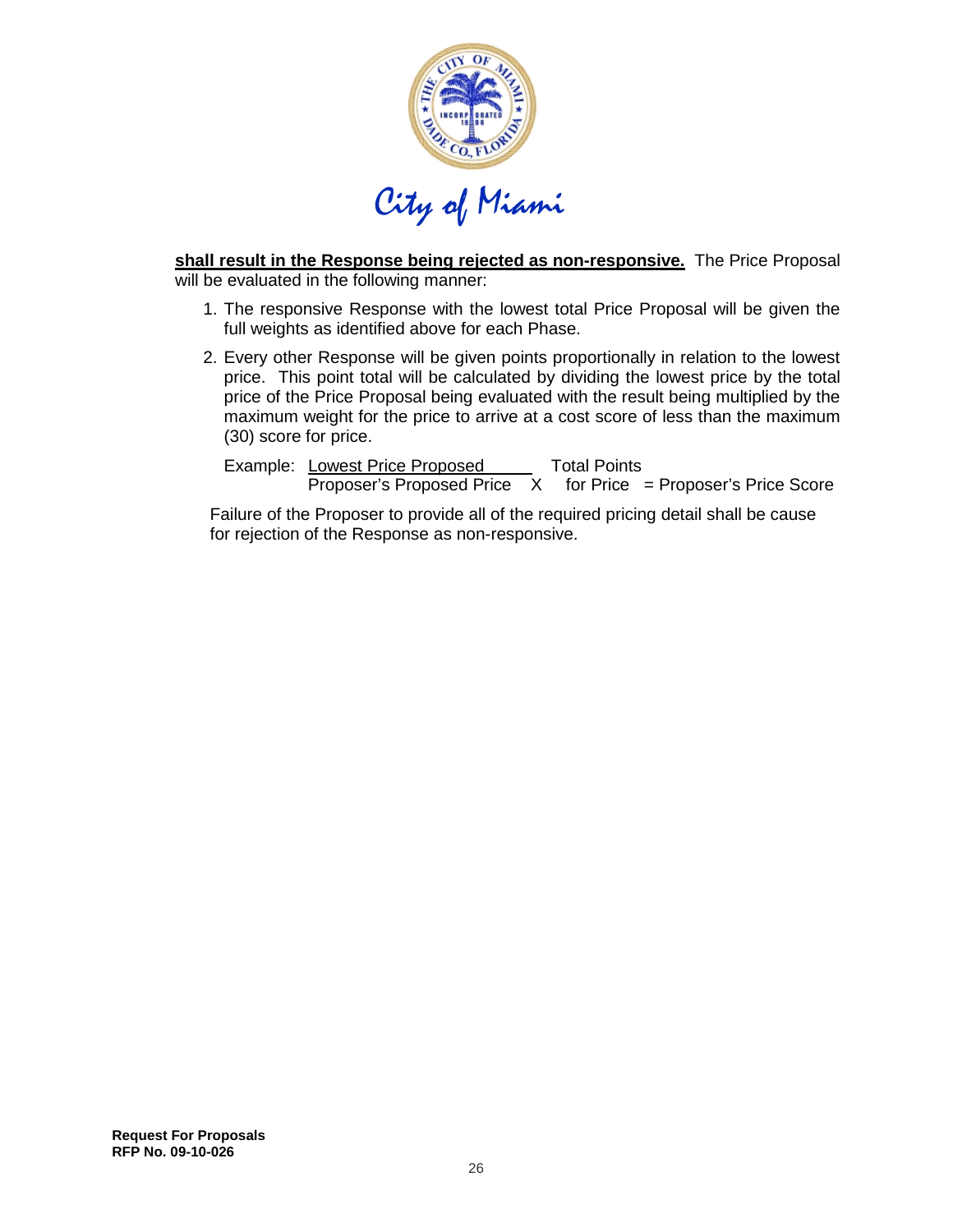**<u>shall result in the Response being rejected as non-responsive.</u>** The Price Proposal will be evaluated in the following manner:

1. The responsive Response with the lowest total Price Proposal will be given the full weights as identified above for each Phase.
2. Every other Response will be given points proportionally in relation to the lowest price. This point total will be calculated by dividing the lowest price by the total price of the Price Proposal being evaluated with the result being multiplied by the maximum weight for the price to arrive at a cost score of less than the maximum (30) score for price.

   Example: $\frac{\text{Lowest Price Proposed}}{\text{Proposer's Proposed Price}} \times \text{Total Points for Price} = \text{Proposer's Price Score}$

Failure of the Proposer to provide all of the required pricing detail shall be cause for rejection of the Response as non-responsive.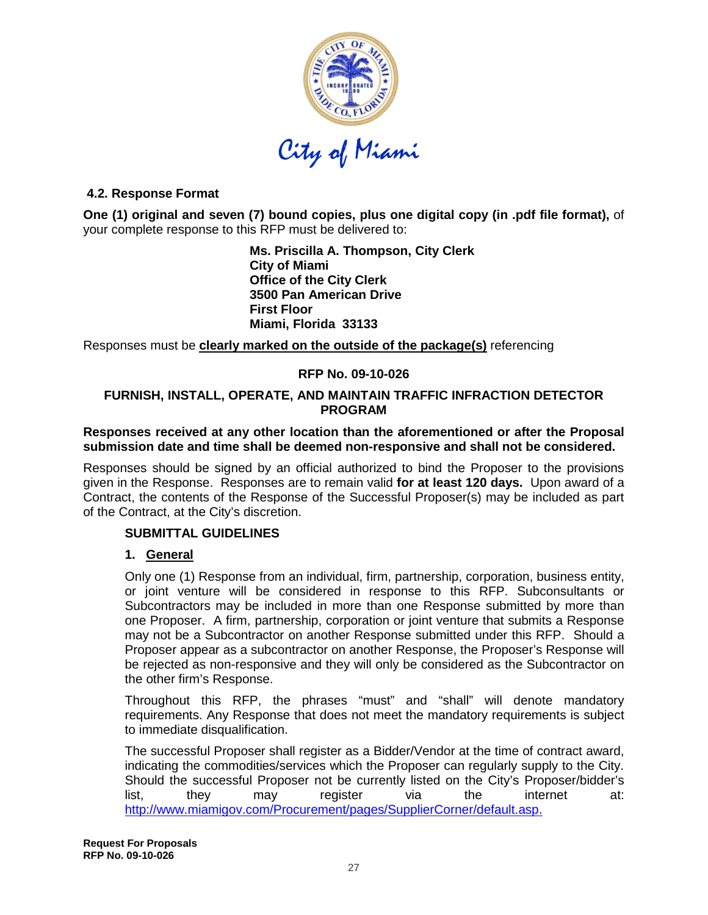### 4.2. Response Format

**One (1) original and seven (7) bound copies, plus one digital copy (in .pdf file format),** of your complete response to this RFP must be delivered to:

> **Ms. Priscilla A. Thompson, City Clerk**
> **City of Miami**
> **Office of the City Clerk**
> **3500 Pan American Drive**
> **First Floor**
> **Miami, Florida 33133**

Responses must be **clearly marked on the outside of the package(s)** referencing

**RFP No. 09-10-026**

**FURNISH, INSTALL, OPERATE, AND MAINTAIN TRAFFIC INFRACTION DETECTOR PROGRAM**

**Responses received at any other location than the aforementioned or after the Proposal submission date and time shall be deemed non-responsive and shall not be considered.**

Responses should be signed by an official authorized to bind the Proposer to the provisions given in the Response. Responses are to remain valid **for at least 120 days.** Upon award of a Contract, the contents of the Response of the Successful Proposer(s) may be included as part of the Contract, at the City's discretion.

**SUBMITTAL GUIDELINES**

**1. General**

Only one (1) Response from an individual, firm, partnership, corporation, business entity, or joint venture will be considered in response to this RFP. Subconsultants or Subcontractors may be included in more than one Response submitted by more than one Proposer. A firm, partnership, corporation or joint venture that submits a Response may not be a Subcontractor on another Response submitted under this RFP. Should a Proposer appear as a subcontractor on another Response, the Proposer's Response will be rejected as non-responsive and they will only be considered as the Subcontractor on the other firm's Response.

Throughout this RFP, the phrases "must" and "shall" will denote mandatory requirements. Any Response that does not meet the mandatory requirements is subject to immediate disqualification.

The successful Proposer shall register as a Bidder/Vendor at the time of contract award, indicating the commodities/services which the Proposer can regularly supply to the City. Should the successful Proposer not be currently listed on the City's Proposer/bidder's list, they may register via the internet at: http://www.miamigov.com/Procurement/pages/SupplierCorner/default.asp.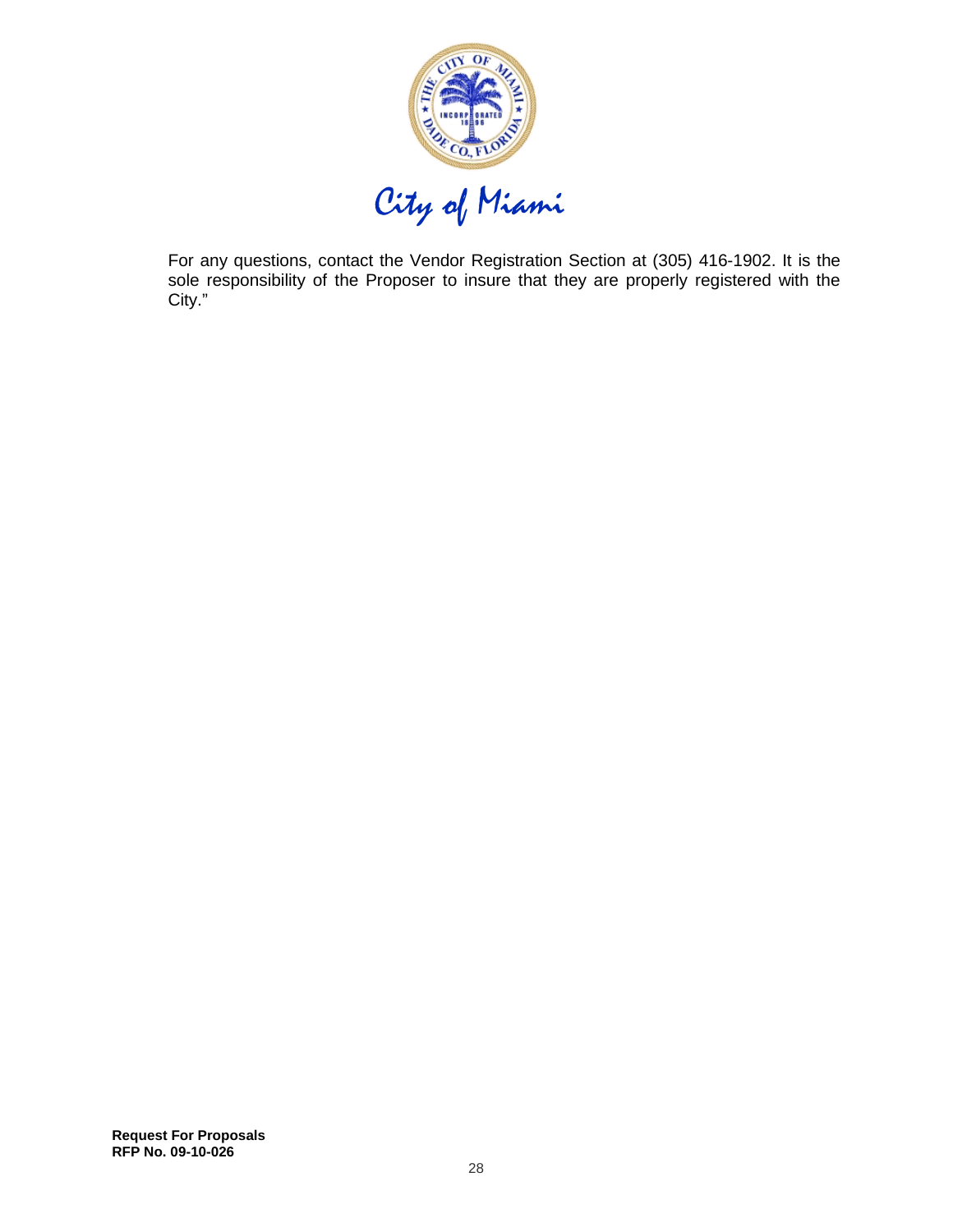For any questions, contact the Vendor Registration Section at (305) 416-1902. It is the sole responsibility of the Proposer to insure that they are properly registered with the City."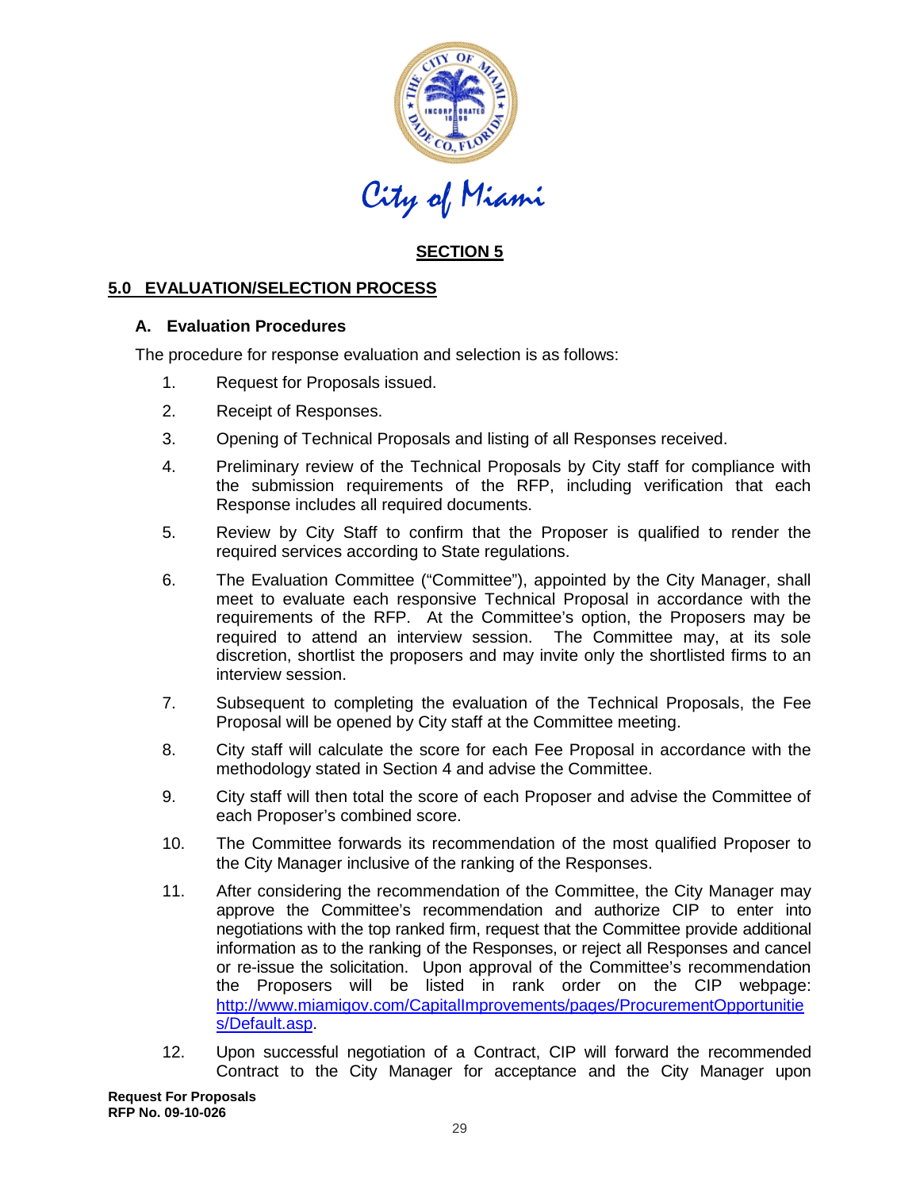City of Miami

## SECTION 5

## 5.0 EVALUATION/SELECTION PROCESS

### A. Evaluation Procedures

The procedure for response evaluation and selection is as follows:

1. Request for Proposals issued.
2. Receipt of Responses.
3. Opening of Technical Proposals and listing of all Responses received.
4. Preliminary review of the Technical Proposals by City staff for compliance with the submission requirements of the RFP, including verification that each Response includes all required documents.
5. Review by City Staff to confirm that the Proposer is qualified to render the required services according to State regulations.
6. The Evaluation Committee ("Committee"), appointed by the City Manager, shall meet to evaluate each responsive Technical Proposal in accordance with the requirements of the RFP. At the Committee's option, the Proposers may be required to attend an interview session. The Committee may, at its sole discretion, shortlist the proposers and may invite only the shortlisted firms to an interview session.
7. Subsequent to completing the evaluation of the Technical Proposals, the Fee Proposal will be opened by City staff at the Committee meeting.
8. City staff will calculate the score for each Fee Proposal in accordance with the methodology stated in Section 4 and advise the Committee.
9. City staff will then total the score of each Proposer and advise the Committee of each Proposer's combined score.
10. The Committee forwards its recommendation of the most qualified Proposer to the City Manager inclusive of the ranking of the Responses.
11. After considering the recommendation of the Committee, the City Manager may approve the Committee's recommendation and authorize CIP to enter into negotiations with the top ranked firm, request that the Committee provide additional information as to the ranking of the Responses, or reject all Responses and cancel or re-issue the solicitation. Upon approval of the Committee's recommendation the Proposers will be listed in rank order on the CIP webpage: [http://www.miamigov.com/CapitalImprovements/pages/ProcurementOpportunities/Default.asp](http://www.miamigov.com/CapitalImprovements/pages/ProcurementOpportunities/Default.asp).
12. Upon successful negotiation of a Contract, CIP will forward the recommended Contract to the City Manager for acceptance and the City Manager upon

**Request For Proposals**
**RFP No. 09-10-026**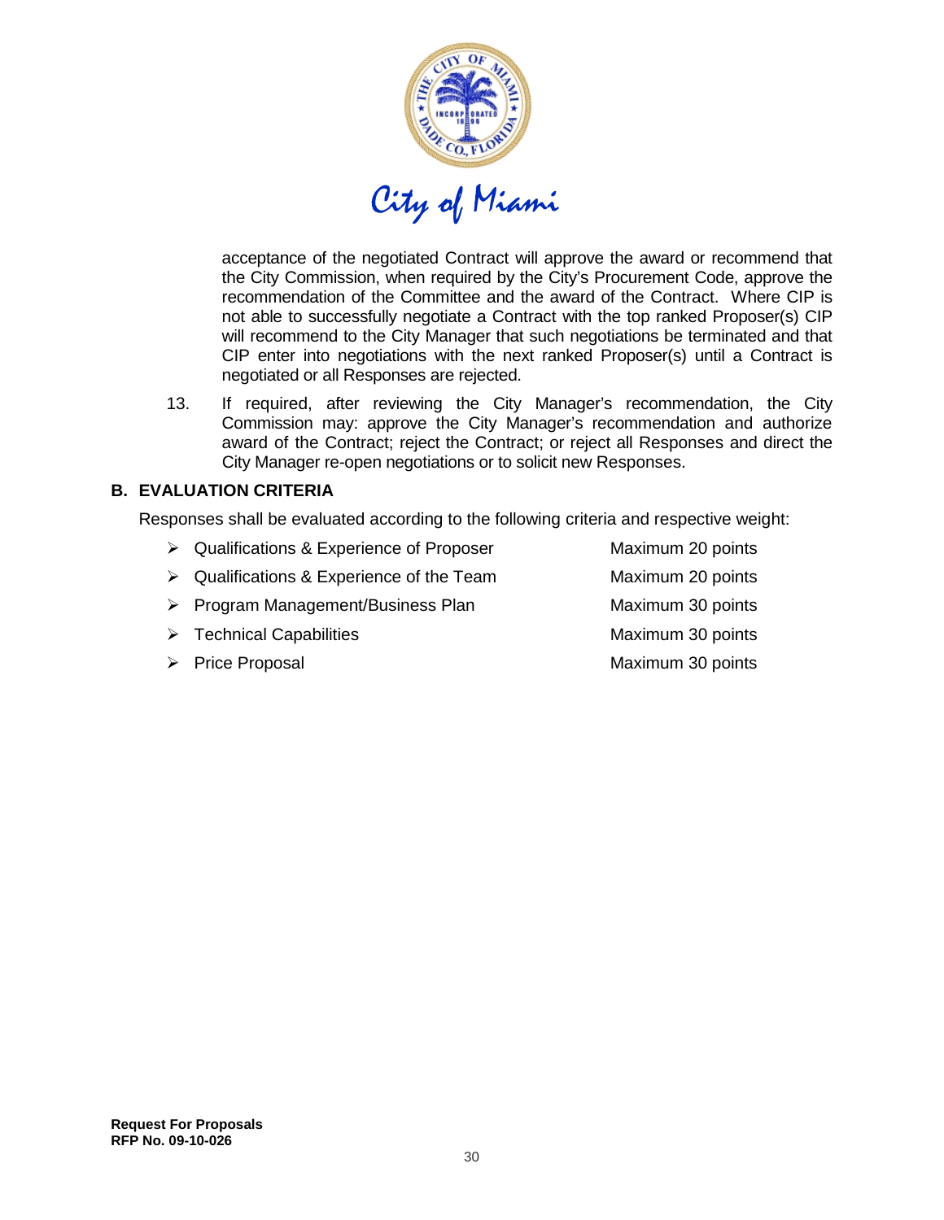acceptance of the negotiated Contract will approve the award or recommend that the City Commission, when required by the City's Procurement Code, approve the recommendation of the Committee and the award of the Contract. Where CIP is not able to successfully negotiate a Contract with the top ranked Proposer(s) CIP will recommend to the City Manager that such negotiations be terminated and that CIP enter into negotiations with the next ranked Proposer(s) until a Contract is negotiated or all Responses are rejected.

13. If required, after reviewing the City Manager's recommendation, the City Commission may: approve the City Manager's recommendation and authorize award of the Contract; reject the Contract; or reject all Responses and direct the City Manager re-open negotiations or to solicit new Responses.

## B. EVALUATION CRITERIA

Responses shall be evaluated according to the following criteria and respective weight:

- Qualifications & Experience of Proposer — Maximum 20 points
- Qualifications & Experience of the Team — Maximum 20 points
- Program Management/Business Plan — Maximum 30 points
- Technical Capabilities — Maximum 30 points
- Price Proposal — Maximum 30 points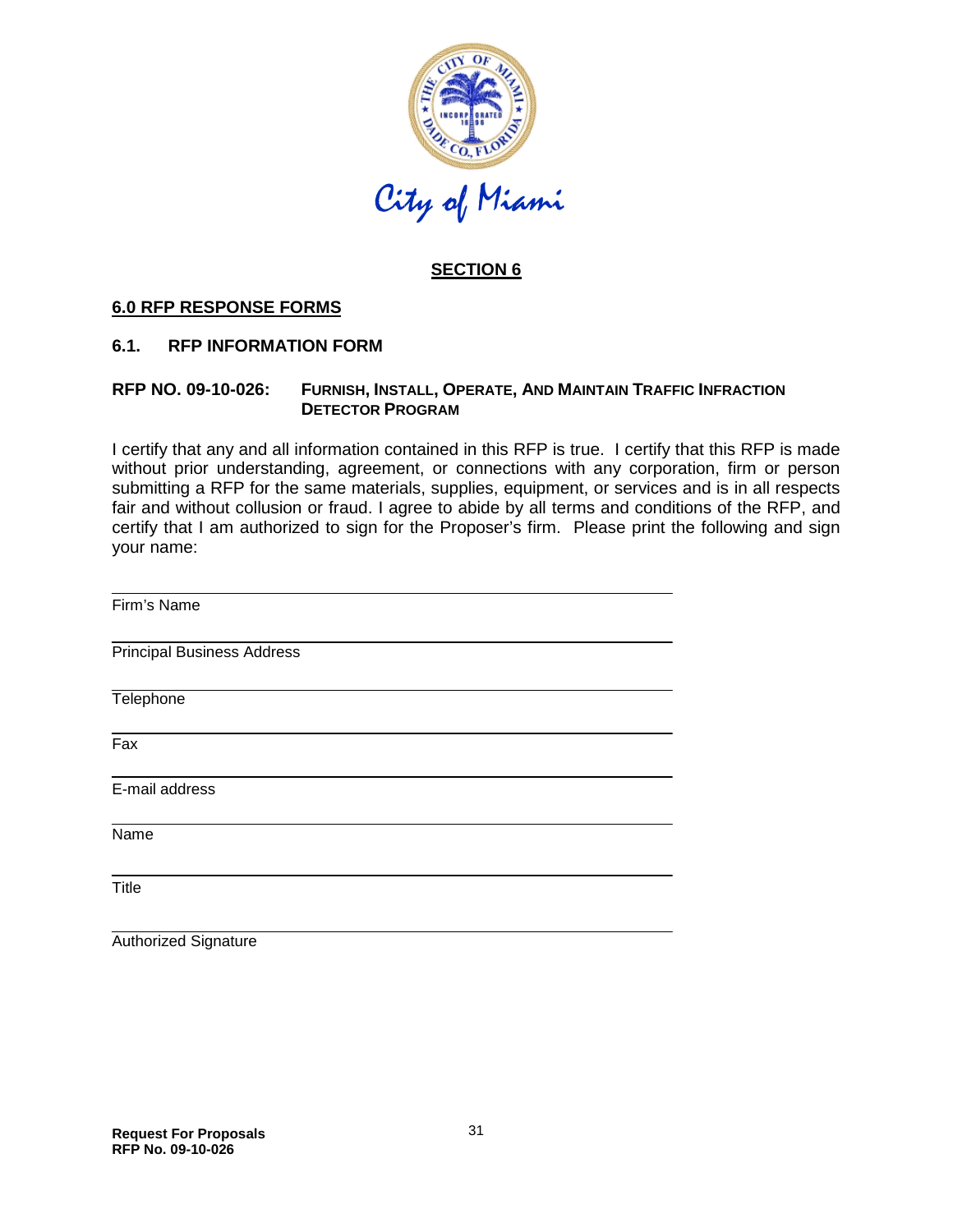City of Miami

## SECTION 6

### 6.0 RFP RESPONSE FORMS

### 6.1. RFP INFORMATION FORM

**RFP NO. 09-10-026: FURNISH, INSTALL, OPERATE, AND MAINTAIN TRAFFIC INFRACTION DETECTOR PROGRAM**

I certify that any and all information contained in this RFP is true. I certify that this RFP is made without prior understanding, agreement, or connections with any corporation, firm or person submitting a RFP for the same materials, supplies, equipment, or services and is in all respects fair and without collusion or fraud. I agree to abide by all terms and conditions of the RFP, and certify that I am authorized to sign for the Proposer's firm. Please print the following and sign your name:

______________________________________________
Firm's Name

______________________________________________
Principal Business Address

______________________________________________
Telephone

______________________________________________
Fax

______________________________________________
E-mail address

______________________________________________
Name

______________________________________________
Title

______________________________________________
Authorized Signature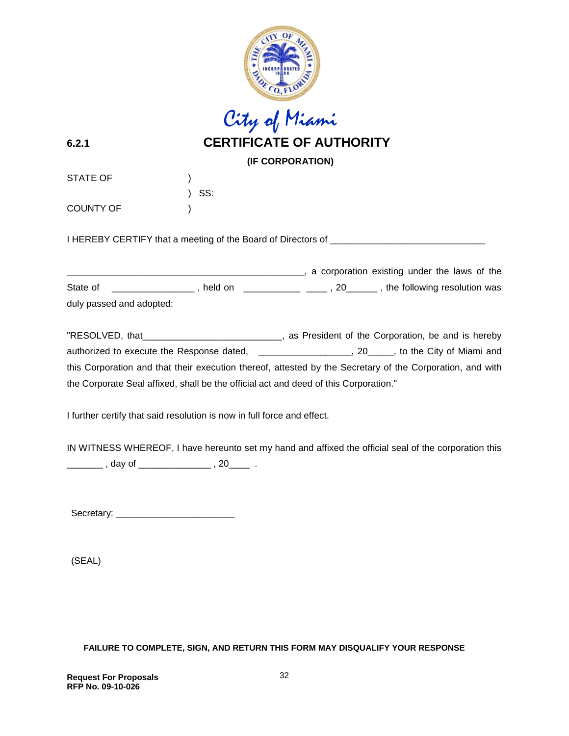City of Miami

**6.2.1**

# CERTIFICATE OF AUTHORITY

**(IF CORPORATION)**

STATE OF )
) SS:
COUNTY OF )

I HEREBY CERTIFY that a meeting of the Board of Directors of ______________________________

_______________________________________________, a corporation existing under the laws of the State of _______________ , held on ___________ ____ , 20______ , the following resolution was duly passed and adopted:

"RESOLVED, that___________________________, as President of the Corporation, be and is hereby authorized to execute the Response dated, _________________, 20_____, to the City of Miami and this Corporation and that their execution thereof, attested by the Secretary of the Corporation, and with the Corporate Seal affixed, shall be the official act and deed of this Corporation."

I further certify that said resolution is now in full force and effect.

IN WITNESS WHEREOF, I have hereunto set my hand and affixed the official seal of the corporation this _______ , day of ______________ , 20____ .

Secretary: ______________________

(SEAL)

**FAILURE TO COMPLETE, SIGN, AND RETURN THIS FORM MAY DISQUALIFY YOUR RESPONSE**

**Request For Proposals**
**RFP No. 09-10-026**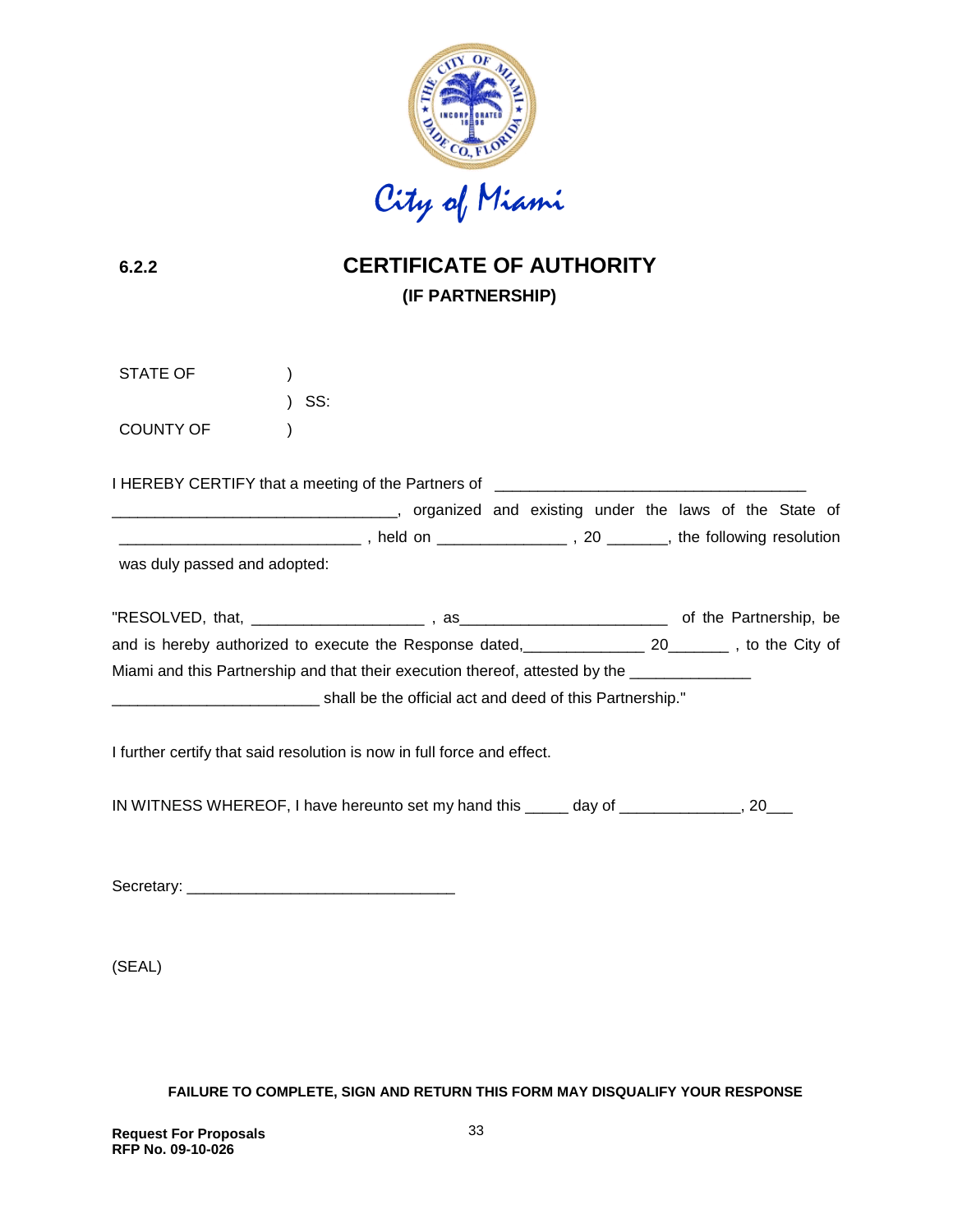City of Miami

**6.2.2**

# CERTIFICATE OF AUTHORITY

## (IF PARTNERSHIP)

STATE OF )

) SS:

COUNTY OF )

I HEREBY CERTIFY that a meeting of the Partners of ___________________________________ _________________________________, organized and existing under the laws of the State of ____________________________ , held on _______________ , 20 _______, the following resolution was duly passed and adopted:

"RESOLVED, that, ____________________ , as________________________ of the Partnership, be and is hereby authorized to execute the Response dated,______________ 20_______ , to the City of Miami and this Partnership and that their execution thereof, attested by the ______________ ________________________ shall be the official act and deed of this Partnership."

I further certify that said resolution is now in full force and effect.

IN WITNESS WHEREOF, I have hereunto set my hand this _____ day of ______________, 20___

Secretary: _______________________________

(SEAL)

**FAILURE TO COMPLETE, SIGN AND RETURN THIS FORM MAY DISQUALIFY YOUR RESPONSE**

**Request For Proposals**
**RFP No. 09-10-026**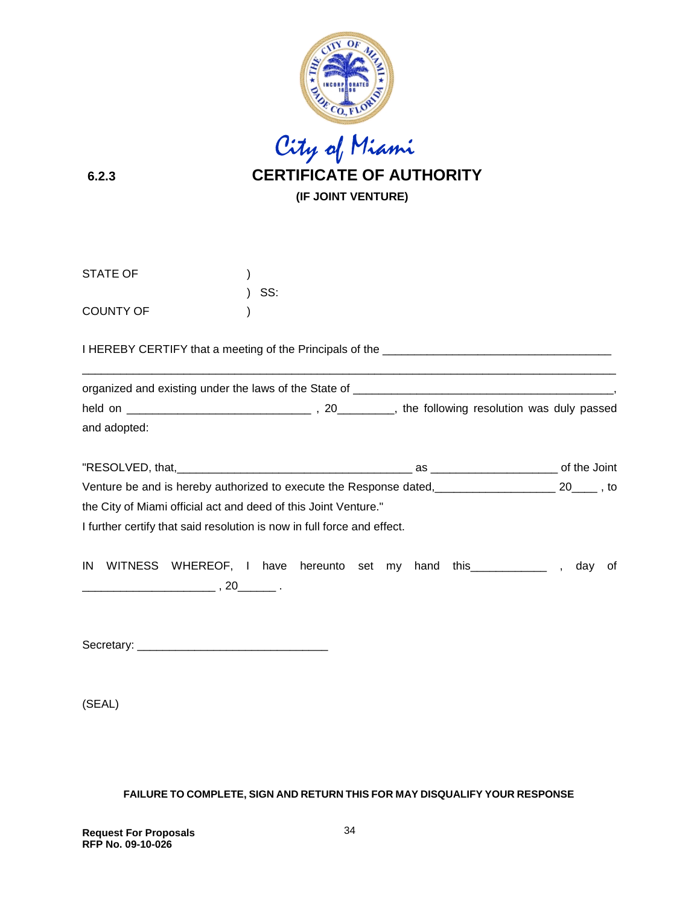City of Miami

6.2.3

# CERTIFICATE OF AUTHORITY

**(IF JOINT VENTURE)**

STATE OF )
) SS:
COUNTY OF )

I HEREBY CERTIFY that a meeting of the Principals of the ____________________________________
________________________________________________________________________________
organized and existing under the laws of the State of __________________________________________,
held on _____________________________ , 20_________, the following resolution was duly passed and adopted:

"RESOLVED, that,_____________________________________ as ___________________ of the Joint Venture be and is hereby authorized to execute the Response dated,___________________ 20____ , to the City of Miami official act and deed of this Joint Venture."

I further certify that said resolution is now in full force and effect.

IN WITNESS WHEREOF, I have hereunto set my hand this____________ , day of _____________________ , 20______ .

Secretary: ______________________________

(SEAL)

**FAILURE TO COMPLETE, SIGN AND RETURN THIS FOR MAY DISQUALIFY YOUR RESPONSE**

**Request For Proposals**
**RFP No. 09-10-026**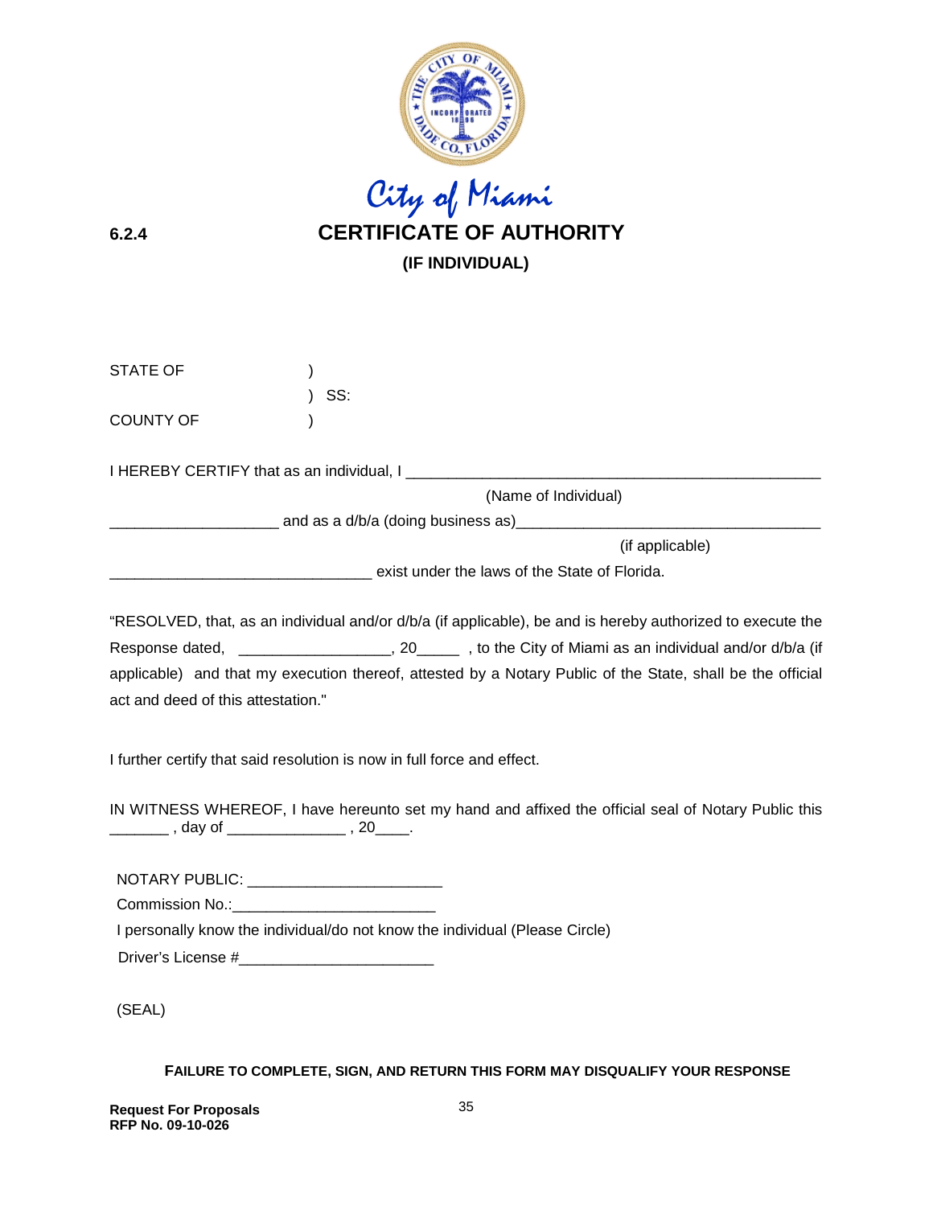City of Miami

**6.2.4**

# CERTIFICATE OF AUTHORITY

**(IF INDIVIDUAL)**

STATE OF )
) SS:
COUNTY OF )

I HEREBY CERTIFY that as an individual, I ___________________________________________________
(Name of Individual)
____________________ and as a d/b/a (doing business as)____________________________________
(if applicable)
_______________________________ exist under the laws of the State of Florida.

"RESOLVED, that, as an individual and/or d/b/a (if applicable), be and is hereby authorized to execute the Response dated, _________________, 20_____ , to the City of Miami as an individual and/or d/b/a (if applicable) and that my execution thereof, attested by a Notary Public of the State, shall be the official act and deed of this attestation."

I further certify that said resolution is now in full force and effect.

IN WITNESS WHEREOF, I have hereunto set my hand and affixed the official seal of Notary Public this _______ , day of ______________ , 20____.

NOTARY PUBLIC: ______________________

Commission No.:_______________________

I personally know the individual/do not know the individual (Please Circle)

Driver's License #______________________

(SEAL)

**FAILURE TO COMPLETE, SIGN, AND RETURN THIS FORM MAY DISQUALIFY YOUR RESPONSE**

**Request For Proposals**
**RFP No. 09-10-026**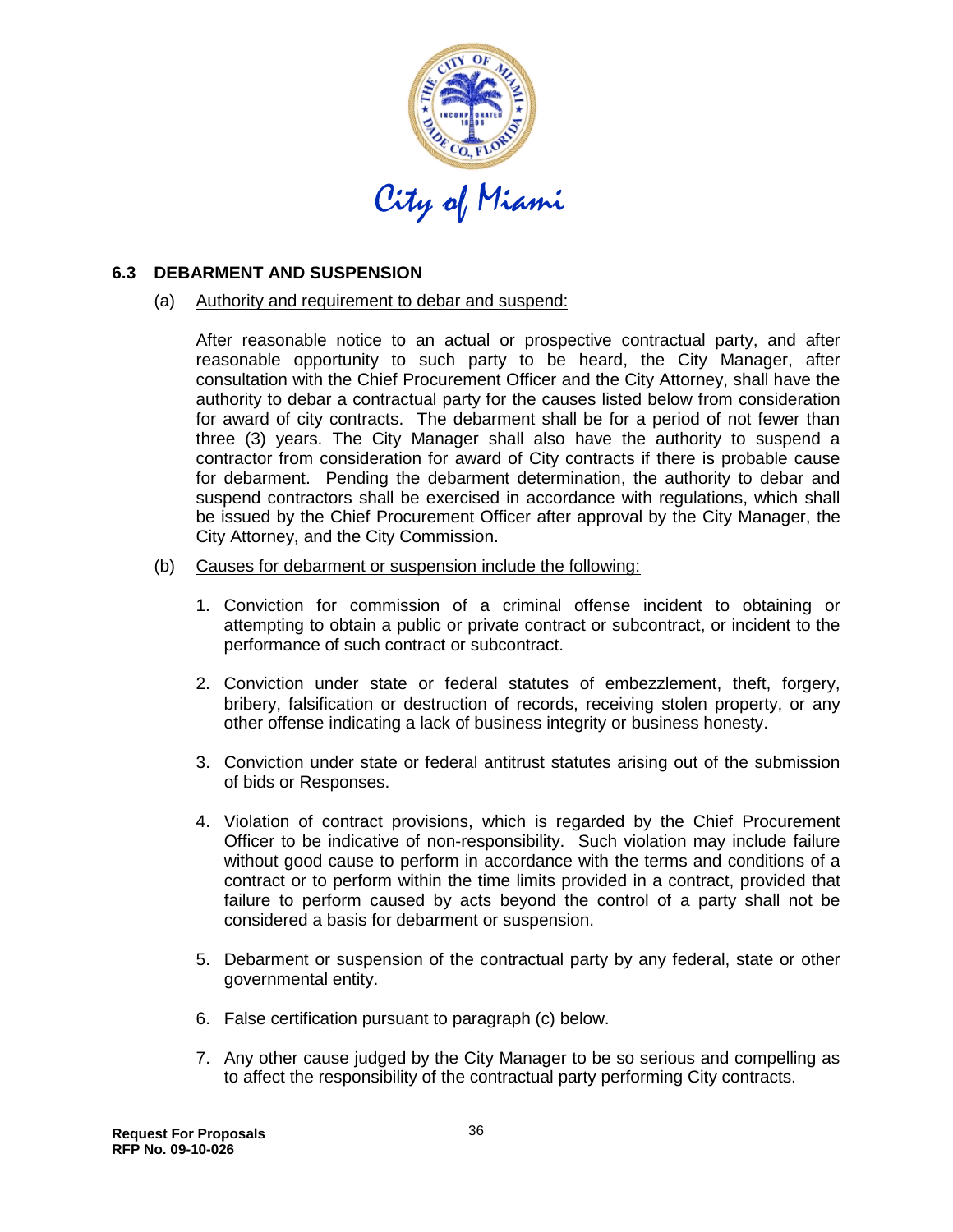### 6.3 DEBARMENT AND SUSPENSION

(a) Authority and requirement to debar and suspend:

After reasonable notice to an actual or prospective contractual party, and after reasonable opportunity to such party to be heard, the City Manager, after consultation with the Chief Procurement Officer and the City Attorney, shall have the authority to debar a contractual party for the causes listed below from consideration for award of city contracts. The debarment shall be for a period of not fewer than three (3) years. The City Manager shall also have the authority to suspend a contractor from consideration for award of City contracts if there is probable cause for debarment. Pending the debarment determination, the authority to debar and suspend contractors shall be exercised in accordance with regulations, which shall be issued by the Chief Procurement Officer after approval by the City Manager, the City Attorney, and the City Commission.

(b) Causes for debarment or suspension include the following:

1. Conviction for commission of a criminal offense incident to obtaining or attempting to obtain a public or private contract or subcontract, or incident to the performance of such contract or subcontract.

2. Conviction under state or federal statutes of embezzlement, theft, forgery, bribery, falsification or destruction of records, receiving stolen property, or any other offense indicating a lack of business integrity or business honesty.

3. Conviction under state or federal antitrust statutes arising out of the submission of bids or Responses.

4. Violation of contract provisions, which is regarded by the Chief Procurement Officer to be indicative of non-responsibility. Such violation may include failure without good cause to perform in accordance with the terms and conditions of a contract or to perform within the time limits provided in a contract, provided that failure to perform caused by acts beyond the control of a party shall not be considered a basis for debarment or suspension.

5. Debarment or suspension of the contractual party by any federal, state or other governmental entity.

6. False certification pursuant to paragraph (c) below.

7. Any other cause judged by the City Manager to be so serious and compelling as to affect the responsibility of the contractual party performing City contracts.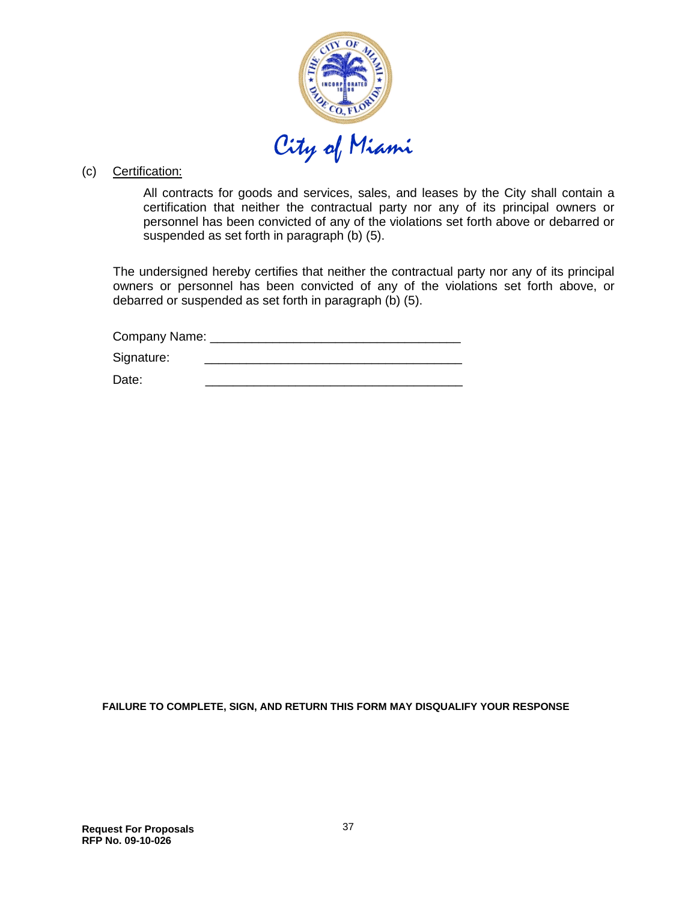City of Miami

(c) Certification:

All contracts for goods and services, sales, and leases by the City shall contain a certification that neither the contractual party nor any of its principal owners or personnel has been convicted of any of the violations set forth above or debarred or suspended as set forth in paragraph (b) (5).

The undersigned hereby certifies that neither the contractual party nor any of its principal owners or personnel has been convicted of any of the violations set forth above, or debarred or suspended as set forth in paragraph (b) (5).

Company Name: ___________________________________

Signature: ___________________________________

Date: ___________________________________

**FAILURE TO COMPLETE, SIGN, AND RETURN THIS FORM MAY DISQUALIFY YOUR RESPONSE**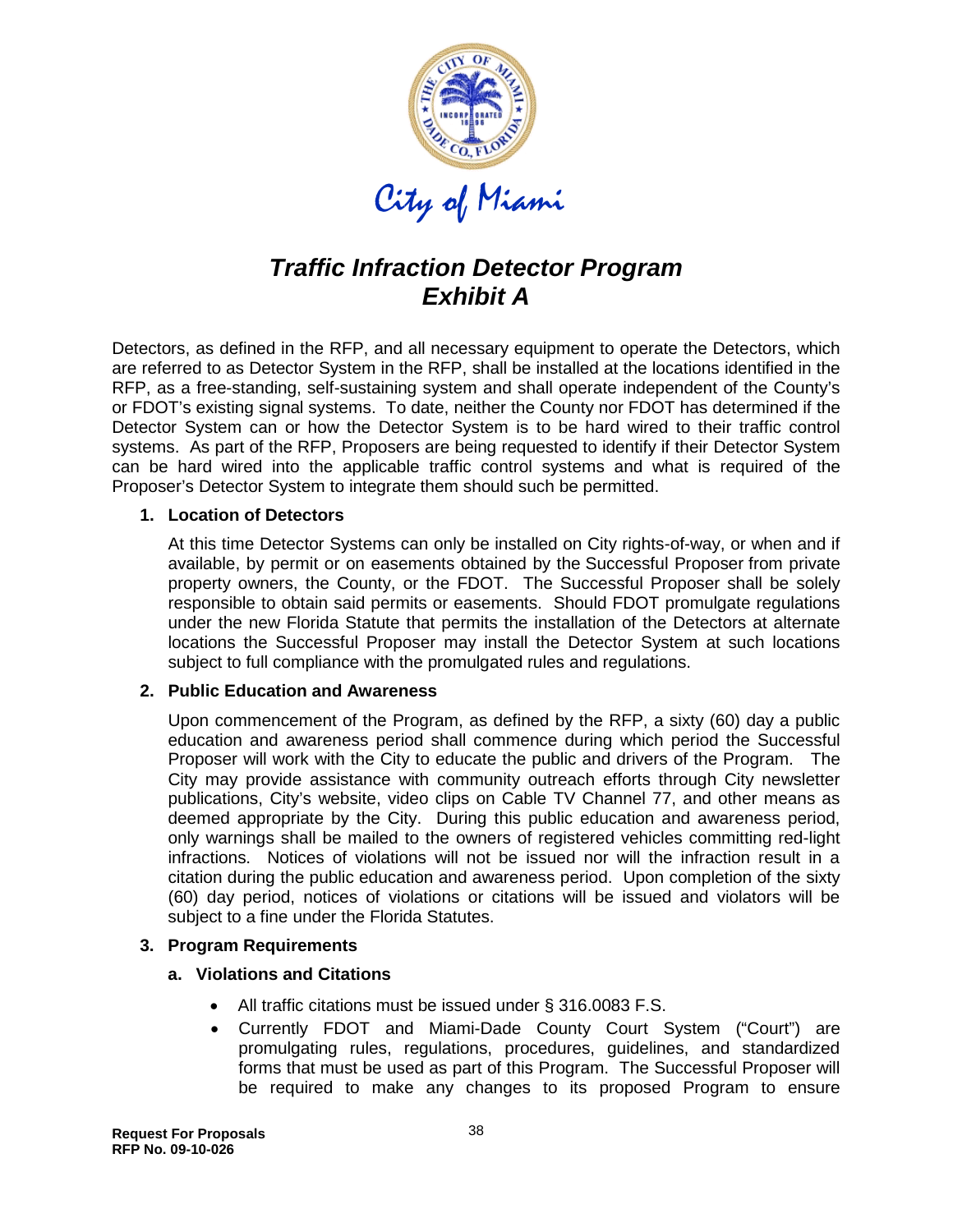City of Miami

# *Traffic Infraction Detector Program*
# *Exhibit A*

Detectors, as defined in the RFP, and all necessary equipment to operate the Detectors, which are referred to as Detector System in the RFP, shall be installed at the locations identified in the RFP, as a free-standing, self-sustaining system and shall operate independent of the County's or FDOT's existing signal systems. To date, neither the County nor FDOT has determined if the Detector System can or how the Detector System is to be hard wired to their traffic control systems. As part of the RFP, Proposers are being requested to identify if their Detector System can be hard wired into the applicable traffic control systems and what is required of the Proposer's Detector System to integrate them should such be permitted.

**1. Location of Detectors**

At this time Detector Systems can only be installed on City rights-of-way, or when and if available, by permit or on easements obtained by the Successful Proposer from private property owners, the County, or the FDOT. The Successful Proposer shall be solely responsible to obtain said permits or easements. Should FDOT promulgate regulations under the new Florida Statute that permits the installation of the Detectors at alternate locations the Successful Proposer may install the Detector System at such locations subject to full compliance with the promulgated rules and regulations.

**2. Public Education and Awareness**

Upon commencement of the Program, as defined by the RFP, a sixty (60) day a public education and awareness period shall commence during which period the Successful Proposer will work with the City to educate the public and drivers of the Program. The City may provide assistance with community outreach efforts through City newsletter publications, City's website, video clips on Cable TV Channel 77, and other means as deemed appropriate by the City. During this public education and awareness period, only warnings shall be mailed to the owners of registered vehicles committing red-light infractions. Notices of violations will not be issued nor will the infraction result in a citation during the public education and awareness period. Upon completion of the sixty (60) day period, notices of violations or citations will be issued and violators will be subject to a fine under the Florida Statutes.

**3. Program Requirements**

**a. Violations and Citations**

- All traffic citations must be issued under § 316.0083 F.S.
- Currently FDOT and Miami-Dade County Court System ("Court") are promulgating rules, regulations, procedures, guidelines, and standardized forms that must be used as part of this Program. The Successful Proposer will be required to make any changes to its proposed Program to ensure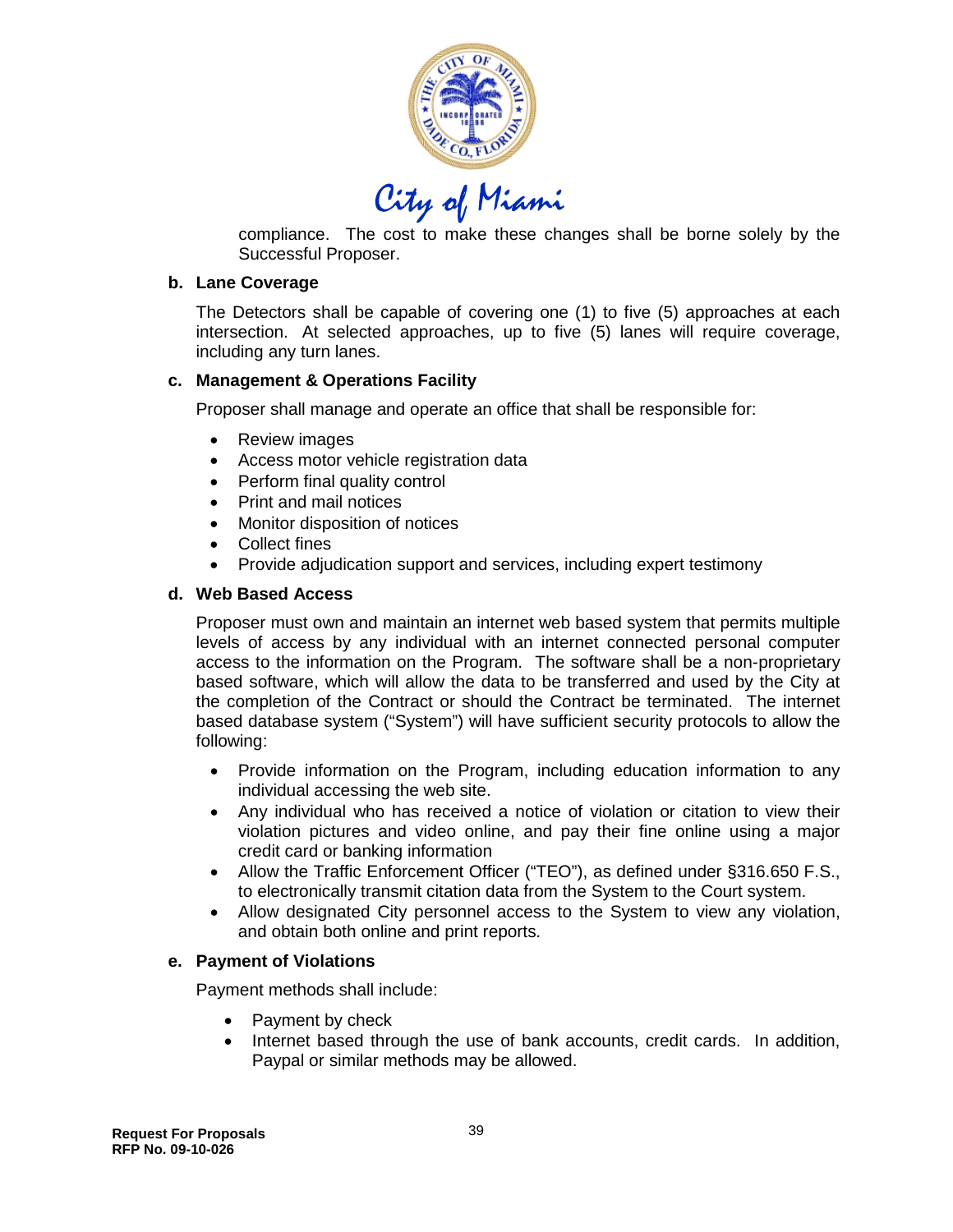compliance. The cost to make these changes shall be borne solely by the Successful Proposer.

**b. Lane Coverage**

The Detectors shall be capable of covering one (1) to five (5) approaches at each intersection. At selected approaches, up to five (5) lanes will require coverage, including any turn lanes.

**c. Management & Operations Facility**

Proposer shall manage and operate an office that shall be responsible for:

- Review images
- Access motor vehicle registration data
- Perform final quality control
- Print and mail notices
- Monitor disposition of notices
- Collect fines
- Provide adjudication support and services, including expert testimony

**d. Web Based Access**

Proposer must own and maintain an internet web based system that permits multiple levels of access by any individual with an internet connected personal computer access to the information on the Program. The software shall be a non-proprietary based software, which will allow the data to be transferred and used by the City at the completion of the Contract or should the Contract be terminated. The internet based database system ("System") will have sufficient security protocols to allow the following:

- Provide information on the Program, including education information to any individual accessing the web site.
- Any individual who has received a notice of violation or citation to view their violation pictures and video online, and pay their fine online using a major credit card or banking information
- Allow the Traffic Enforcement Officer ("TEO"), as defined under §316.650 F.S., to electronically transmit citation data from the System to the Court system.
- Allow designated City personnel access to the System to view any violation, and obtain both online and print reports.

**e. Payment of Violations**

Payment methods shall include:

- Payment by check
- Internet based through the use of bank accounts, credit cards. In addition, Paypal or similar methods may be allowed.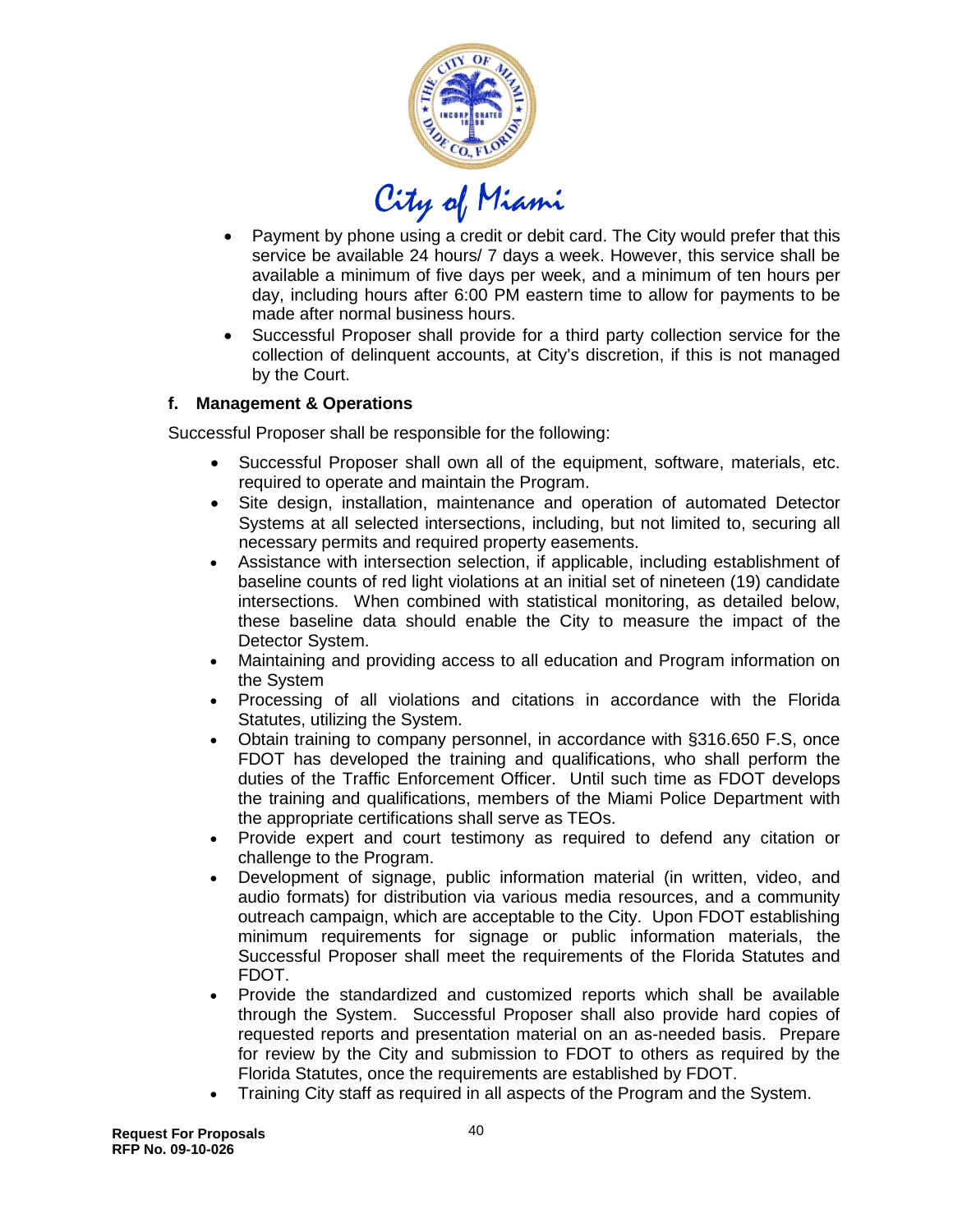- Payment by phone using a credit or debit card. The City would prefer that this service be available 24 hours/ 7 days a week. However, this service shall be available a minimum of five days per week, and a minimum of ten hours per day, including hours after 6:00 PM eastern time to allow for payments to be made after normal business hours.
- Successful Proposer shall provide for a third party collection service for the collection of delinquent accounts, at City's discretion, if this is not managed by the Court.

#### f. Management & Operations

Successful Proposer shall be responsible for the following:

- Successful Proposer shall own all of the equipment, software, materials, etc. required to operate and maintain the Program.
- Site design, installation, maintenance and operation of automated Detector Systems at all selected intersections, including, but not limited to, securing all necessary permits and required property easements.
- Assistance with intersection selection, if applicable, including establishment of baseline counts of red light violations at an initial set of nineteen (19) candidate intersections. When combined with statistical monitoring, as detailed below, these baseline data should enable the City to measure the impact of the Detector System.
- Maintaining and providing access to all education and Program information on the System
- Processing of all violations and citations in accordance with the Florida Statutes, utilizing the System.
- Obtain training to company personnel, in accordance with §316.650 F.S, once FDOT has developed the training and qualifications, who shall perform the duties of the Traffic Enforcement Officer. Until such time as FDOT develops the training and qualifications, members of the Miami Police Department with the appropriate certifications shall serve as TEOs.
- Provide expert and court testimony as required to defend any citation or challenge to the Program.
- Development of signage, public information material (in written, video, and audio formats) for distribution via various media resources, and a community outreach campaign, which are acceptable to the City. Upon FDOT establishing minimum requirements for signage or public information materials, the Successful Proposer shall meet the requirements of the Florida Statutes and FDOT.
- Provide the standardized and customized reports which shall be available through the System. Successful Proposer shall also provide hard copies of requested reports and presentation material on an as-needed basis. Prepare for review by the City and submission to FDOT to others as required by the Florida Statutes, once the requirements are established by FDOT.
- Training City staff as required in all aspects of the Program and the System.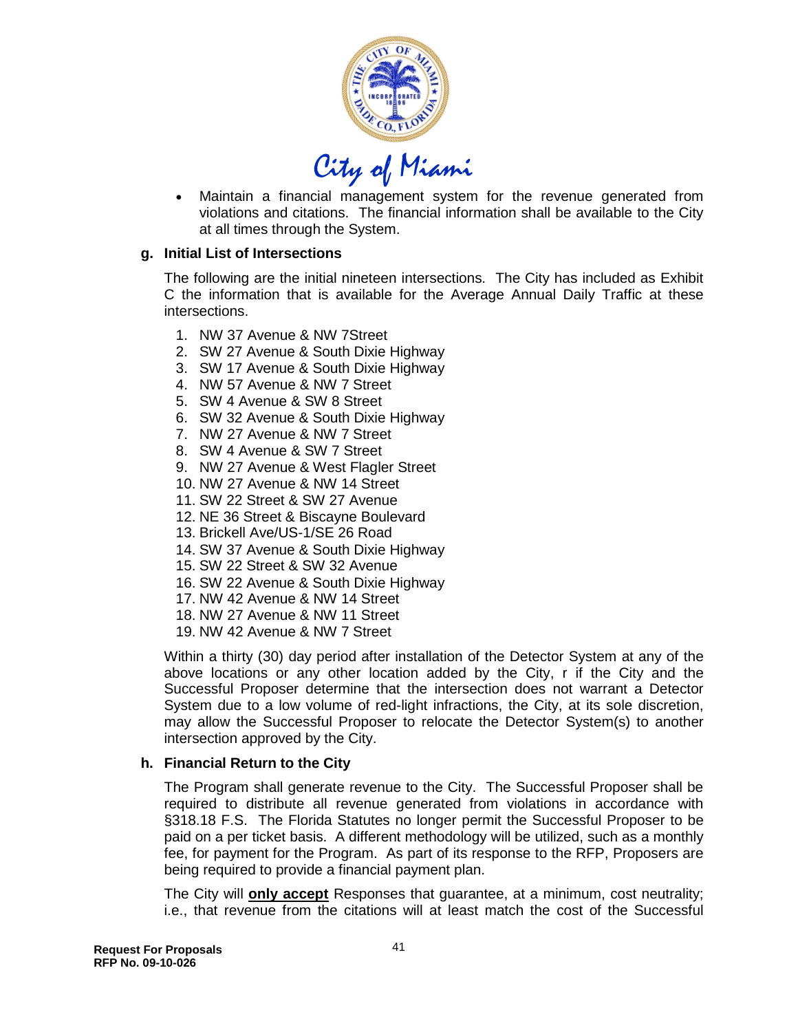- Maintain a financial management system for the revenue generated from violations and citations. The financial information shall be available to the City at all times through the System.

**g. Initial List of Intersections**

The following are the initial nineteen intersections. The City has included as Exhibit C the information that is available for the Average Annual Daily Traffic at these intersections.

1. NW 37 Avenue & NW 7Street
2. SW 27 Avenue & South Dixie Highway
3. SW 17 Avenue & South Dixie Highway
4. NW 57 Avenue & NW 7 Street
5. SW 4 Avenue & SW 8 Street
6. SW 32 Avenue & South Dixie Highway
7. NW 27 Avenue & NW 7 Street
8. SW 4 Avenue & SW 7 Street
9. NW 27 Avenue & West Flagler Street
10. NW 27 Avenue & NW 14 Street
11. SW 22 Street & SW 27 Avenue
12. NE 36 Street & Biscayne Boulevard
13. Brickell Ave/US-1/SE 26 Road
14. SW 37 Avenue & South Dixie Highway
15. SW 22 Street & SW 32 Avenue
16. SW 22 Avenue & South Dixie Highway
17. NW 42 Avenue & NW 14 Street
18. NW 27 Avenue & NW 11 Street
19. NW 42 Avenue & NW 7 Street

Within a thirty (30) day period after installation of the Detector System at any of the above locations or any other location added by the City, r if the City and the Successful Proposer determine that the intersection does not warrant a Detector System due to a low volume of red-light infractions, the City, at its sole discretion, may allow the Successful Proposer to relocate the Detector System(s) to another intersection approved by the City.

**h. Financial Return to the City**

The Program shall generate revenue to the City. The Successful Proposer shall be required to distribute all revenue generated from violations in accordance with §318.18 F.S. The Florida Statutes no longer permit the Successful Proposer to be paid on a per ticket basis. A different methodology will be utilized, such as a monthly fee, for payment for the Program. As part of its response to the RFP, Proposers are being required to provide a financial payment plan.

The City will **only accept** Responses that guarantee, at a minimum, cost neutrality; i.e., that revenue from the citations will at least match the cost of the Successful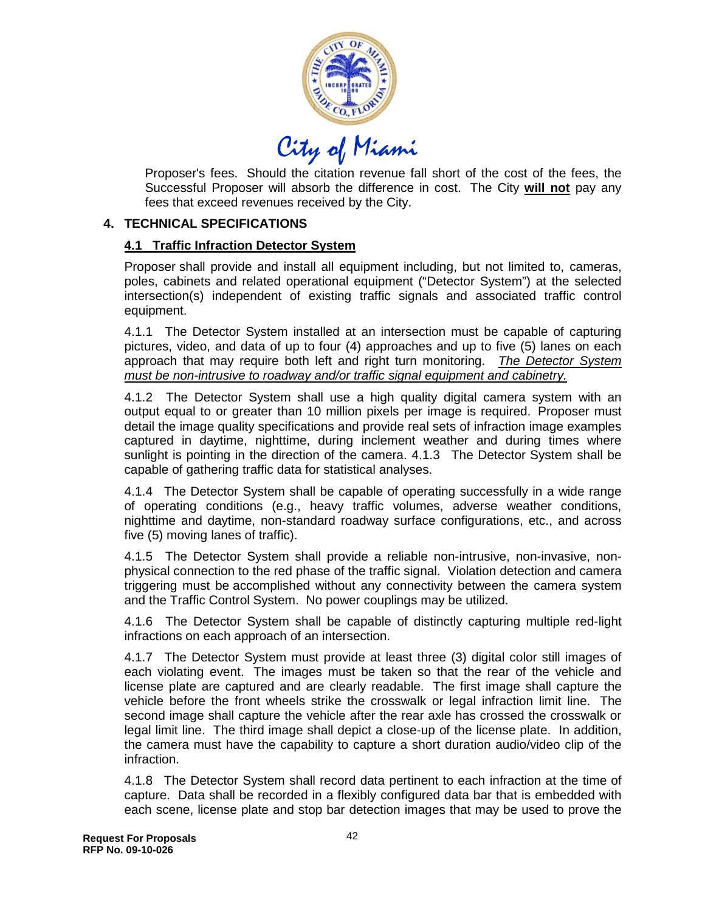Proposer's fees. Should the citation revenue fall short of the cost of the fees, the Successful Proposer will absorb the difference in cost. The City **will not** pay any fees that exceed revenues received by the City.

## 4. TECHNICAL SPECIFICATIONS

### 4.1 Traffic Infraction Detector System

Proposer shall provide and install all equipment including, but not limited to, cameras, poles, cabinets and related operational equipment ("Detector System") at the selected intersection(s) independent of existing traffic signals and associated traffic control equipment.

4.1.1 The Detector System installed at an intersection must be capable of capturing pictures, video, and data of up to four (4) approaches and up to five (5) lanes on each approach that may require both left and right turn monitoring. *The Detector System must be non-intrusive to roadway and/or traffic signal equipment and cabinetry.*

4.1.2 The Detector System shall use a high quality digital camera system with an output equal to or greater than 10 million pixels per image is required. Proposer must detail the image quality specifications and provide real sets of infraction image examples captured in daytime, nighttime, during inclement weather and during times where sunlight is pointing in the direction of the camera. 4.1.3 The Detector System shall be capable of gathering traffic data for statistical analyses.

4.1.4 The Detector System shall be capable of operating successfully in a wide range of operating conditions (e.g., heavy traffic volumes, adverse weather conditions, nighttime and daytime, non-standard roadway surface configurations, etc., and across five (5) moving lanes of traffic).

4.1.5 The Detector System shall provide a reliable non-intrusive, non-invasive, non-physical connection to the red phase of the traffic signal. Violation detection and camera triggering must be accomplished without any connectivity between the camera system and the Traffic Control System. No power couplings may be utilized.

4.1.6 The Detector System shall be capable of distinctly capturing multiple red-light infractions on each approach of an intersection.

4.1.7 The Detector System must provide at least three (3) digital color still images of each violating event. The images must be taken so that the rear of the vehicle and license plate are captured and are clearly readable. The first image shall capture the vehicle before the front wheels strike the crosswalk or legal infraction limit line. The second image shall capture the vehicle after the rear axle has crossed the crosswalk or legal limit line. The third image shall depict a close-up of the license plate. In addition, the camera must have the capability to capture a short duration audio/video clip of the infraction.

4.1.8 The Detector System shall record data pertinent to each infraction at the time of capture. Data shall be recorded in a flexibly configured data bar that is embedded with each scene, license plate and stop bar detection images that may be used to prove the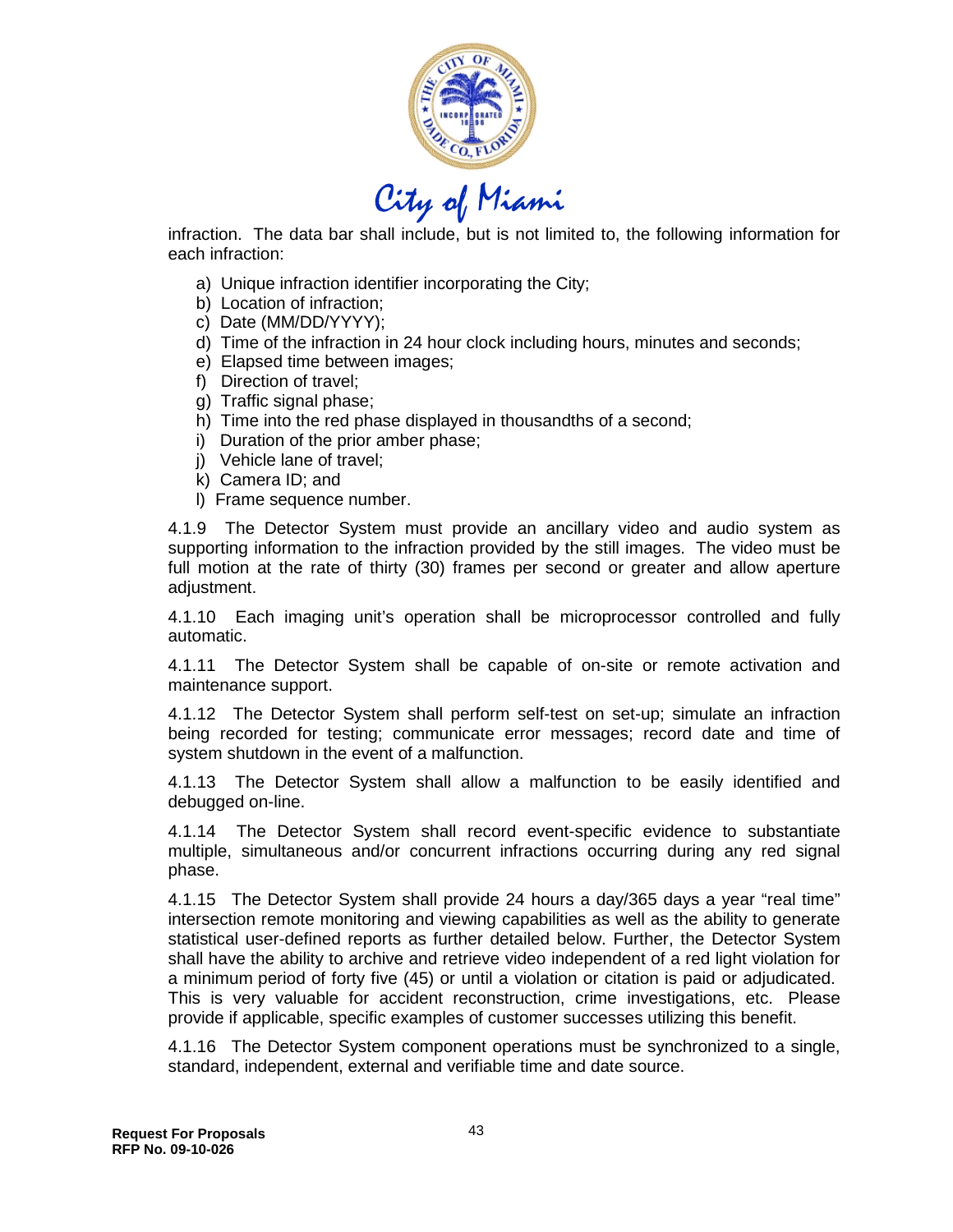infraction. The data bar shall include, but is not limited to, the following information for each infraction:

a) Unique infraction identifier incorporating the City;
b) Location of infraction;
c) Date (MM/DD/YYYY);
d) Time of the infraction in 24 hour clock including hours, minutes and seconds;
e) Elapsed time between images;
f) Direction of travel;
g) Traffic signal phase;
h) Time into the red phase displayed in thousandths of a second;
i) Duration of the prior amber phase;
j) Vehicle lane of travel;
k) Camera ID; and
l) Frame sequence number.

4.1.9 The Detector System must provide an ancillary video and audio system as supporting information to the infraction provided by the still images. The video must be full motion at the rate of thirty (30) frames per second or greater and allow aperture adjustment.

4.1.10 Each imaging unit's operation shall be microprocessor controlled and fully automatic.

4.1.11 The Detector System shall be capable of on-site or remote activation and maintenance support.

4.1.12 The Detector System shall perform self-test on set-up; simulate an infraction being recorded for testing; communicate error messages; record date and time of system shutdown in the event of a malfunction.

4.1.13 The Detector System shall allow a malfunction to be easily identified and debugged on-line.

4.1.14 The Detector System shall record event-specific evidence to substantiate multiple, simultaneous and/or concurrent infractions occurring during any red signal phase.

4.1.15 The Detector System shall provide 24 hours a day/365 days a year "real time" intersection remote monitoring and viewing capabilities as well as the ability to generate statistical user-defined reports as further detailed below. Further, the Detector System shall have the ability to archive and retrieve video independent of a red light violation for a minimum period of forty five (45) or until a violation or citation is paid or adjudicated. This is very valuable for accident reconstruction, crime investigations, etc. Please provide if applicable, specific examples of customer successes utilizing this benefit.

4.1.16 The Detector System component operations must be synchronized to a single, standard, independent, external and verifiable time and date source.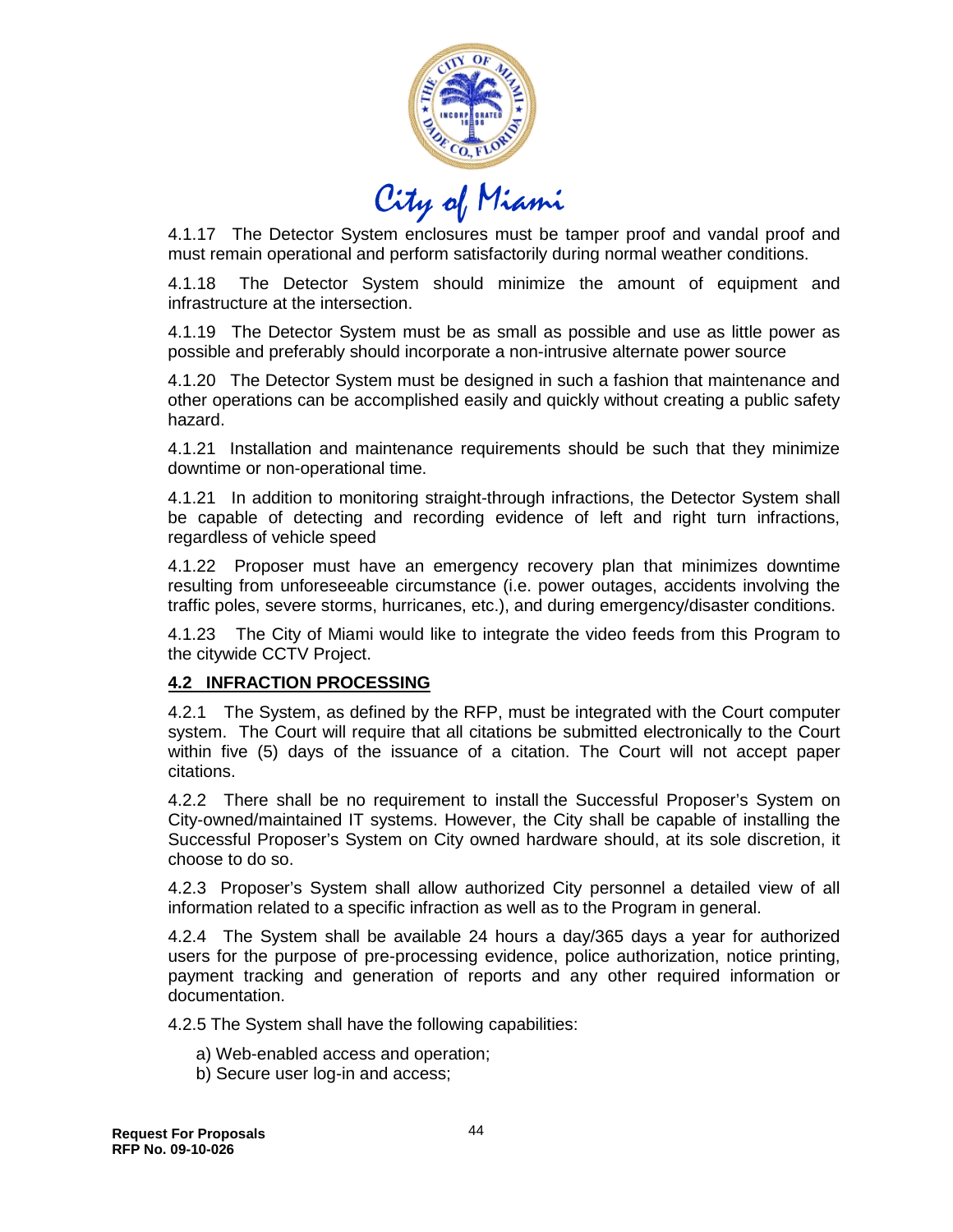4.1.17 The Detector System enclosures must be tamper proof and vandal proof and must remain operational and perform satisfactorily during normal weather conditions.

4.1.18 The Detector System should minimize the amount of equipment and infrastructure at the intersection.

4.1.19 The Detector System must be as small as possible and use as little power as possible and preferably should incorporate a non-intrusive alternate power source

4.1.20 The Detector System must be designed in such a fashion that maintenance and other operations can be accomplished easily and quickly without creating a public safety hazard.

4.1.21 Installation and maintenance requirements should be such that they minimize downtime or non-operational time.

4.1.21 In addition to monitoring straight-through infractions, the Detector System shall be capable of detecting and recording evidence of left and right turn infractions, regardless of vehicle speed

4.1.22 Proposer must have an emergency recovery plan that minimizes downtime resulting from unforeseeable circumstance (i.e. power outages, accidents involving the traffic poles, severe storms, hurricanes, etc.), and during emergency/disaster conditions.

4.1.23 The City of Miami would like to integrate the video feeds from this Program to the citywide CCTV Project.

## 4.2 INFRACTION PROCESSING

4.2.1 The System, as defined by the RFP, must be integrated with the Court computer system. The Court will require that all citations be submitted electronically to the Court within five (5) days of the issuance of a citation. The Court will not accept paper citations.

4.2.2 There shall be no requirement to install the Successful Proposer's System on City-owned/maintained IT systems. However, the City shall be capable of installing the Successful Proposer's System on City owned hardware should, at its sole discretion, it choose to do so.

4.2.3 Proposer's System shall allow authorized City personnel a detailed view of all information related to a specific infraction as well as to the Program in general.

4.2.4 The System shall be available 24 hours a day/365 days a year for authorized users for the purpose of pre-processing evidence, police authorization, notice printing, payment tracking and generation of reports and any other required information or documentation.

4.2.5 The System shall have the following capabilities:

a) Web-enabled access and operation;
b) Secure user log-in and access;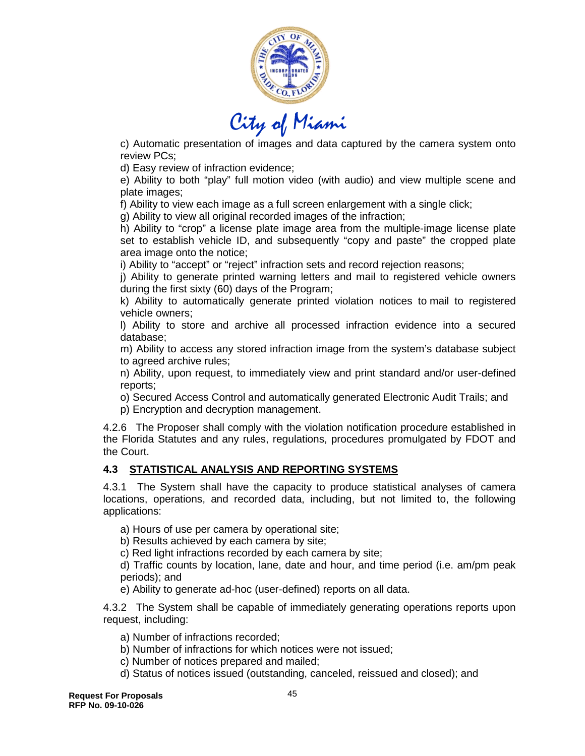c) Automatic presentation of images and data captured by the camera system onto review PCs;

d) Easy review of infraction evidence;

e) Ability to both "play" full motion video (with audio) and view multiple scene and plate images;

f) Ability to view each image as a full screen enlargement with a single click;

g) Ability to view all original recorded images of the infraction;

h) Ability to "crop" a license plate image area from the multiple-image license plate set to establish vehicle ID, and subsequently "copy and paste" the cropped plate area image onto the notice;

i) Ability to "accept" or "reject" infraction sets and record rejection reasons;

j) Ability to generate printed warning letters and mail to registered vehicle owners during the first sixty (60) days of the Program;

k) Ability to automatically generate printed violation notices to mail to registered vehicle owners;

l) Ability to store and archive all processed infraction evidence into a secured database;

m) Ability to access any stored infraction image from the system's database subject to agreed archive rules;

n) Ability, upon request, to immediately view and print standard and/or user-defined reports;

o) Secured Access Control and automatically generated Electronic Audit Trails; and

p) Encryption and decryption management.

4.2.6 The Proposer shall comply with the violation notification procedure established in the Florida Statutes and any rules, regulations, procedures promulgated by FDOT and the Court.

## 4.3 STATISTICAL ANALYSIS AND REPORTING SYSTEMS

4.3.1 The System shall have the capacity to produce statistical analyses of camera locations, operations, and recorded data, including, but not limited to, the following applications:

a) Hours of use per camera by operational site;

b) Results achieved by each camera by site;

c) Red light infractions recorded by each camera by site;

d) Traffic counts by location, lane, date and hour, and time period (i.e. am/pm peak periods); and

e) Ability to generate ad-hoc (user-defined) reports on all data.

4.3.2 The System shall be capable of immediately generating operations reports upon request, including:

a) Number of infractions recorded;

b) Number of infractions for which notices were not issued;

c) Number of notices prepared and mailed;

d) Status of notices issued (outstanding, canceled, reissued and closed); and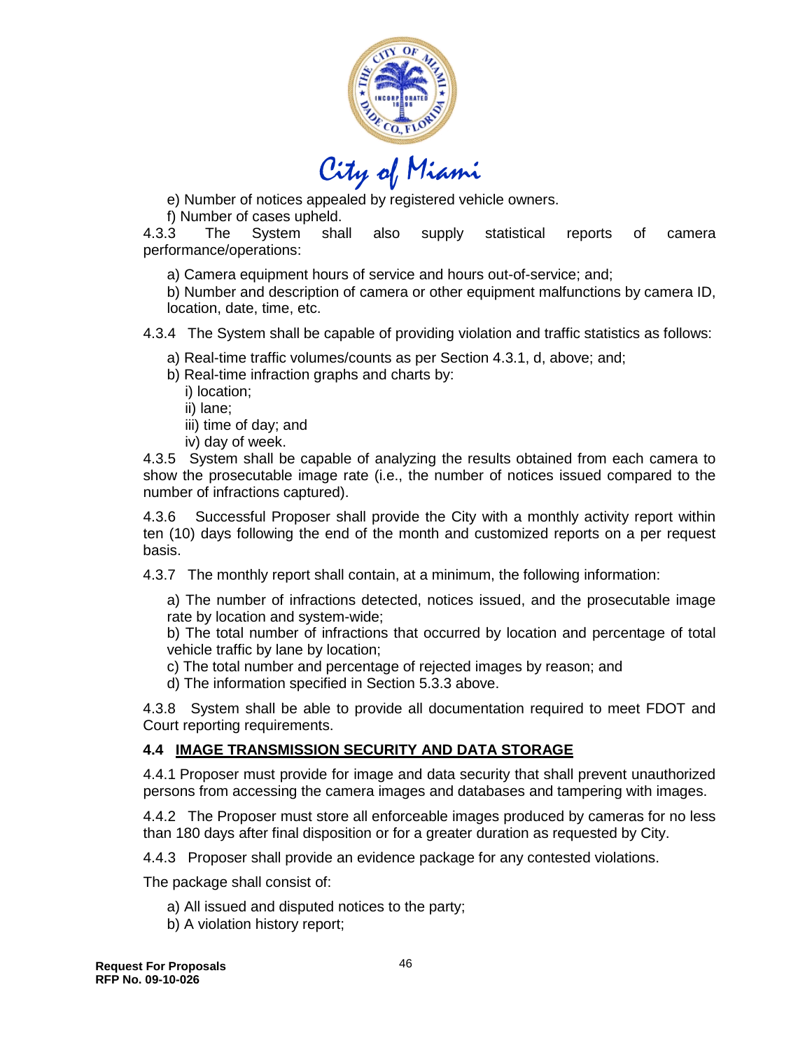e) Number of notices appealed by registered vehicle owners.

f) Number of cases upheld.

4.3.3 The System shall also supply statistical reports of camera performance/operations:

a) Camera equipment hours of service and hours out-of-service; and;

b) Number and description of camera or other equipment malfunctions by camera ID, location, date, time, etc.

4.3.4 The System shall be capable of providing violation and traffic statistics as follows:

a) Real-time traffic volumes/counts as per Section 4.3.1, d, above; and;

b) Real-time infraction graphs and charts by:

i) location;

ii) lane;

iii) time of day; and

iv) day of week.

4.3.5 System shall be capable of analyzing the results obtained from each camera to show the prosecutable image rate (i.e., the number of notices issued compared to the number of infractions captured).

4.3.6 Successful Proposer shall provide the City with a monthly activity report within ten (10) days following the end of the month and customized reports on a per request basis.

4.3.7 The monthly report shall contain, at a minimum, the following information:

a) The number of infractions detected, notices issued, and the prosecutable image rate by location and system-wide;

b) The total number of infractions that occurred by location and percentage of total vehicle traffic by lane by location;

c) The total number and percentage of rejected images by reason; and

d) The information specified in Section 5.3.3 above.

4.3.8 System shall be able to provide all documentation required to meet FDOT and Court reporting requirements.

### 4.4 IMAGE TRANSMISSION SECURITY AND DATA STORAGE

4.4.1 Proposer must provide for image and data security that shall prevent unauthorized persons from accessing the camera images and databases and tampering with images.

4.4.2 The Proposer must store all enforceable images produced by cameras for no less than 180 days after final disposition or for a greater duration as requested by City.

4.4.3 Proposer shall provide an evidence package for any contested violations.

The package shall consist of:

a) All issued and disputed notices to the party;

b) A violation history report;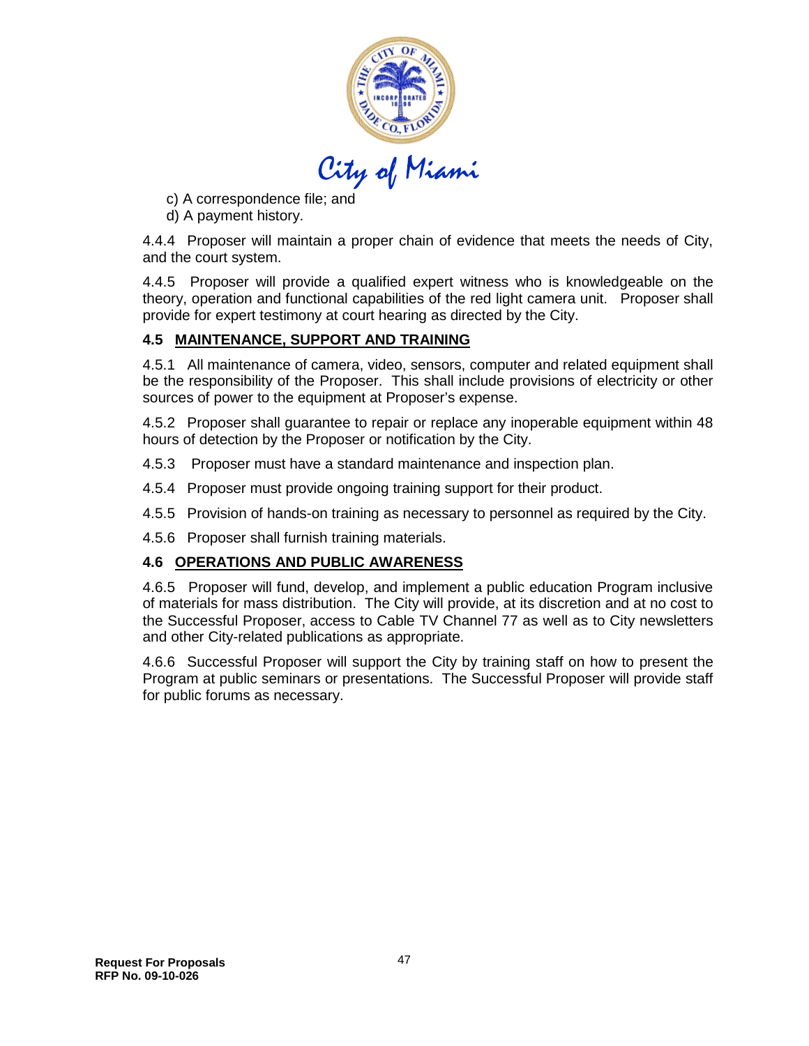c) A correspondence file; and

d) A payment history.

4.4.4 Proposer will maintain a proper chain of evidence that meets the needs of City, and the court system.

4.4.5 Proposer will provide a qualified expert witness who is knowledgeable on the theory, operation and functional capabilities of the red light camera unit. Proposer shall provide for expert testimony at court hearing as directed by the City.

### 4.5 MAINTENANCE, SUPPORT AND TRAINING

4.5.1 All maintenance of camera, video, sensors, computer and related equipment shall be the responsibility of the Proposer. This shall include provisions of electricity or other sources of power to the equipment at Proposer's expense.

4.5.2 Proposer shall guarantee to repair or replace any inoperable equipment within 48 hours of detection by the Proposer or notification by the City.

4.5.3 Proposer must have a standard maintenance and inspection plan.

4.5.4 Proposer must provide ongoing training support for their product.

4.5.5 Provision of hands-on training as necessary to personnel as required by the City.

4.5.6 Proposer shall furnish training materials.

### 4.6 OPERATIONS AND PUBLIC AWARENESS

4.6.5 Proposer will fund, develop, and implement a public education Program inclusive of materials for mass distribution. The City will provide, at its discretion and at no cost to the Successful Proposer, access to Cable TV Channel 77 as well as to City newsletters and other City-related publications as appropriate.

4.6.6 Successful Proposer will support the City by training staff on how to present the Program at public seminars or presentations. The Successful Proposer will provide staff for public forums as necessary.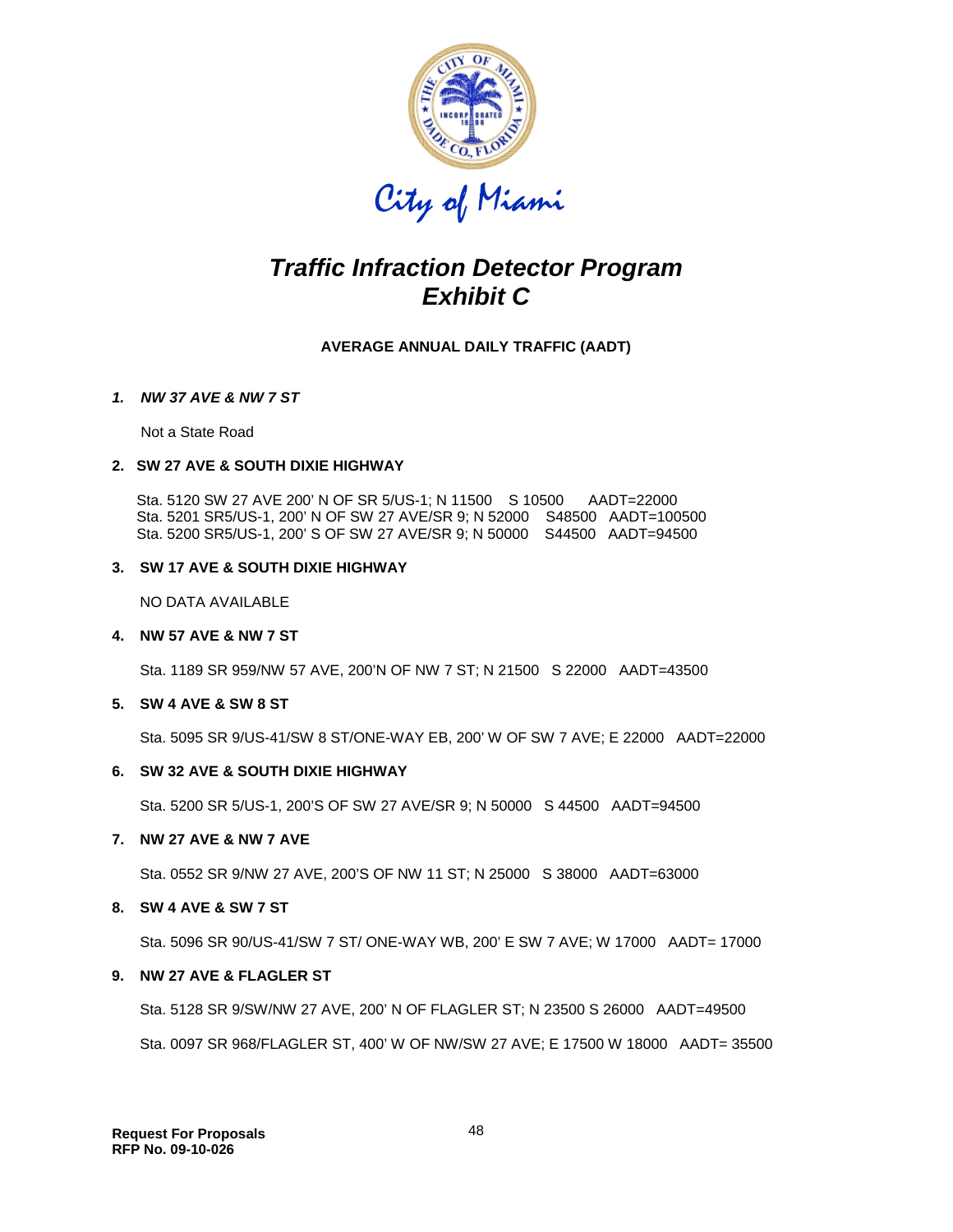City of Miami

# *Traffic Infraction Detector Program*
# *Exhibit C*

**AVERAGE ANNUAL DAILY TRAFFIC (AADT)**

***1. NW 37 AVE & NW 7 ST***

Not a State Road

**2. SW 27 AVE & SOUTH DIXIE HIGHWAY**

Sta. 5120 SW 27 AVE 200' N OF SR 5/US-1; N 11500 S 10500 AADT=22000
Sta. 5201 SR5/US-1, 200' N OF SW 27 AVE/SR 9; N 52000 S48500 AADT=100500
Sta. 5200 SR5/US-1, 200' S OF SW 27 AVE/SR 9; N 50000 S44500 AADT=94500

**3. SW 17 AVE & SOUTH DIXIE HIGHWAY**

NO DATA AVAILABLE

**4. NW 57 AVE & NW 7 ST**

Sta. 1189 SR 959/NW 57 AVE, 200'N OF NW 7 ST; N 21500 S 22000 AADT=43500

**5. SW 4 AVE & SW 8 ST**

Sta. 5095 SR 9/US-41/SW 8 ST/ONE-WAY EB, 200' W OF SW 7 AVE; E 22000 AADT=22000

**6. SW 32 AVE & SOUTH DIXIE HIGHWAY**

Sta. 5200 SR 5/US-1, 200'S OF SW 27 AVE/SR 9; N 50000 S 44500 AADT=94500

**7. NW 27 AVE & NW 7 AVE**

Sta. 0552 SR 9/NW 27 AVE, 200'S OF NW 11 ST; N 25000 S 38000 AADT=63000

**8. SW 4 AVE & SW 7 ST**

Sta. 5096 SR 90/US-41/SW 7 ST/ ONE-WAY WB, 200' E SW 7 AVE; W 17000 AADT= 17000

**9. NW 27 AVE & FLAGLER ST**

Sta. 5128 SR 9/SW/NW 27 AVE, 200' N OF FLAGLER ST; N 23500 S 26000 AADT=49500

Sta. 0097 SR 968/FLAGLER ST, 400' W OF NW/SW 27 AVE; E 17500 W 18000 AADT= 35500

**Request For Proposals**
**RFP No. 09-10-026**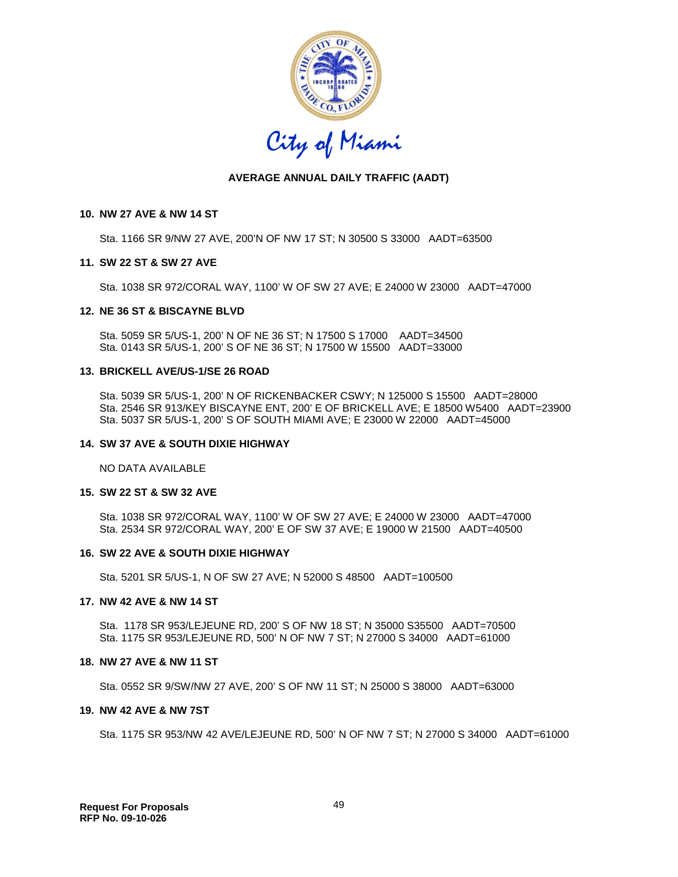City of Miami

## AVERAGE ANNUAL DAILY TRAFFIC (AADT)

**10. NW 27 AVE & NW 14 ST**

Sta. 1166 SR 9/NW 27 AVE, 200'N OF NW 17 ST; N 30500 S 33000 AADT=63500

**11. SW 22 ST & SW 27 AVE**

Sta. 1038 SR 972/CORAL WAY, 1100' W OF SW 27 AVE; E 24000 W 23000 AADT=47000

**12. NE 36 ST & BISCAYNE BLVD**

Sta. 5059 SR 5/US-1, 200' N OF NE 36 ST; N 17500 S 17000 AADT=34500
Sta. 0143 SR 5/US-1, 200' S OF NE 36 ST; N 17500 W 15500 AADT=33000

**13. BRICKELL AVE/US-1/SE 26 ROAD**

Sta. 5039 SR 5/US-1, 200' N OF RICKENBACKER CSWY; N 125000 S 15500 AADT=28000
Sta. 2546 SR 913/KEY BISCAYNE ENT, 200' E OF BRICKELL AVE; E 18500 W5400 AADT=23900
Sta. 5037 SR 5/US-1, 200' S OF SOUTH MIAMI AVE; E 23000 W 22000 AADT=45000

**14. SW 37 AVE & SOUTH DIXIE HIGHWAY**

NO DATA AVAILABLE

**15. SW 22 ST & SW 32 AVE**

Sta. 1038 SR 972/CORAL WAY, 1100' W OF SW 27 AVE; E 24000 W 23000 AADT=47000
Sta. 2534 SR 972/CORAL WAY, 200' E OF SW 37 AVE; E 19000 W 21500 AADT=40500

**16. SW 22 AVE & SOUTH DIXIE HIGHWAY**

Sta. 5201 SR 5/US-1, N OF SW 27 AVE; N 52000 S 48500 AADT=100500

**17. NW 42 AVE & NW 14 ST**

Sta. 1178 SR 953/LEJEUNE RD, 200' S OF NW 18 ST; N 35000 S35500 AADT=70500
Sta. 1175 SR 953/LEJEUNE RD, 500' N OF NW 7 ST; N 27000 S 34000 AADT=61000

**18. NW 27 AVE & NW 11 ST**

Sta. 0552 SR 9/SW/NW 27 AVE, 200' S OF NW 11 ST; N 25000 S 38000 AADT=63000

**19. NW 42 AVE & NW 7ST**

Sta. 1175 SR 953/NW 42 AVE/LEJEUNE RD, 500' N OF NW 7 ST; N 27000 S 34000 AADT=61000

**Request For Proposals**
**RFP No. 09-10-026**